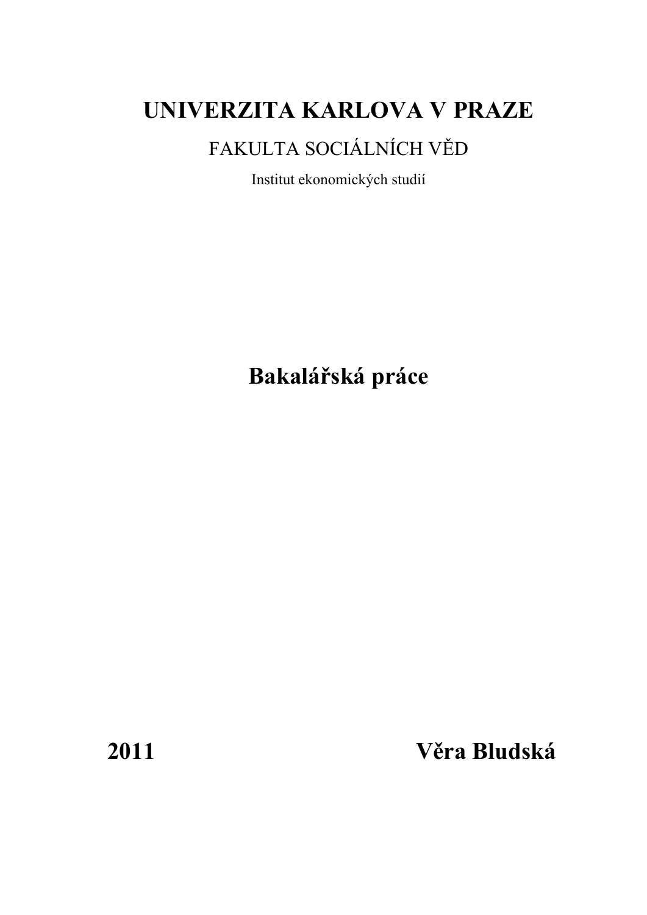# UNIVERZITA KARLOVA V PRAZE

FAKULTA SOCIÁLNÍCH VĚD

Institut ekonomických studií

## Bakalářská práce

**2011** **Věra Bludská**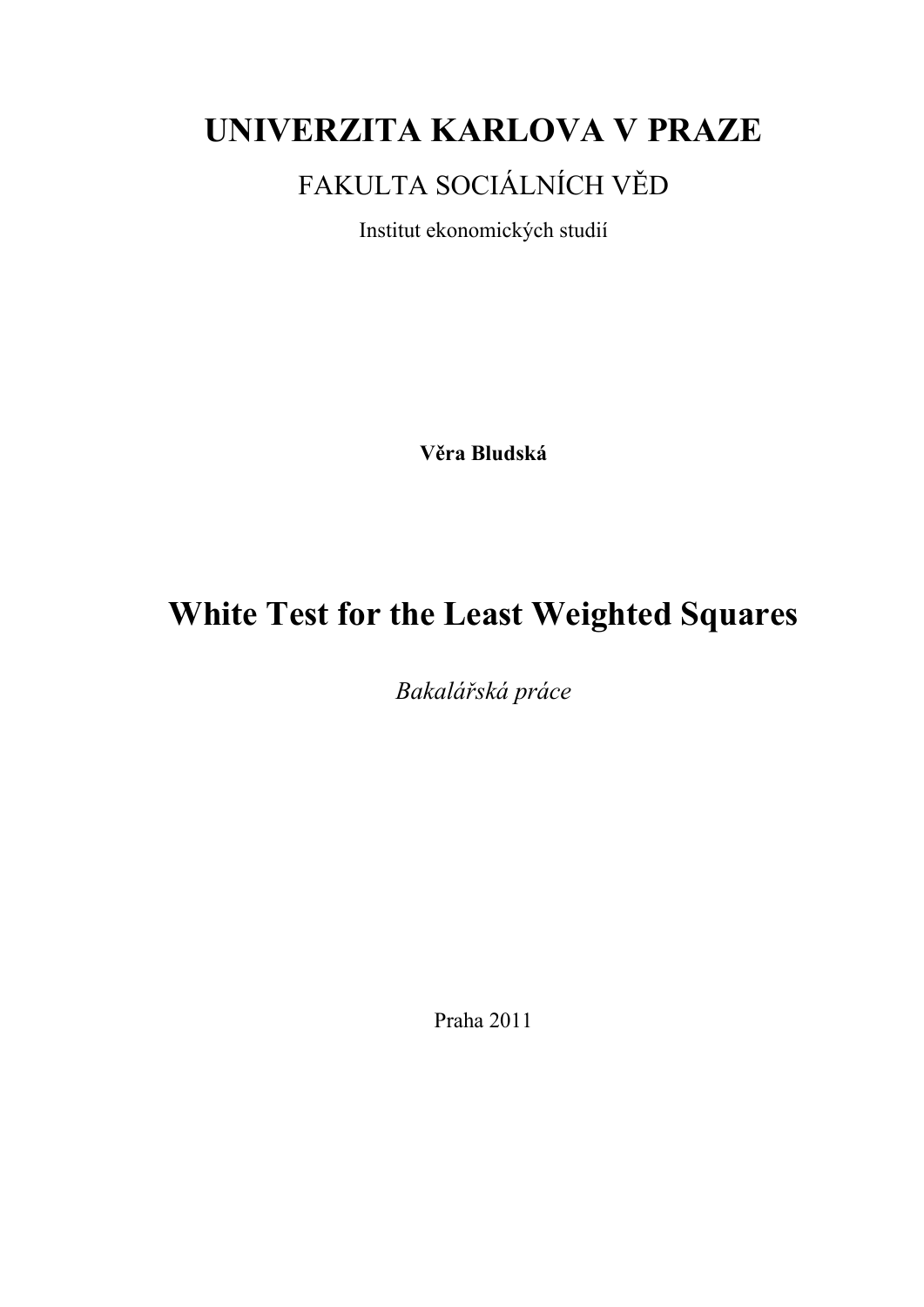# UNIVERZITA KARLOVA V PRAZE

## FAKULTA SOCIÁLNÍCH VĚD

Institut ekonomických studií

**Věra Bludská**

# White Test for the Least Weighted Squares

*Bakalářská práce*

Praha 2011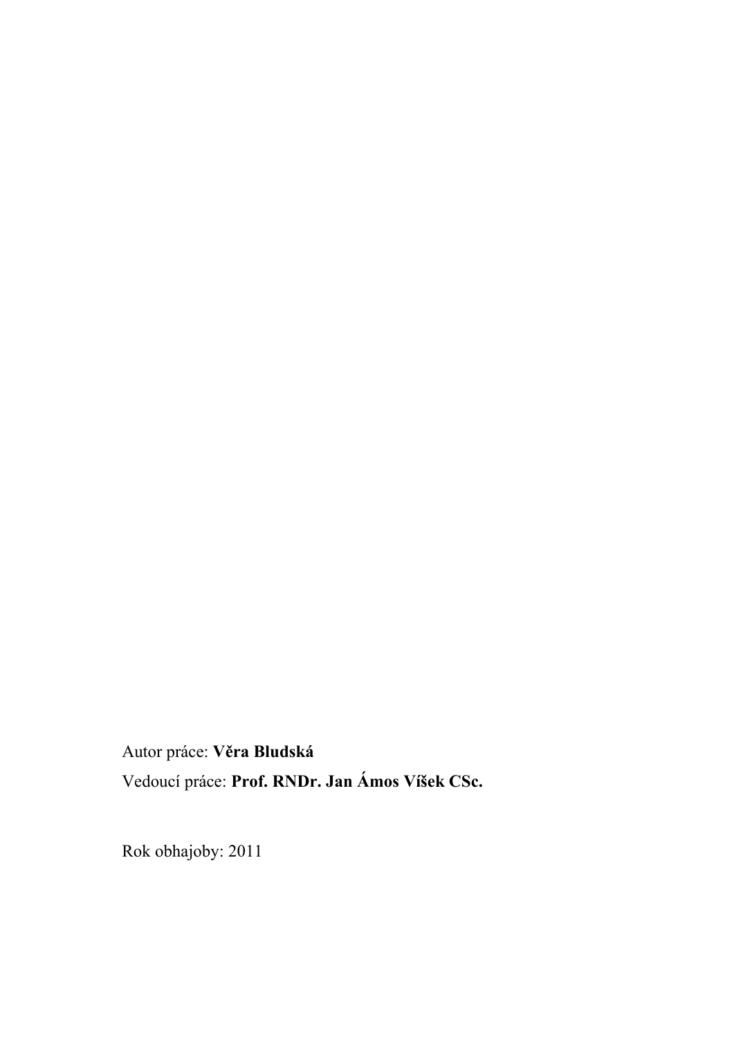Autor práce: **Věra Bludská**

Vedoucí práce: **Prof. RNDr. Jan Ámos Víšek CSc.**

Rok obhajoby: 2011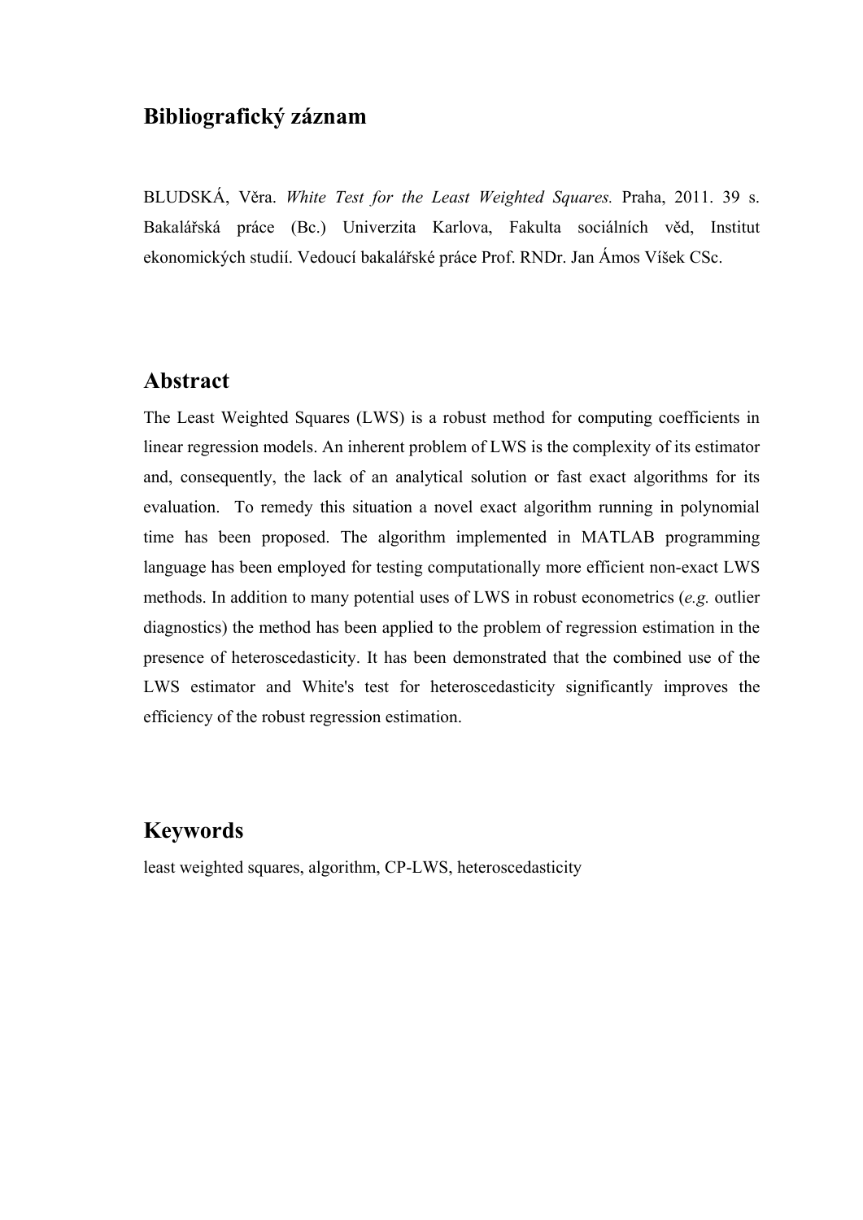## Bibliografický záznam

BLUDSKÁ, Věra. *White Test for the Least Weighted Squares.* Praha, 2011. 39 s. Bakalářská práce (Bc.) Univerzita Karlova, Fakulta sociálních věd, Institut ekonomických studií. Vedoucí bakalářské práce Prof. RNDr. Jan Ámos Víšek CSc.

## Abstract

The Least Weighted Squares (LWS) is a robust method for computing coefficients in linear regression models. An inherent problem of LWS is the complexity of its estimator and, consequently, the lack of an analytical solution or fast exact algorithms for its evaluation. To remedy this situation a novel exact algorithm running in polynomial time has been proposed. The algorithm implemented in MATLAB programming language has been employed for testing computationally more efficient non-exact LWS methods. In addition to many potential uses of LWS in robust econometrics (*e.g.* outlier diagnostics) the method has been applied to the problem of regression estimation in the presence of heteroscedasticity. It has been demonstrated that the combined use of the LWS estimator and White's test for heteroscedasticity significantly improves the efficiency of the robust regression estimation.

## Keywords

least weighted squares, algorithm, CP-LWS, heteroscedasticity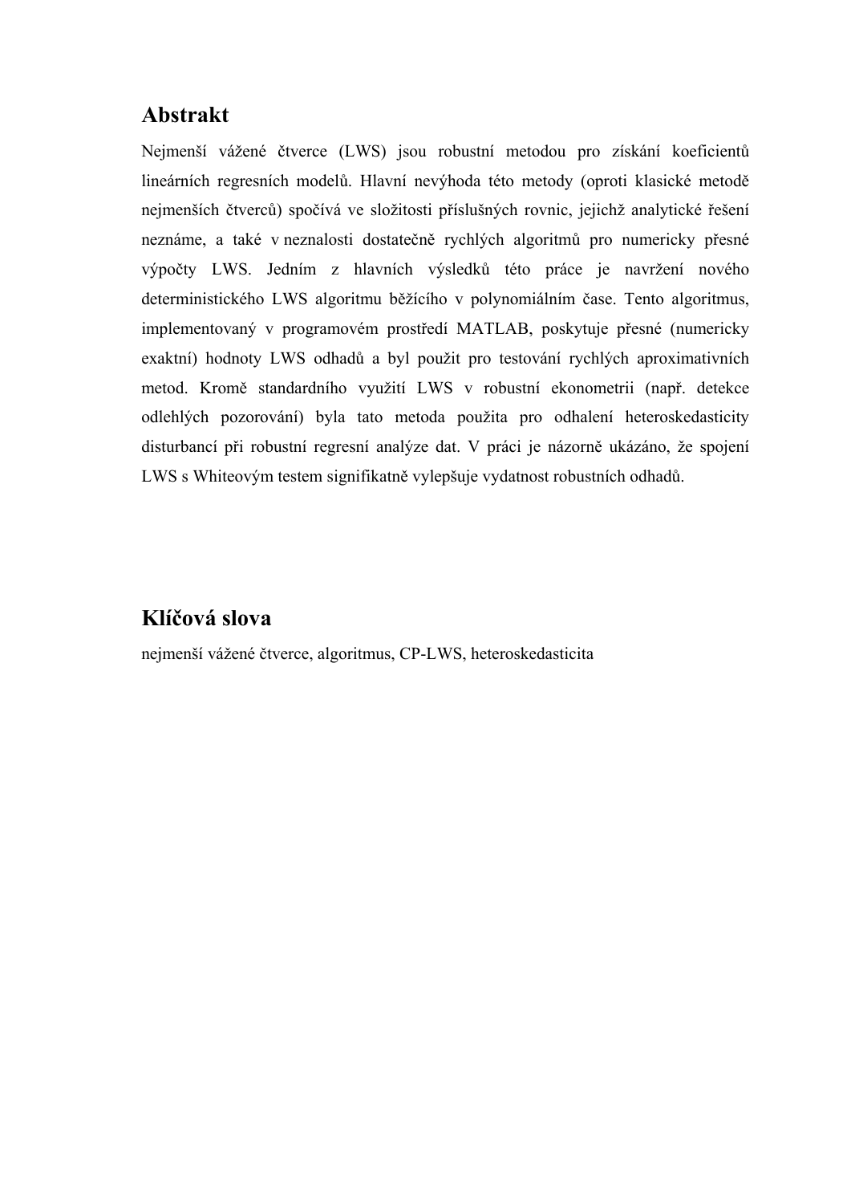## Abstrakt

Nejmenší vážené čtverce (LWS) jsou robustní metodou pro získání koeficientů lineárních regresních modelů. Hlavní nevýhoda této metody (oproti klasické metodě nejmenších čtverců) spočívá ve složitosti příslušných rovnic, jejichž analytické řešení neznáme, a také v neznalosti dostatečně rychlých algoritmů pro numericky přesné výpočty LWS. Jedním z hlavních výsledků této práce je navržení nového deterministického LWS algoritmu běžícího v polynomiálním čase. Tento algoritmus, implementovaný v programovém prostředí MATLAB, poskytuje přesné (numericky exaktní) hodnoty LWS odhadů a byl použit pro testování rychlých aproximativních metod. Kromě standardního využití LWS v robustní ekonometrii (např. detekce odlehlých pozorování) byla tato metoda použita pro odhalení heteroskedasticity disturbancí při robustní regresní analýze dat. V práci je názorně ukázáno, že spojení LWS s Whiteovým testem signifikatně vylepšuje vydatnost robustních odhadů.

## Klíčová slova

nejmenší vážené čtverce, algoritmus, CP-LWS, heteroskedasticita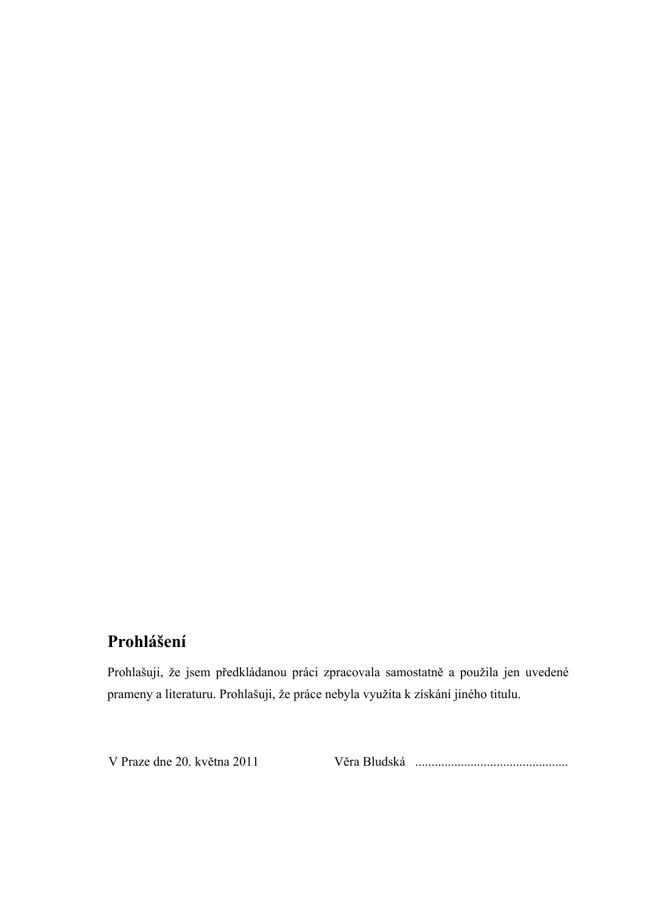## Prohlášení

Prohlašuji, že jsem předkládanou práci zpracovala samostatně a použila jen uvedené prameny a literaturu. Prohlašuji, že práce nebyla využita k získání jiného titulu.

V Praze dne 20. května 2011 Věra Bludská ..............................................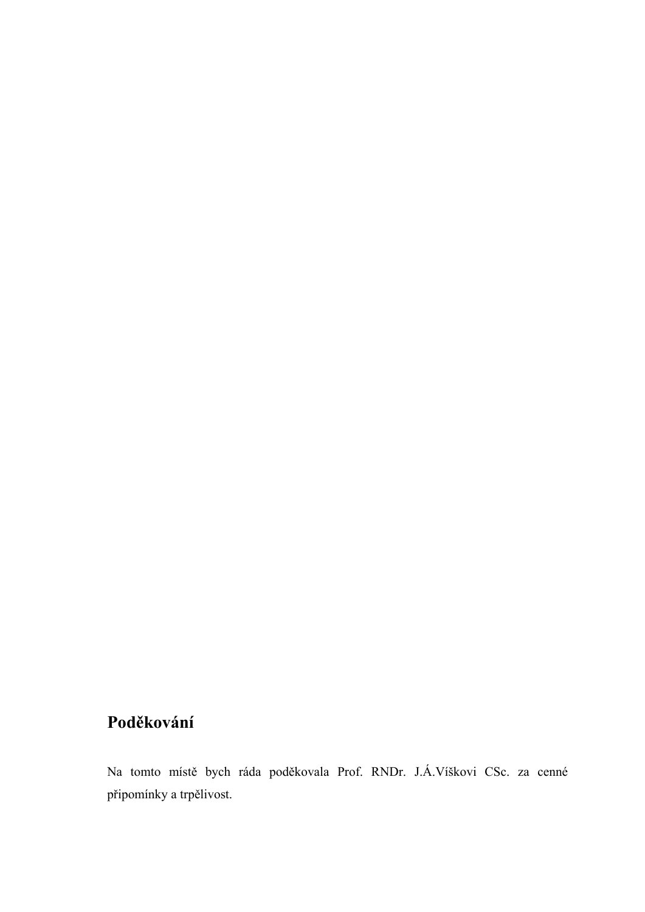## Poděkování

Na tomto místě bych ráda poděkovala Prof. RNDr. J.Á.Víškovi CSc. za cenné připomínky a trpělivost.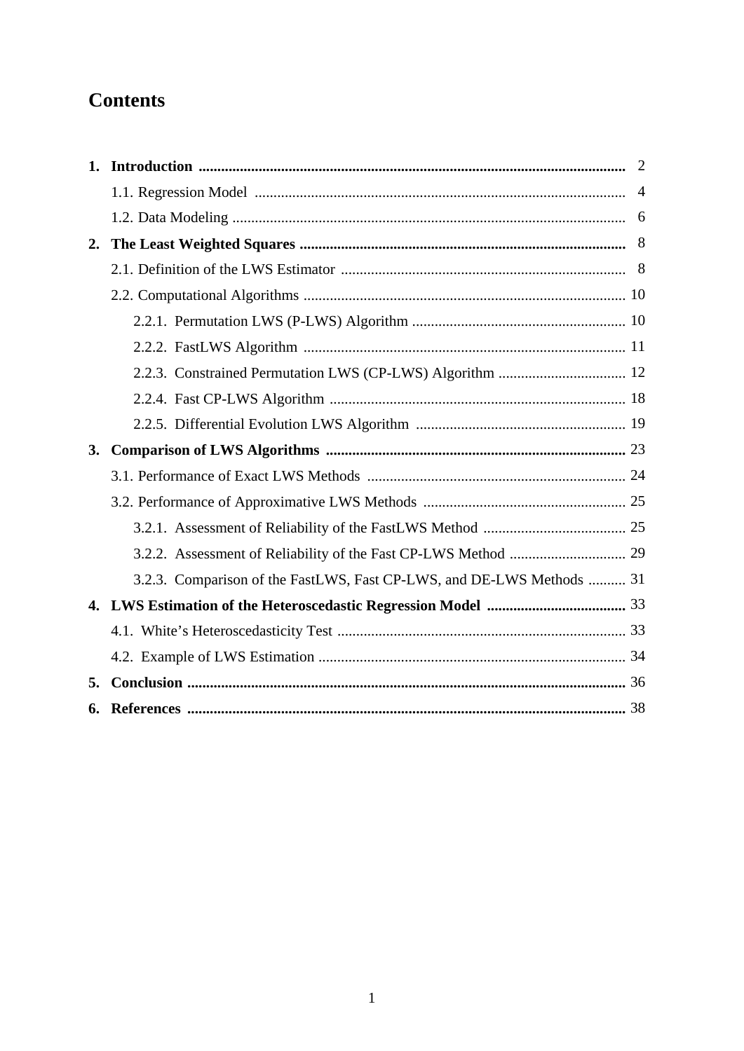# Contents

1. **Introduction** .......... 2
   - 1.1. Regression Model .......... 4
   - 1.2. Data Modeling .......... 6
2. **The Least Weighted Squares** .......... 8
   - 2.1. Definition of the LWS Estimator .......... 8
   - 2.2. Computational Algorithms .......... 10
     - 2.2.1. Permutation LWS (P-LWS) Algorithm .......... 10
     - 2.2.2. FastLWS Algorithm .......... 11
     - 2.2.3. Constrained Permutation LWS (CP-LWS) Algorithm .......... 12
     - 2.2.4. Fast CP-LWS Algorithm .......... 18
     - 2.2.5. Differential Evolution LWS Algorithm .......... 19
3. **Comparison of LWS Algorithms** .......... 23
   - 3.1. Performance of Exact LWS Methods .......... 24
   - 3.2. Performance of Approximative LWS Methods .......... 25
     - 3.2.1. Assessment of Reliability of the FastLWS Method .......... 25
     - 3.2.2. Assessment of Reliability of the Fast CP-LWS Method .......... 29
     - 3.2.3. Comparison of the FastLWS, Fast CP-LWS, and DE-LWS Methods .......... 31
4. **LWS Estimation of the Heteroscedastic Regression Model** .......... 33
   - 4.1. White's Heteroscedasticity Test .......... 33
   - 4.2. Example of LWS Estimation .......... 34
5. **Conclusion** .......... 36
6. **References** .......... 38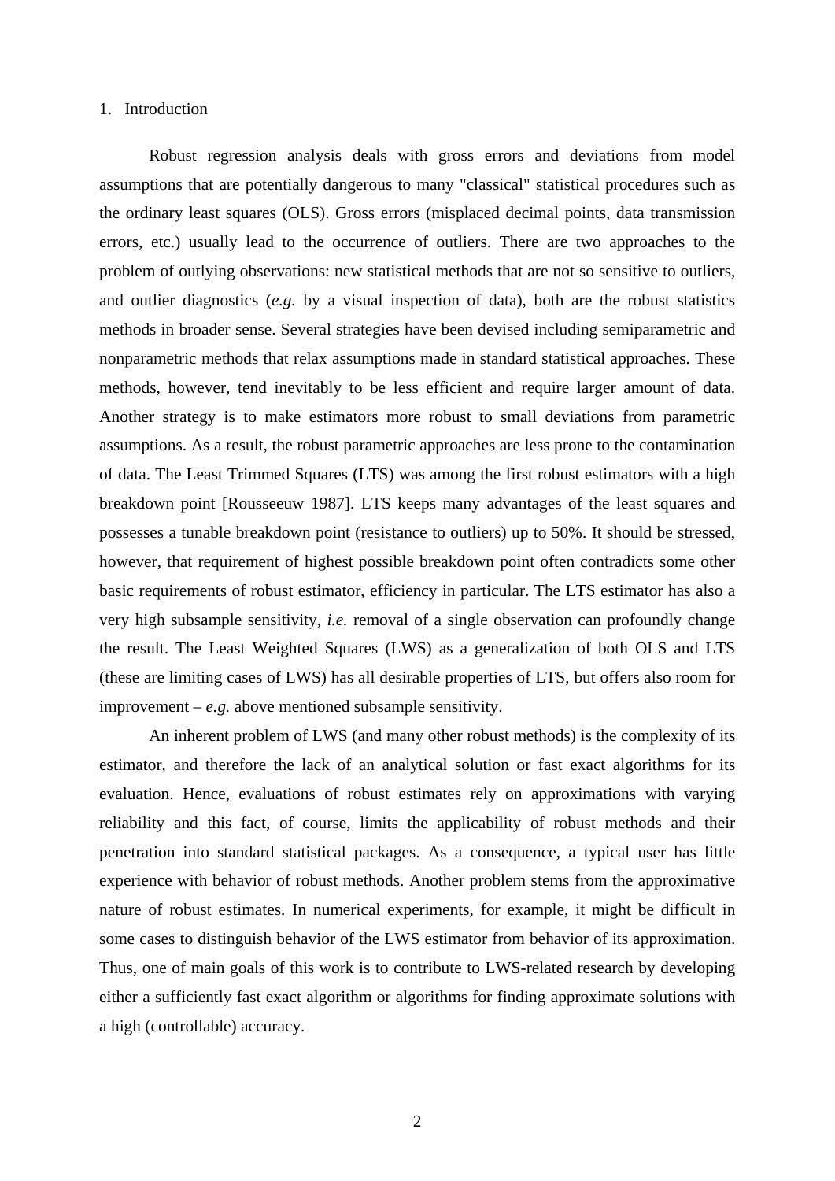## 1. Introduction

Robust regression analysis deals with gross errors and deviations from model assumptions that are potentially dangerous to many "classical" statistical procedures such as the ordinary least squares (OLS). Gross errors (misplaced decimal points, data transmission errors, etc.) usually lead to the occurrence of outliers. There are two approaches to the problem of outlying observations: new statistical methods that are not so sensitive to outliers, and outlier diagnostics (*e.g.* by a visual inspection of data), both are the robust statistics methods in broader sense. Several strategies have been devised including semiparametric and nonparametric methods that relax assumptions made in standard statistical approaches. These methods, however, tend inevitably to be less efficient and require larger amount of data. Another strategy is to make estimators more robust to small deviations from parametric assumptions. As a result, the robust parametric approaches are less prone to the contamination of data. The Least Trimmed Squares (LTS) was among the first robust estimators with a high breakdown point [Rousseeuw 1987]. LTS keeps many advantages of the least squares and possesses a tunable breakdown point (resistance to outliers) up to 50%. It should be stressed, however, that requirement of highest possible breakdown point often contradicts some other basic requirements of robust estimator, efficiency in particular. The LTS estimator has also a very high subsample sensitivity, *i.e.* removal of a single observation can profoundly change the result. The Least Weighted Squares (LWS) as a generalization of both OLS and LTS (these are limiting cases of LWS) has all desirable properties of LTS, but offers also room for improvement – *e.g.* above mentioned subsample sensitivity.

An inherent problem of LWS (and many other robust methods) is the complexity of its estimator, and therefore the lack of an analytical solution or fast exact algorithms for its evaluation. Hence, evaluations of robust estimates rely on approximations with varying reliability and this fact, of course, limits the applicability of robust methods and their penetration into standard statistical packages. As a consequence, a typical user has little experience with behavior of robust methods. Another problem stems from the approximative nature of robust estimates. In numerical experiments, for example, it might be difficult in some cases to distinguish behavior of the LWS estimator from behavior of its approximation. Thus, one of main goals of this work is to contribute to LWS-related research by developing either a sufficiently fast exact algorithm or algorithms for finding approximate solutions with a high (controllable) accuracy.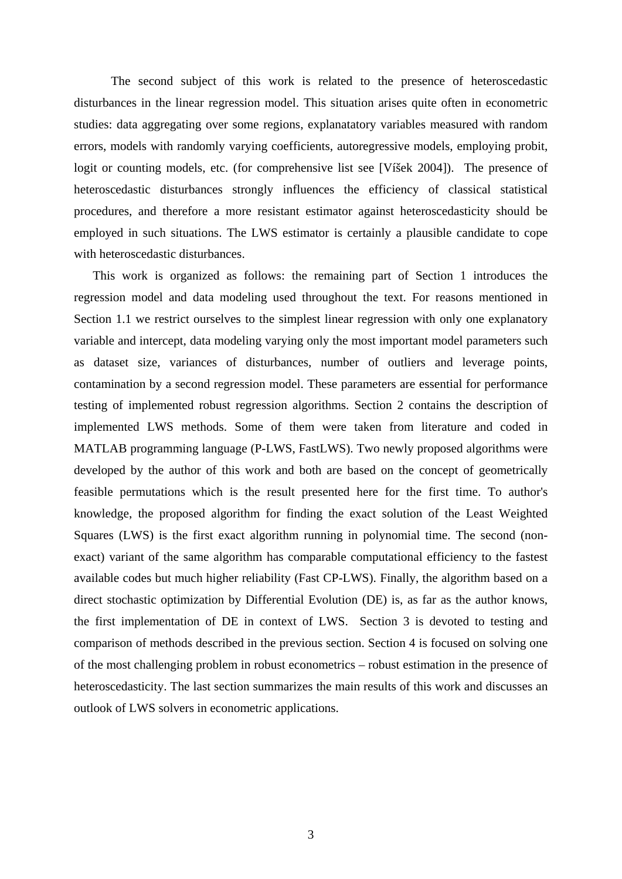The second subject of this work is related to the presence of heteroscedastic disturbances in the linear regression model. This situation arises quite often in econometric studies: data aggregating over some regions, explanatatory variables measured with random errors, models with randomly varying coefficients, autoregressive models, employing probit, logit or counting models, etc. (for comprehensive list see [Víšek 2004]). The presence of heteroscedastic disturbances strongly influences the efficiency of classical statistical procedures, and therefore a more resistant estimator against heteroscedasticity should be employed in such situations. The LWS estimator is certainly a plausible candidate to cope with heteroscedastic disturbances.

This work is organized as follows: the remaining part of Section 1 introduces the regression model and data modeling used throughout the text. For reasons mentioned in Section 1.1 we restrict ourselves to the simplest linear regression with only one explanatory variable and intercept, data modeling varying only the most important model parameters such as dataset size, variances of disturbances, number of outliers and leverage points, contamination by a second regression model. These parameters are essential for performance testing of implemented robust regression algorithms. Section 2 contains the description of implemented LWS methods. Some of them were taken from literature and coded in MATLAB programming language (P-LWS, FastLWS). Two newly proposed algorithms were developed by the author of this work and both are based on the concept of geometrically feasible permutations which is the result presented here for the first time. To author's knowledge, the proposed algorithm for finding the exact solution of the Least Weighted Squares (LWS) is the first exact algorithm running in polynomial time. The second (non-exact) variant of the same algorithm has comparable computational efficiency to the fastest available codes but much higher reliability (Fast CP-LWS). Finally, the algorithm based on a direct stochastic optimization by Differential Evolution (DE) is, as far as the author knows, the first implementation of DE in context of LWS. Section 3 is devoted to testing and comparison of methods described in the previous section. Section 4 is focused on solving one of the most challenging problem in robust econometrics – robust estimation in the presence of heteroscedasticity. The last section summarizes the main results of this work and discusses an outlook of LWS solvers in econometric applications.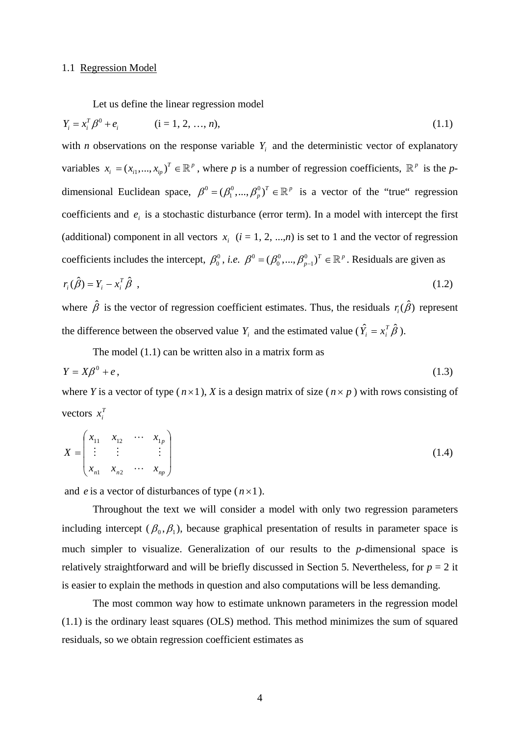## 1.1 Regression Model

Let us define the linear regression model

$$Y_i = x_i^T \beta^0 + e_i \qquad (i = 1, 2, \ldots, n), \tag{1.1}$$

with *n* observations on the response variable $Y_i$ and the deterministic vector of explanatory variables $x_i = (x_{i1}, ..., x_{ip})^T \in \mathbb{R}^p$, where *p* is a number of regression coefficients, $\mathbb{R}^p$ is the *p*-dimensional Euclidean space, $\beta^0 = (\beta_1^0, ..., \beta_p^0)^T \in \mathbb{R}^p$ is a vector of the "true" regression coefficients and $e_i$ is a stochastic disturbance (error term). In a model with intercept the first (additional) component in all vectors $x_i$ ($i$ = 1, 2, ...,$n$) is set to 1 and the vector of regression coefficients includes the intercept, $\beta_0^0$, *i.e.* $\beta^0 = (\beta_0^0, ..., \beta_{p-1}^0)^T \in \mathbb{R}^p$. Residuals are given as

$$r_i(\hat{\beta}) = Y_i - x_i^T \hat{\beta} \;, \tag{1.2}$$

where $\hat{\beta}$ is the vector of regression coefficient estimates. Thus, the residuals $r_i(\hat{\beta})$ represent the difference between the observed value $Y_i$ and the estimated value ($\hat{Y}_i = x_i^T \hat{\beta}$).

The model (1.1) can be written also in a matrix form as

$$Y = X\beta^0 + e, \tag{1.3}$$

where *Y* is a vector of type ($n \times 1$), *X* is a design matrix of size ($n \times p$) with rows consisting of vectors $x_i^T$

$$X = \begin{pmatrix} x_{11} & x_{12} & \cdots & x_{1p} \\ \vdots & \vdots & & \vdots \\ x_{n1} & x_{n2} & \cdots & x_{np} \end{pmatrix} \tag{1.4}$$

and *e* is a vector of disturbances of type ($n \times 1$).

Throughout the text we will consider a model with only two regression parameters including intercept ($\beta_0, \beta_1$), because graphical presentation of results in parameter space is much simpler to visualize. Generalization of our results to the *p*-dimensional space is relatively straightforward and will be briefly discussed in Section 5. Nevertheless, for *p* = 2 it is easier to explain the methods in question and also computations will be less demanding.

The most common way how to estimate unknown parameters in the regression model (1.1) is the ordinary least squares (OLS) method. This method minimizes the sum of squared residuals, so we obtain regression coefficient estimates as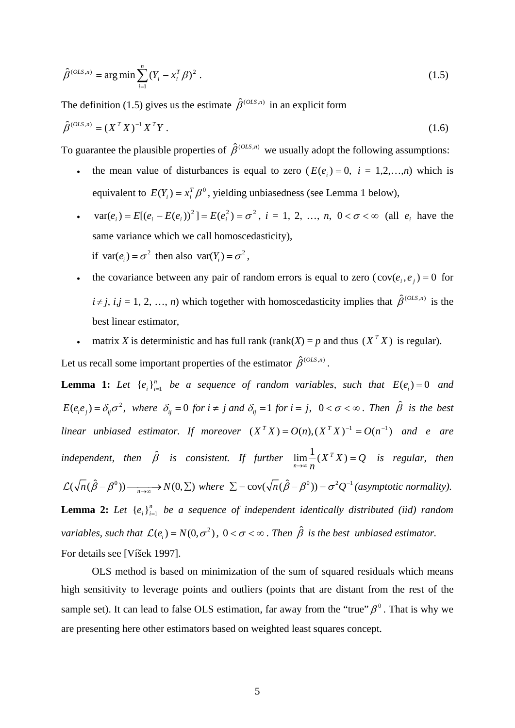$$\hat{\beta}^{(OLS,n)} = \arg\min \sum_{i=1}^{n} (Y_i - x_i^T \beta)^2 . \tag{1.5}$$

The definition (1.5) gives us the estimate $\hat{\beta}^{(OLS,n)}$ in an explicit form

$$\hat{\beta}^{(OLS,n)} = (X^T X)^{-1} X^T Y . \tag{1.6}$$

To guarantee the plausible properties of $\hat{\beta}^{(OLS,n)}$ we usually adopt the following assumptions:

- the mean value of disturbances is equal to zero ($E(e_i) = 0$, $i$ = 1,2,…,$n$) which is equivalent to $E(Y_i) = x_i^T \beta^0$, yielding unbiasedness (see Lemma 1 below),
- $\text{var}(e_i) = E[(e_i - E(e_i))^2] = E(e_i^2) = \sigma^2$, $i$ = 1, 2, …, $n$, $0 < \sigma < \infty$ (all $e_i$ have the same variance which we call homoscedasticity),
  if $\text{var}(e_i) = \sigma^2$ then also $\text{var}(Y_i) = \sigma^2$,
- the covariance between any pair of random errors is equal to zero ($\text{cov}(e_i, e_j) = 0$ for $i \neq j$, $i,j$ = 1, 2, …, $n$) which together with homoscedasticity implies that $\hat{\beta}^{(OLS,n)}$ is the best linear estimator,
- matrix $X$ is deterministic and has full rank (rank($X$) = $p$ and thus $(X^T X)$ is regular).

Let us recall some important properties of the estimator $\hat{\beta}^{(OLS,n)}$.

**Lemma 1:** *Let* $\{e_i\}_{i=1}^n$ *be a sequence of random variables, such that* $E(e_i) = 0$ *and* $E(e_i e_j) = \delta_{ij}\sigma^2$, *where* $\delta_{ij} = 0$ *for* $i \neq j$ *and* $\delta_{ij} = 1$ *for* $i = j$, $0 < \sigma < \infty$. *Then* $\hat{\beta}$ *is the best linear unbiased estimator. If moreover* $(X^T X) = O(n), (X^T X)^{-1} = O(n^{-1})$ *and* $e$ *are independent, then* $\hat{\beta}$ *is consistent. If further* $\lim_{n\to\infty} \frac{1}{n}(X^T X) = Q$ *is regular, then* $\mathcal{L}(\sqrt{n}(\hat{\beta} - \beta^0)) \xrightarrow[n\to\infty]{} N(0, \Sigma)$ *where* $\Sigma = \text{cov}(\sqrt{n}(\hat{\beta} - \beta^0)) = \sigma^2 Q^{-1}$ *(asymptotic normality).*

**Lemma 2:** *Let* $\{e_i\}_{i=1}^n$ *be a sequence of independent identically distributed (iid) random variables, such that* $\mathcal{L}(e_i) = N(0, \sigma^2)$, $0 < \sigma < \infty$. *Then* $\hat{\beta}$ *is the best unbiased estimator.*

For details see [Víšek 1997].

OLS method is based on minimization of the sum of squared residuals which means high sensitivity to leverage points and outliers (points that are distant from the rest of the sample set). It can lead to false OLS estimation, far away from the "true" $\beta^0$. That is why we are presenting here other estimators based on weighted least squares concept.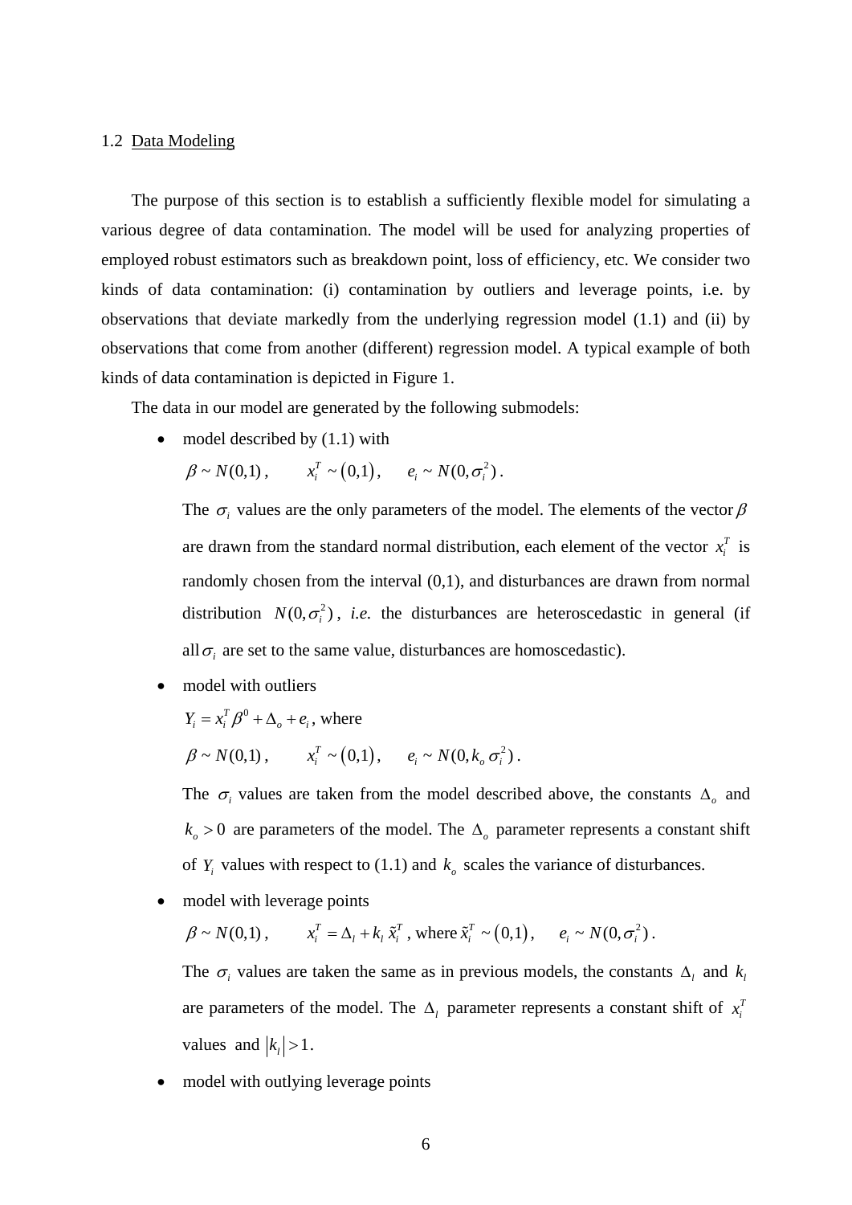1.2 Data Modeling

The purpose of this section is to establish a sufficiently flexible model for simulating a various degree of data contamination. The model will be used for analyzing properties of employed robust estimators such as breakdown point, loss of efficiency, etc. We consider two kinds of data contamination: (i) contamination by outliers and leverage points, i.e. by observations that deviate markedly from the underlying regression model (1.1) and (ii) by observations that come from another (different) regression model. A typical example of both kinds of data contamination is depicted in Figure 1.

The data in our model are generated by the following submodels:

- model described by (1.1) with

  $\beta \sim N(0,1)$, $\quad x_i^T \sim (0,1)$, $\quad e_i \sim N(0,\sigma_i^2)$.

  The $\sigma_i$ values are the only parameters of the model. The elements of the vector $\beta$ are drawn from the standard normal distribution, each element of the vector $x_i^T$ is randomly chosen from the interval (0,1), and disturbances are drawn from normal distribution $N(0,\sigma_i^2)$, *i.e.* the disturbances are heteroscedastic in general (if all $\sigma_i$ are set to the same value, disturbances are homoscedastic).

- model with outliers

  $Y_i = x_i^T \beta^0 + \Delta_o + e_i$, where

  $\beta \sim N(0,1)$, $\quad x_i^T \sim (0,1)$, $\quad e_i \sim N(0, k_o\,\sigma_i^2)$.

  The $\sigma_i$ values are taken from the model described above, the constants $\Delta_o$ and $k_o > 0$ are parameters of the model. The $\Delta_o$ parameter represents a constant shift of $Y_i$ values with respect to (1.1) and $k_o$ scales the variance of disturbances.

- model with leverage points

  $\beta \sim N(0,1)$, $\quad x_i^T = \Delta_l + k_l\,\tilde{x}_i^T$, where $\tilde{x}_i^T \sim (0,1)$, $\quad e_i \sim N(0,\sigma_i^2)$.

  The $\sigma_i$ values are taken the same as in previous models, the constants $\Delta_l$ and $k_l$ are parameters of the model. The $\Delta_l$ parameter represents a constant shift of $x_i^T$ values and $|k_l| > 1$.

- model with outlying leverage points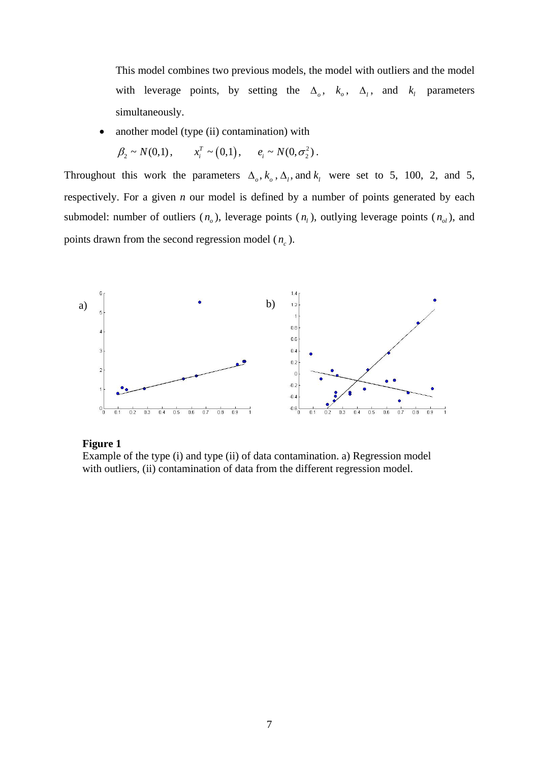This model combines two previous models, the model with outliers and the model with leverage points, by setting the $\Delta_o$, $k_o$, $\Delta_l$, and $k_l$ parameters simultaneously.

- another model (type (ii) contamination) with

  $\beta_2 \sim N(0,1)$, $\quad x_i^T \sim (0,1)$, $\quad e_i \sim N(0,\sigma_2^2)$.

Throughout this work the parameters $\Delta_o, k_o, \Delta_l$, and $k_l$ were set to 5, 100, 2, and 5, respectively. For a given *n* our model is defined by a number of points generated by each submodel: number of outliers ($n_o$), leverage points ($n_l$), outlying leverage points ($n_{ol}$), and points drawn from the second regression model ($n_c$).

a)

0
1
2
3
4
5
6

0 0.1 0.2 0.3 0.4 0.5 0.6 0.7 0.8 0.9 1

b)

-0.6
-0.4
-0.2
0
0.2
0.4
0.6
0.8
1
1.2
1.4

0 0.1 0.2 0.3 0.4 0.5 0.6 0.7 0.8 0.9 1

**Figure 1**
Example of the type (i) and type (ii) of data contamination. a) Regression model with outliers, (ii) contamination of data from the different regression model.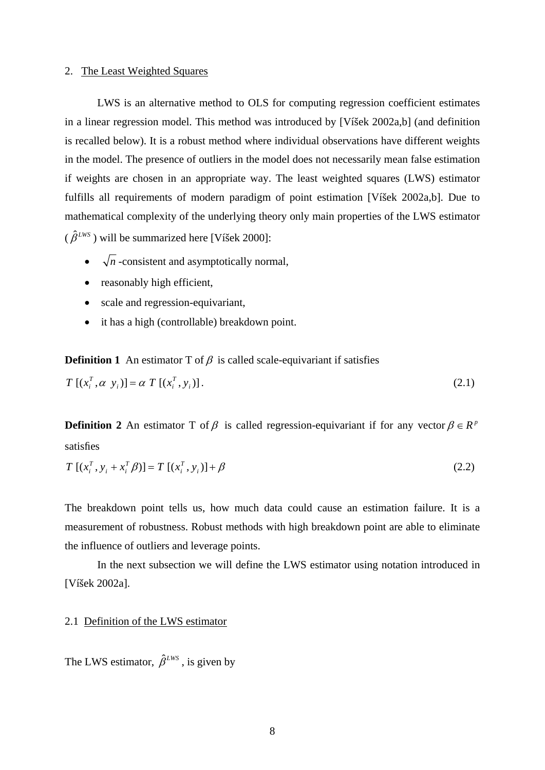## 2. The Least Weighted Squares

LWS is an alternative method to OLS for computing regression coefficient estimates in a linear regression model. This method was introduced by [Víšek 2002a,b] (and definition is recalled below). It is a robust method where individual observations have different weights in the model. The presence of outliers in the model does not necessarily mean false estimation if weights are chosen in an appropriate way. The least weighted squares (LWS) estimator fulfills all requirements of modern paradigm of point estimation [Víšek 2002a,b]. Due to mathematical complexity of the underlying theory only main properties of the LWS estimator ($\hat{\beta}^{LWS}$) will be summarized here [Víšek 2000]:

- $\sqrt{n}$ -consistent and asymptotically normal,
- reasonably high efficient,
- scale and regression-equivariant,
- it has a high (controllable) breakdown point.

**Definition 1** An estimator T of $\beta$ is called scale-equivariant if satisfies

$$T\ [(x_i^T, \alpha\ y_i)] = \alpha\ T\ [(x_i^T, y_i)]\,. \tag{2.1}$$

**Definition 2** An estimator T of $\beta$ is called regression-equivariant if for any vector $\beta \in R^p$ satisfies

$$T\ [(x_i^T, y_i + x_i^T \beta)] = T\ [(x_i^T, y_i)] + \beta \tag{2.2}$$

The breakdown point tells us, how much data could cause an estimation failure. It is a measurement of robustness. Robust methods with high breakdown point are able to eliminate the influence of outliers and leverage points.

In the next subsection we will define the LWS estimator using notation introduced in [Víšek 2002a].

### 2.1 Definition of the LWS estimator

The LWS estimator, $\hat{\beta}^{LWS}$, is given by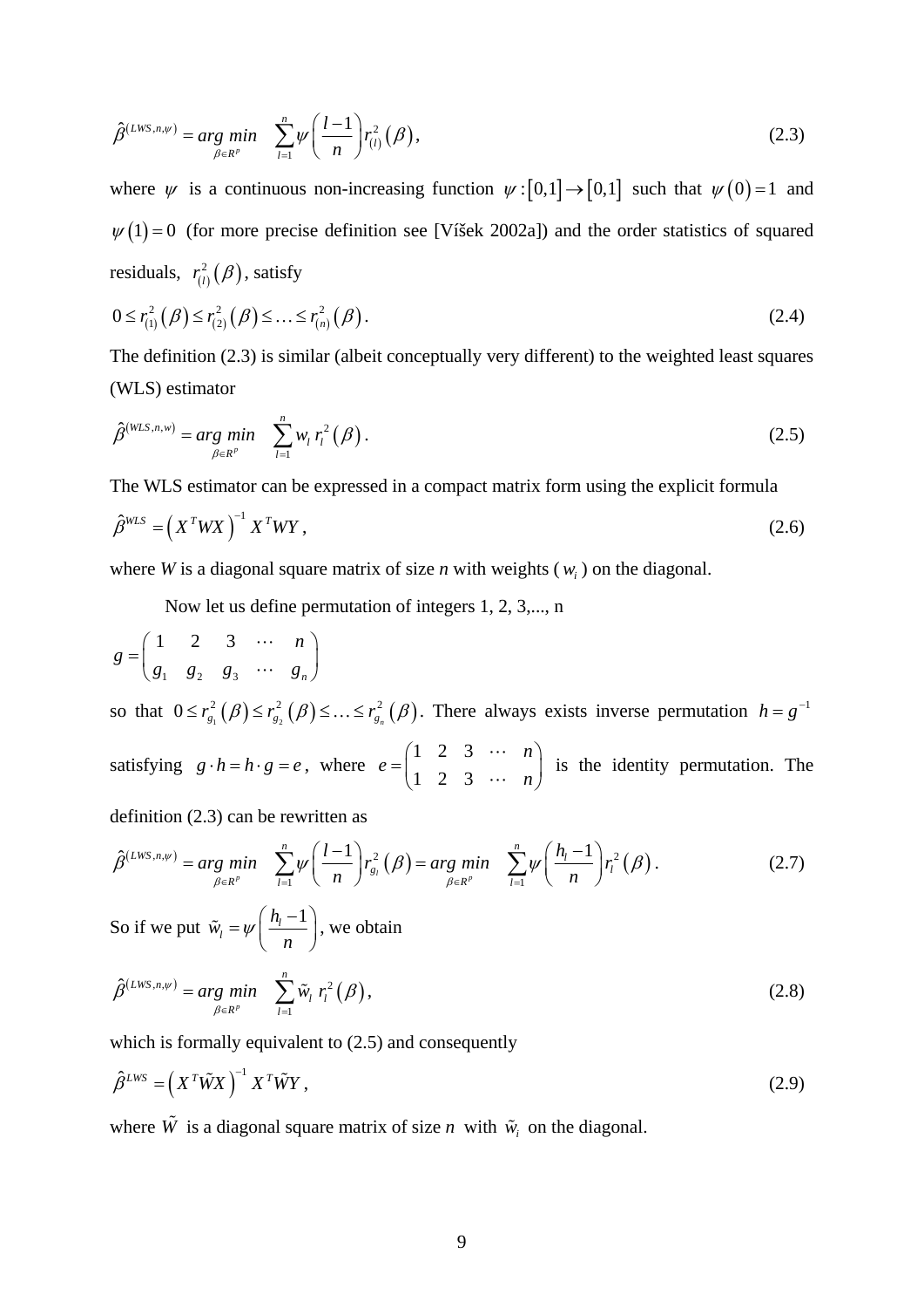$$\hat{\beta}^{(LWS,n,\psi)} = \underset{\beta \in R^p}{arg\ min} \quad \sum_{l=1}^{n} \psi\left(\frac{l-1}{n}\right) r_{(l)}^2(\beta), \tag{2.3}$$

where $\psi$ is a continuous non-increasing function $\psi : [0,1] \to [0,1]$ such that $\psi(0) = 1$ and $\psi(1) = 0$ (for more precise definition see [Víšek 2002a]) and the order statistics of squared residuals, $r_{(l)}^2(\beta)$, satisfy

$$0 \le r_{(1)}^2(\beta) \le r_{(2)}^2(\beta) \le \ldots \le r_{(n)}^2(\beta). \tag{2.4}$$

The definition (2.3) is similar (albeit conceptually very different) to the weighted least squares (WLS) estimator

$$\hat{\beta}^{(WLS,n,w)} = \underset{\beta \in R^p}{arg\ min} \quad \sum_{l=1}^{n} w_l\, r_l^2(\beta). \tag{2.5}$$

The WLS estimator can be expressed in a compact matrix form using the explicit formula

$$\hat{\beta}^{WLS} = \left(X^T W X\right)^{-1} X^T W Y, \tag{2.6}$$

where $W$ is a diagonal square matrix of size $n$ with weights ($w_i$) on the diagonal.

Now let us define permutation of integers 1, 2, 3,..., n

$$g = \begin{pmatrix} 1 & 2 & 3 & \cdots & n \\ g_1 & g_2 & g_3 & \cdots & g_n \end{pmatrix}$$

so that $0 \le r_{g_1}^2(\beta) \le r_{g_2}^2(\beta) \le \ldots \le r_{g_n}^2(\beta)$. There always exists inverse permutation $h = g^{-1}$ satisfying $g \cdot h = h \cdot g = e$, where $e = \begin{pmatrix} 1 & 2 & 3 & \cdots & n \\ 1 & 2 & 3 & \cdots & n \end{pmatrix}$ is the identity permutation. The definition (2.3) can be rewritten as

$$\hat{\beta}^{(LWS,n,\psi)} = \underset{\beta \in R^p}{arg\ min} \quad \sum_{l=1}^{n} \psi\left(\frac{l-1}{n}\right) r_{g_l}^2(\beta) = \underset{\beta \in R^p}{arg\ min} \quad \sum_{l=1}^{n} \psi\left(\frac{h_l-1}{n}\right) r_l^2(\beta). \tag{2.7}$$

So if we put $\tilde{w}_l = \psi\left(\frac{h_l-1}{n}\right)$, we obtain

$$\hat{\beta}^{(LWS,n,\psi)} = \underset{\beta \in R^p}{arg\ min} \quad \sum_{l=1}^{n} \tilde{w}_l\, r_l^2(\beta), \tag{2.8}$$

which is formally equivalent to (2.5) and consequently

$$\hat{\beta}^{LWS} = \left(X^T \tilde{W} X\right)^{-1} X^T \tilde{W} Y, \tag{2.9}$$

where $\tilde{W}$ is a diagonal square matrix of size $n$ with $\tilde{w}_i$ on the diagonal.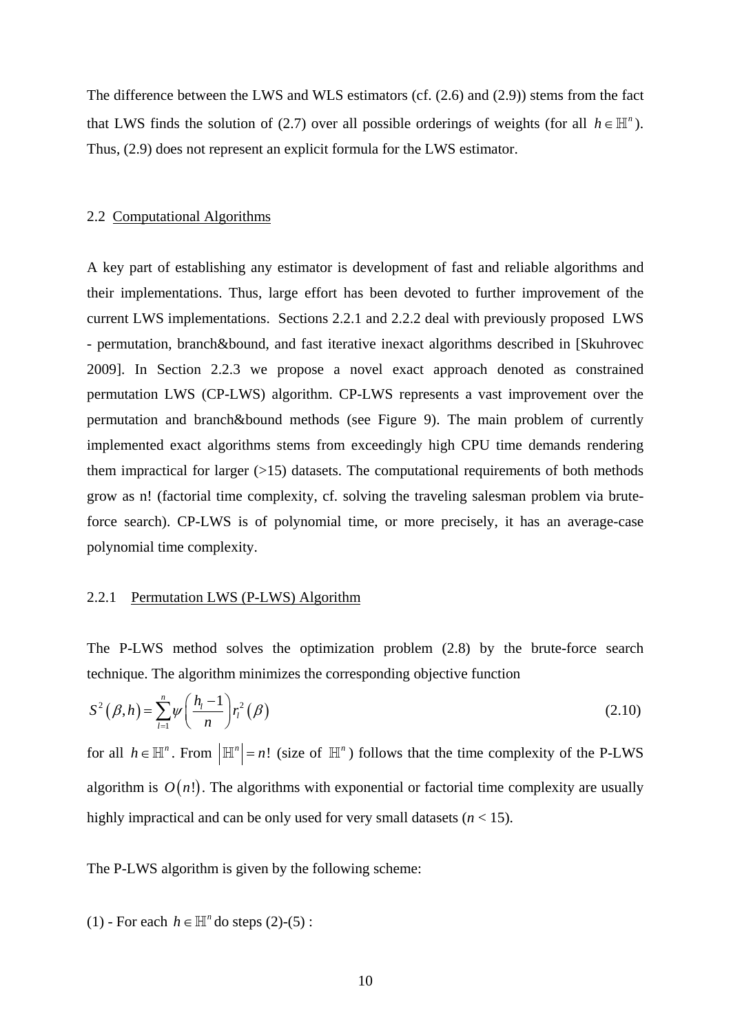The difference between the LWS and WLS estimators (cf. (2.6) and (2.9)) stems from the fact that LWS finds the solution of (2.7) over all possible orderings of weights (for all $h \in \mathbb{H}^n$). Thus, (2.9) does not represent an explicit formula for the LWS estimator.

## 2.2 Computational Algorithms

A key part of establishing any estimator is development of fast and reliable algorithms and their implementations. Thus, large effort has been devoted to further improvement of the current LWS implementations. Sections 2.2.1 and 2.2.2 deal with previously proposed LWS - permutation, branch&bound, and fast iterative inexact algorithms described in [Skuhrovec 2009]. In Section 2.2.3 we propose a novel exact approach denoted as constrained permutation LWS (CP-LWS) algorithm. CP-LWS represents a vast improvement over the permutation and branch&bound methods (see Figure 9). The main problem of currently implemented exact algorithms stems from exceedingly high CPU time demands rendering them impractical for larger (>15) datasets. The computational requirements of both methods grow as n! (factorial time complexity, cf. solving the traveling salesman problem via brute-force search). CP-LWS is of polynomial time, or more precisely, it has an average-case polynomial time complexity.

### 2.2.1 Permutation LWS (P-LWS) Algorithm

The P-LWS method solves the optimization problem (2.8) by the brute-force search technique. The algorithm minimizes the corresponding objective function

$$S^2(\beta, h) = \sum_{l=1}^{n} \psi\left(\frac{h_l - 1}{n}\right) r_l^2(\beta) \tag{2.10}$$

for all $h \in \mathbb{H}^n$. From $|\mathbb{H}^n| = n!$ (size of $\mathbb{H}^n$) follows that the time complexity of the P-LWS algorithm is $O(n!)$. The algorithms with exponential or factorial time complexity are usually highly impractical and can be only used for very small datasets ($n < 15$).

The P-LWS algorithm is given by the following scheme:

(1) - For each $h \in \mathbb{H}^n$ do steps (2)-(5) :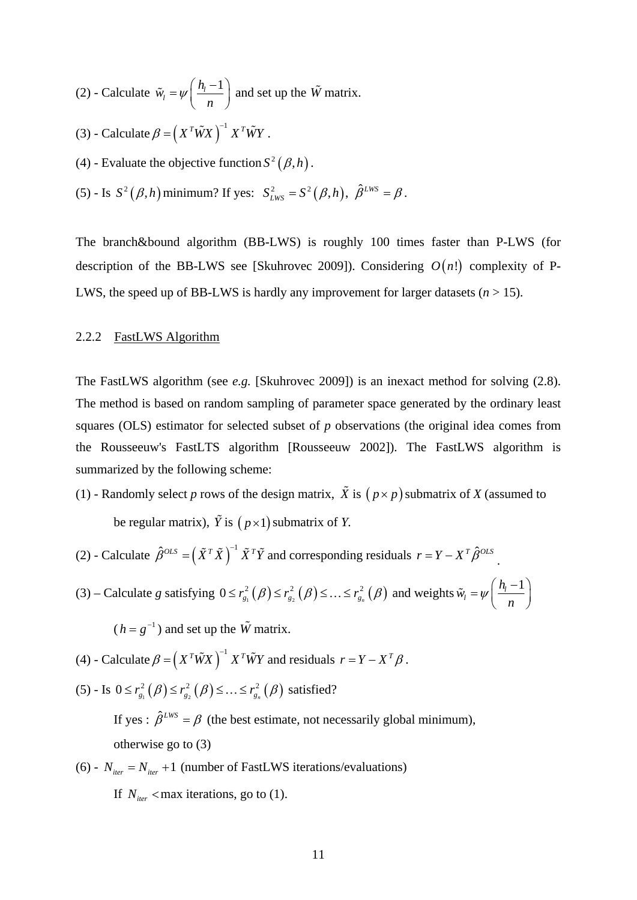(2) - Calculate $\tilde{w}_l = \psi\left(\frac{h_l - 1}{n}\right)$ and set up the $\tilde{W}$ matrix.

(3) - Calculate $\beta = \left(X^T \tilde{W} X\right)^{-1} X^T \tilde{W} Y$ .

(4) - Evaluate the objective function $S^2(\beta, h)$.

(5) - Is $S^2(\beta, h)$ minimum? If yes: $S^2_{LWS} = S^2(\beta, h)$, $\hat{\beta}^{LWS} = \beta$ .

The branch&bound algorithm (BB-LWS) is roughly 100 times faster than P-LWS (for description of the BB-LWS see [Skuhrovec 2009]). Considering $O(n!)$ complexity of P-LWS, the speed up of BB-LWS is hardly any improvement for larger datasets ($n > 15$).

### 2.2.2 FastLWS Algorithm

The FastLWS algorithm (see *e.g.* [Skuhrovec 2009]) is an inexact method for solving (2.8). The method is based on random sampling of parameter space generated by the ordinary least squares (OLS) estimator for selected subset of $p$ observations (the original idea comes from the Rousseeuw's FastLTS algorithm [Rousseeuw 2002]). The FastLWS algorithm is summarized by the following scheme:

(1) - Randomly select $p$ rows of the design matrix, $\tilde{X}$ is $(p \times p)$ submatrix of $X$ (assumed to

be regular matrix), $\tilde{Y}$ is $(p \times 1)$ submatrix of $Y$.

(2) - Calculate $\hat{\beta}^{OLS} = \left(\tilde{X}^T \tilde{X}\right)^{-1} \tilde{X}^T \tilde{Y}$ and corresponding residuals $r = Y - X^T \hat{\beta}^{OLS}$ .

(3) – Calculate $g$ satisfying $0 \le r^2_{g_1}(\beta) \le r^2_{g_2}(\beta) \le \ldots \le r^2_{g_n}(\beta)$ and weights $\tilde{w}_l = \psi\left(\frac{h_l - 1}{n}\right)$

($h = g^{-1}$) and set up the $\tilde{W}$ matrix.

(4) - Calculate $\beta = \left(X^T \tilde{W} X\right)^{-1} X^T \tilde{W} Y$ and residuals $r = Y - X^T \beta$ .

(5) - Is $0 \le r^2_{g_1}(\beta) \le r^2_{g_2}(\beta) \le \ldots \le r^2_{g_n}(\beta)$ satisfied?

If yes : $\hat{\beta}^{LWS} = \beta$ (the best estimate, not necessarily global minimum),

otherwise go to (3)

(6) - $N_{iter} = N_{iter} + 1$ (number of FastLWS iterations/evaluations)

If $N_{iter} <$ max iterations, go to (1).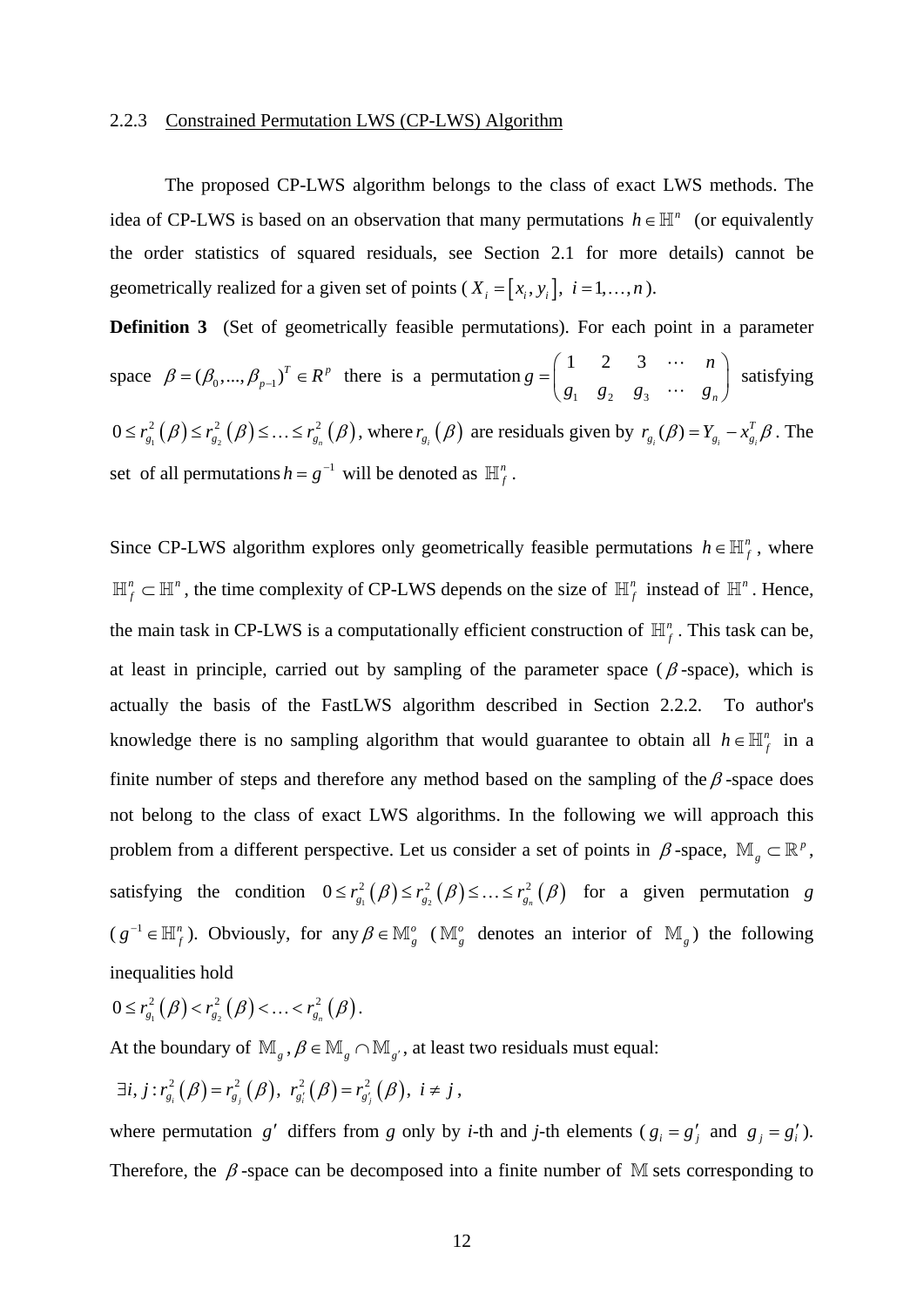### 2.2.3 Constrained Permutation LWS (CP-LWS) Algorithm

The proposed CP-LWS algorithm belongs to the class of exact LWS methods. The idea of CP-LWS is based on an observation that many permutations $h \in \mathbb{H}^n$ (or equivalently the order statistics of squared residuals, see Section 2.1 for more details) cannot be geometrically realized for a given set of points ($X_i = [x_i, y_i],\ i = 1, \ldots, n$).

**Definition 3** (Set of geometrically feasible permutations). For each point in a parameter space $\beta = (\beta_0, ..., \beta_{p-1})^T \in R^p$ there is a permutation $g = \begin{pmatrix} 1 & 2 & 3 & \cdots & n \\ g_1 & g_2 & g_3 & \cdots & g_n \end{pmatrix}$ satisfying $0 \le r_{g_1}^2(\beta) \le r_{g_2}^2(\beta) \le \ldots \le r_{g_n}^2(\beta)$, where $r_{g_i}(\beta)$ are residuals given by $r_{g_i}(\beta) = Y_{g_i} - x_{g_i}^T \beta$. The set of all permutations $h = g^{-1}$ will be denoted as $\mathbb{H}_f^n$.

Since CP-LWS algorithm explores only geometrically feasible permutations $h \in \mathbb{H}_f^n$, where $\mathbb{H}_f^n \subset \mathbb{H}^n$, the time complexity of CP-LWS depends on the size of $\mathbb{H}_f^n$ instead of $\mathbb{H}^n$. Hence, the main task in CP-LWS is a computationally efficient construction of $\mathbb{H}_f^n$. This task can be, at least in principle, carried out by sampling of the parameter space ($\beta$-space), which is actually the basis of the FastLWS algorithm described in Section 2.2.2. To author's knowledge there is no sampling algorithm that would guarantee to obtain all $h \in \mathbb{H}_f^n$ in a finite number of steps and therefore any method based on the sampling of the $\beta$-space does not belong to the class of exact LWS algorithms. In the following we will approach this problem from a different perspective. Let us consider a set of points in $\beta$-space, $\mathbb{M}_g \subset \mathbb{R}^p$, satisfying the condition $0 \le r_{g_1}^2(\beta) \le r_{g_2}^2(\beta) \le \ldots \le r_{g_n}^2(\beta)$ for a given permutation $g$ ($g^{-1} \in \mathbb{H}_f^n$). Obviously, for any $\beta \in \mathbb{M}_g^o$ ($\mathbb{M}_g^o$ denotes an interior of $\mathbb{M}_g$) the following inequalities hold

$$0 \le r_{g_1}^2(\beta) < r_{g_2}^2(\beta) < \ldots < r_{g_n}^2(\beta).$$

At the boundary of $\mathbb{M}_g$, $\beta \in \mathbb{M}_g \cap \mathbb{M}_{g'}$, at least two residuals must equal:

$$\exists i, j : r_{g_i}^2(\beta) = r_{g_j}^2(\beta),\ r_{g'_i}^2(\beta) = r_{g'_j}^2(\beta),\ i \ne j,$$

where permutation $g'$ differs from $g$ only by *i*-th and *j*-th elements ($g_i = g'_j$ and $g_j = g'_i$). Therefore, the $\beta$-space can be decomposed into a finite number of $\mathbb{M}$ sets corresponding to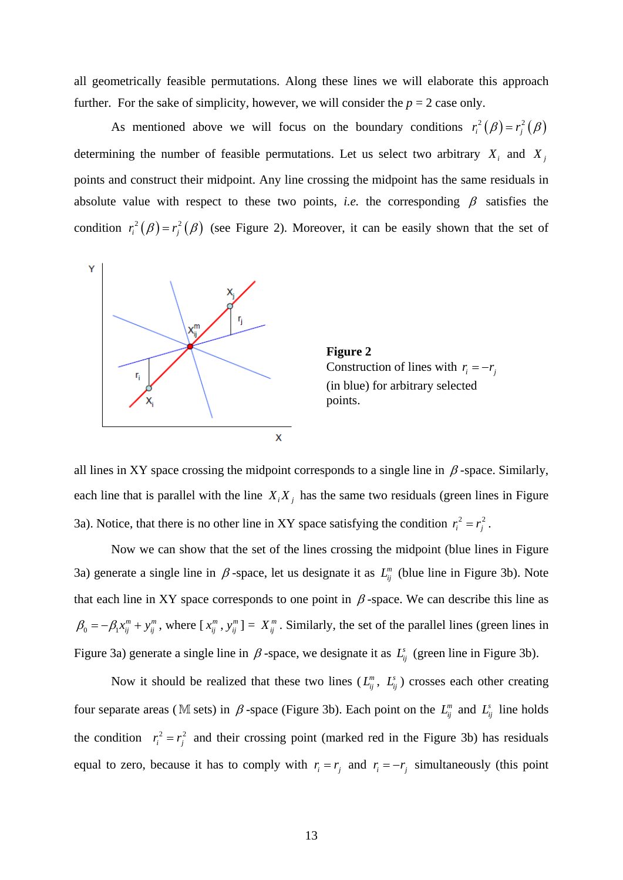all geometrically feasible permutations. Along these lines we will elaborate this approach further. For the sake of simplicity, however, we will consider the $p = 2$ case only.

As mentioned above we will focus on the boundary conditions $r_i^2(\beta) = r_j^2(\beta)$ determining the number of feasible permutations. Let us select two arbitrary $X_i$ and $X_j$ points and construct their midpoint. Any line crossing the midpoint has the same residuals in absolute value with respect to these two points, *i.e.* the corresponding $\beta$ satisfies the condition $r_i^2(\beta) = r_j^2(\beta)$ (see Figure 2). Moreover, it can be easily shown that the set of

Y

X

$X_j$

$r_j$

$X_{ij}^m$

$r_i$

$X_i$

**Figure 2**
Construction of lines with $r_i = -r_j$ (in blue) for arbitrary selected points.

all lines in XY space crossing the midpoint corresponds to a single line in $\beta$-space. Similarly, each line that is parallel with the line $X_i X_j$ has the same two residuals (green lines in Figure 3a). Notice, that there is no other line in XY space satisfying the condition $r_i^2 = r_j^2$.

Now we can show that the set of the lines crossing the midpoint (blue lines in Figure 3a) generate a single line in $\beta$-space, let us designate it as $L_{ij}^m$ (blue line in Figure 3b). Note that each line in XY space corresponds to one point in $\beta$-space. We can describe this line as $\beta_0 = -\beta_1 x_{ij}^m + y_{ij}^m$, where [ $x_{ij}^m$, $y_{ij}^m$ ] = $X_{ij}^m$. Similarly, the set of the parallel lines (green lines in Figure 3a) generate a single line in $\beta$-space, we designate it as $L_{ij}^s$ (green line in Figure 3b).

Now it should be realized that these two lines ($L_{ij}^m$, $L_{ij}^s$) crosses each other creating four separate areas ($\mathbb{M}$ sets) in $\beta$-space (Figure 3b). Each point on the $L_{ij}^m$ and $L_{ij}^s$ line holds the condition $r_i^2 = r_j^2$ and their crossing point (marked red in the Figure 3b) has residuals equal to zero, because it has to comply with $r_i = r_j$ and $r_i = -r_j$ simultaneously (this point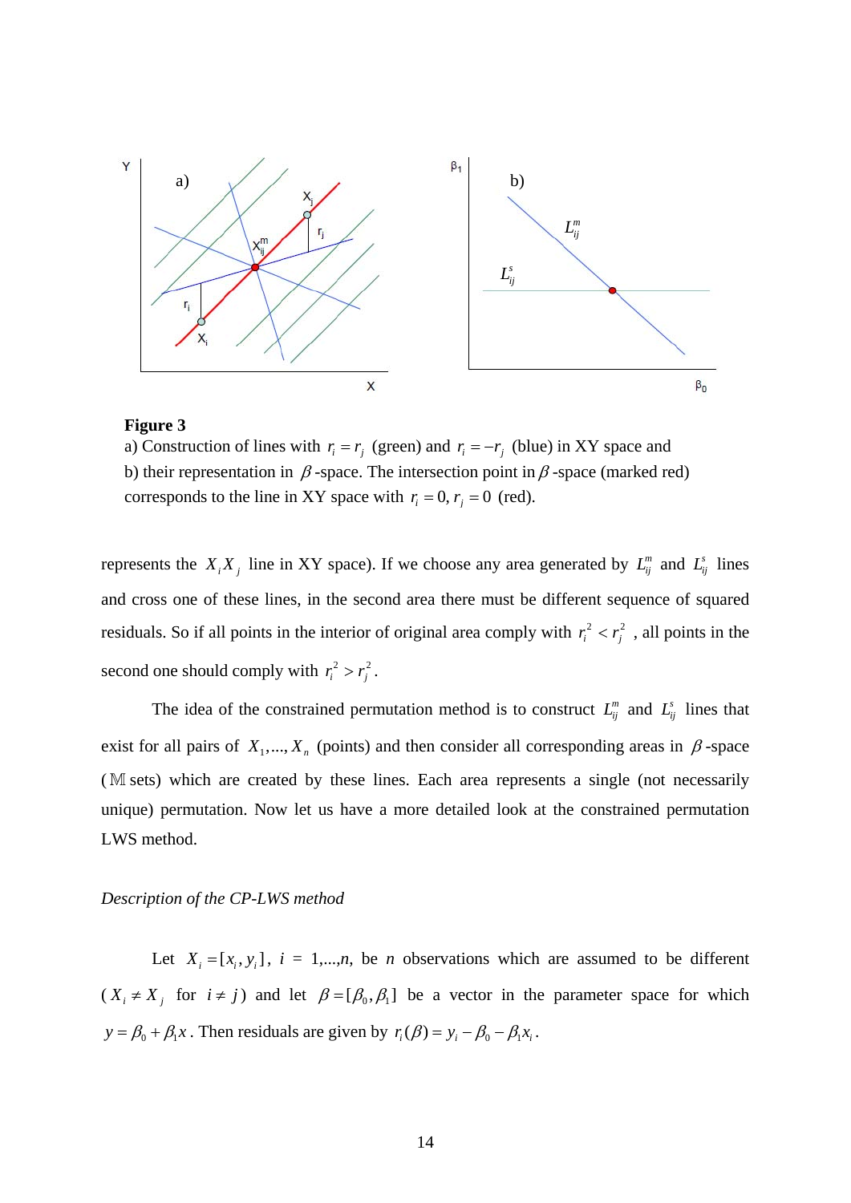Y

a)

$X_j$

$r_j$

$X_{ij}^m$

$r_i$

$X_i$

X

$\beta_1$

b)

$L_{ij}^m$

$L_{ij}^s$

$\beta_0$

**Figure 3**

a) Construction of lines with $r_i = r_j$ (green) and $r_i = -r_j$ (blue) in XY space and b) their representation in $\beta$-space. The intersection point in $\beta$-space (marked red) corresponds to the line in XY space with $r_i = 0, r_j = 0$ (red).

represents the $X_i X_j$ line in XY space). If we choose any area generated by $L_{ij}^m$ and $L_{ij}^s$ lines and cross one of these lines, in the second area there must be different sequence of squared residuals. So if all points in the interior of original area comply with $r_i^2 < r_j^2$, all points in the second one should comply with $r_i^2 > r_j^2$.

The idea of the constrained permutation method is to construct $L_{ij}^m$ and $L_{ij}^s$ lines that exist for all pairs of $X_1,..., X_n$ (points) and then consider all corresponding areas in $\beta$-space ($\mathbb{M}$ sets) which are created by these lines. Each area represents a single (not necessarily unique) permutation. Now let us have a more detailed look at the constrained permutation LWS method.

*Description of the CP-LWS method*

Let $X_i = [x_i, y_i]$, $i$ = 1,...,$n$, be $n$ observations which are assumed to be different ($X_i \neq X_j$ for $i \neq j$) and let $\beta = [\beta_0, \beta_1]$ be a vector in the parameter space for which $y = \beta_0 + \beta_1 x$. Then residuals are given by $r_i(\beta) = y_i - \beta_0 - \beta_1 x_i$.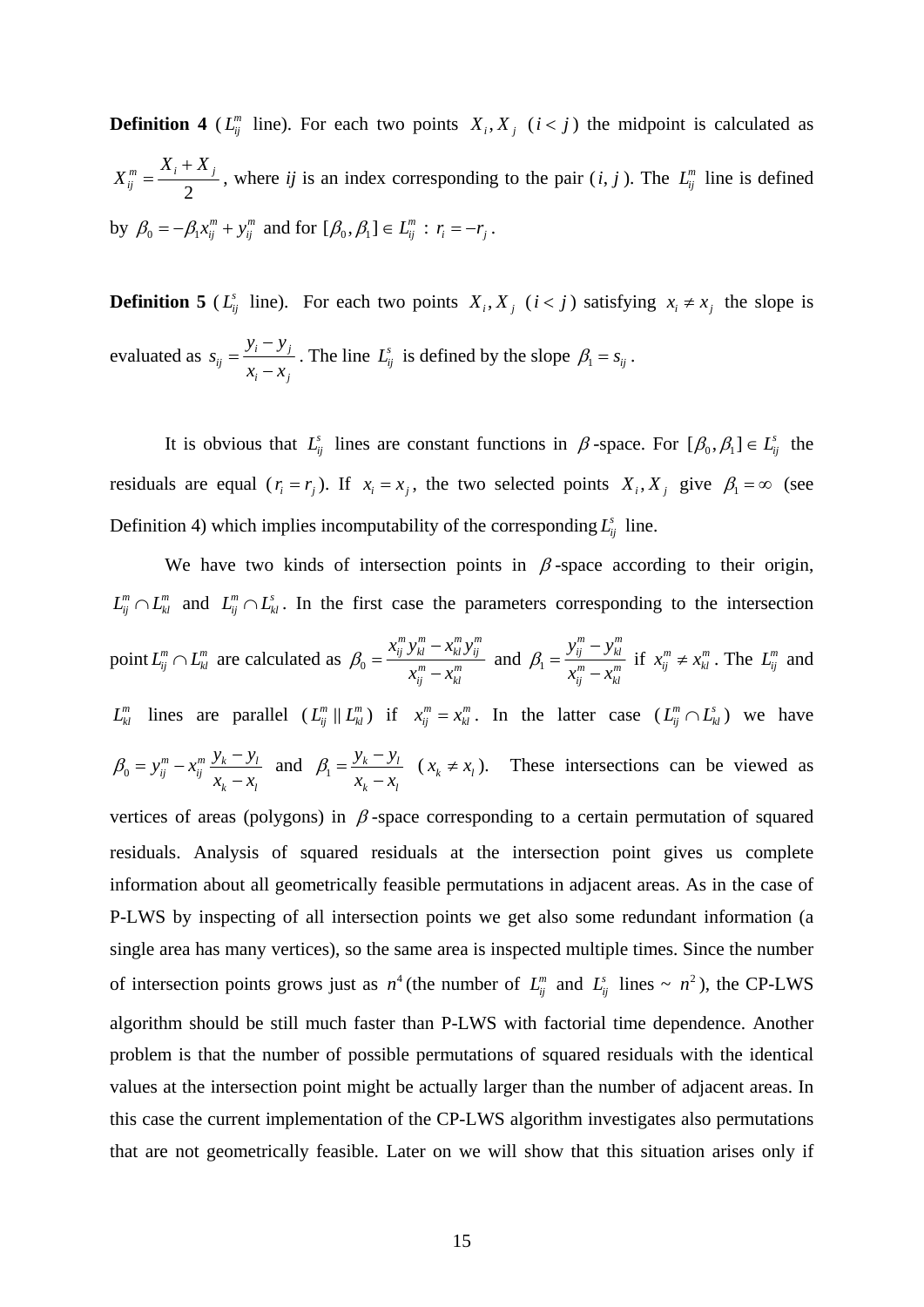**Definition 4** ($L_{ij}^m$ line). For each two points $X_i, X_j$ $(i < j)$ the midpoint is calculated as $X_{ij}^m = \dfrac{X_i + X_j}{2}$, where *ij* is an index corresponding to the pair $(i, j)$. The $L_{ij}^m$ line is defined by $\beta_0 = -\beta_1 x_{ij}^m + y_{ij}^m$ and for $[\beta_0, \beta_1] \in L_{ij}^m : r_i = -r_j$.

**Definition 5** ($L_{ij}^s$ line). For each two points $X_i, X_j$ $(i < j)$ satisfying $x_i \neq x_j$ the slope is evaluated as $s_{ij} = \dfrac{y_i - y_j}{x_i - x_j}$. The line $L_{ij}^s$ is defined by the slope $\beta_1 = s_{ij}$.

It is obvious that $L_{ij}^s$ lines are constant functions in $\beta$-space. For $[\beta_0, \beta_1] \in L_{ij}^s$ the residuals are equal ($r_i = r_j$). If $x_i = x_j$, the two selected points $X_i, X_j$ give $\beta_1 = \infty$ (see Definition 4) which implies incomputability of the corresponding $L_{ij}^s$ line.

We have two kinds of intersection points in $\beta$-space according to their origin, $L_{ij}^m \cap L_{kl}^m$ and $L_{ij}^m \cap L_{kl}^s$. In the first case the parameters corresponding to the intersection point $L_{ij}^m \cap L_{kl}^m$ are calculated as $\beta_0 = \dfrac{x_{ij}^m y_{kl}^m - x_{kl}^m y_{ij}^m}{x_{ij}^m - x_{kl}^m}$ and $\beta_1 = \dfrac{y_{ij}^m - y_{kl}^m}{x_{ij}^m - x_{kl}^m}$ if $x_{ij}^m \neq x_{kl}^m$. The $L_{ij}^m$ and $L_{kl}^m$ lines are parallel ($L_{ij}^m \parallel L_{kl}^m$) if $x_{ij}^m = x_{kl}^m$. In the latter case ($L_{ij}^m \cap L_{kl}^s$) we have $\beta_0 = y_{ij}^m - x_{ij}^m \dfrac{y_k - y_l}{x_k - x_l}$ and $\beta_1 = \dfrac{y_k - y_l}{x_k - x_l}$ ($x_k \neq x_l$). These intersections can be viewed as vertices of areas (polygons) in $\beta$-space corresponding to a certain permutation of squared residuals. Analysis of squared residuals at the intersection point gives us complete information about all geometrically feasible permutations in adjacent areas. As in the case of P-LWS by inspecting of all intersection points we get also some redundant information (a single area has many vertices), so the same area is inspected multiple times. Since the number of intersection points grows just as $n^4$ (the number of $L_{ij}^m$ and $L_{ij}^s$ lines ~ $n^2$), the CP-LWS algorithm should be still much faster than P-LWS with factorial time dependence. Another problem is that the number of possible permutations of squared residuals with the identical values at the intersection point might be actually larger than the number of adjacent areas. In this case the current implementation of the CP-LWS algorithm investigates also permutations that are not geometrically feasible. Later on we will show that this situation arises only if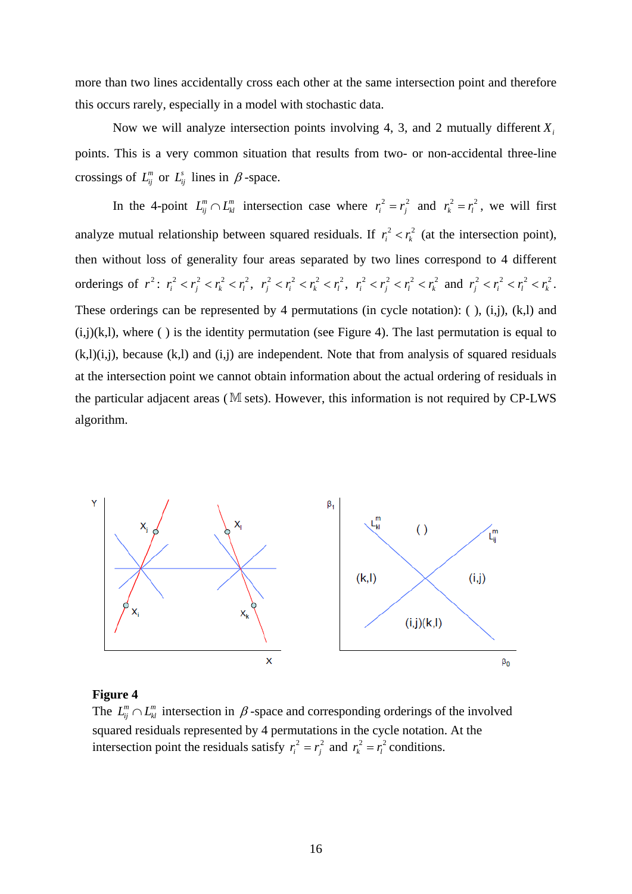more than two lines accidentally cross each other at the same intersection point and therefore this occurs rarely, especially in a model with stochastic data.

Now we will analyze intersection points involving 4, 3, and 2 mutually different $X_i$ points. This is a very common situation that results from two- or non-accidental three-line crossings of $L_{ij}^m$ or $L_{ij}^s$ lines in $\beta$-space.

In the 4-point $L_{ij}^m \cap L_{kl}^m$ intersection case where $r_i^2 = r_j^2$ and $r_k^2 = r_l^2$, we will first analyze mutual relationship between squared residuals. If $r_i^2 < r_k^2$ (at the intersection point), then without loss of generality four areas separated by two lines correspond to 4 different orderings of $r^2$: $r_i^2 < r_j^2 < r_k^2 < r_l^2$, $r_j^2 < r_i^2 < r_k^2 < r_l^2$, $r_i^2 < r_j^2 < r_l^2 < r_k^2$ and $r_j^2 < r_i^2 < r_l^2 < r_k^2$. These orderings can be represented by 4 permutations (in cycle notation): ( ), (i,j), (k,l) and (i,j)(k,l), where ( ) is the identity permutation (see Figure 4). The last permutation is equal to (k,l)(i,j), because (k,l) and (i,j) are independent. Note that from analysis of squared residuals at the intersection point we cannot obtain information about the actual ordering of residuals in the particular adjacent areas ($\mathbb{M}$ sets). However, this information is not required by CP-LWS algorithm.

Y

X

$X_i$

$X_j$

$X_k$

$X_l$

$\beta_1$

$\beta_0$

$L_{kl}^m$

$L_{ij}^m$

( )

(k,l)

(i,j)

(i,j)(k,l)

**Figure 4**
The $L_{ij}^m \cap L_{kl}^m$ intersection in $\beta$-space and corresponding orderings of the involved squared residuals represented by 4 permutations in the cycle notation. At the intersection point the residuals satisfy $r_i^2 = r_j^2$ and $r_k^2 = r_l^2$ conditions.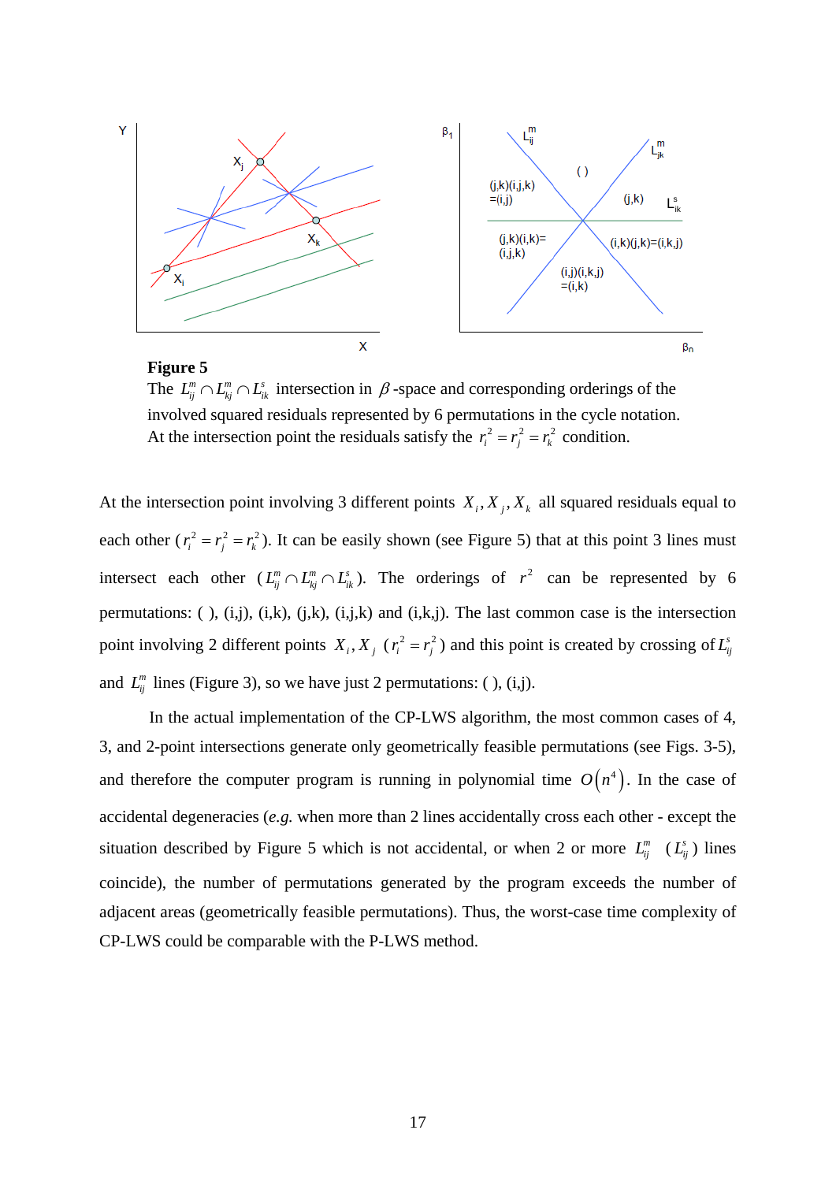Y

X

$X_j$

$X_k$

$X_i$

$\beta_1$

$\beta_n$

$L^m_{ij}$

$L^m_{jk}$

$L^s_{ik}$

( )

(j,k)(i,j,k) =(i,j)

(j,k)

(j,k)(i,k)= (i,j,k)

(i,k)(j,k)=(i,k,j)

(i,j)(i,k,j) =(i,k)

**Figure 5**
The $L^m_{ij} \cap L^m_{kj} \cap L^s_{ik}$ intersection in $\beta$-space and corresponding orderings of the involved squared residuals represented by 6 permutations in the cycle notation. At the intersection point the residuals satisfy the $r_i^2 = r_j^2 = r_k^2$ condition.

At the intersection point involving 3 different points $X_i, X_j, X_k$ all squared residuals equal to each other ($r_i^2 = r_j^2 = r_k^2$). It can be easily shown (see Figure 5) that at this point 3 lines must intersect each other ($L^m_{ij} \cap L^m_{kj} \cap L^s_{ik}$). The orderings of $r^2$ can be represented by 6 permutations: ( ), (i,j), (i,k), (j,k), (i,j,k) and (i,k,j). The last common case is the intersection point involving 2 different points $X_i, X_j$ ($r_i^2 = r_j^2$) and this point is created by crossing of $L^s_{ij}$ and $L^m_{ij}$ lines (Figure 3), so we have just 2 permutations: ( ), (i,j).

In the actual implementation of the CP-LWS algorithm, the most common cases of 4, 3, and 2-point intersections generate only geometrically feasible permutations (see Figs. 3-5), and therefore the computer program is running in polynomial time $O(n^4)$. In the case of accidental degeneracies (*e.g.* when more than 2 lines accidentally cross each other - except the situation described by Figure 5 which is not accidental, or when 2 or more $L^m_{ij}$ ($L^s_{ij}$) lines coincide), the number of permutations generated by the program exceeds the number of adjacent areas (geometrically feasible permutations). Thus, the worst-case time complexity of CP-LWS could be comparable with the P-LWS method.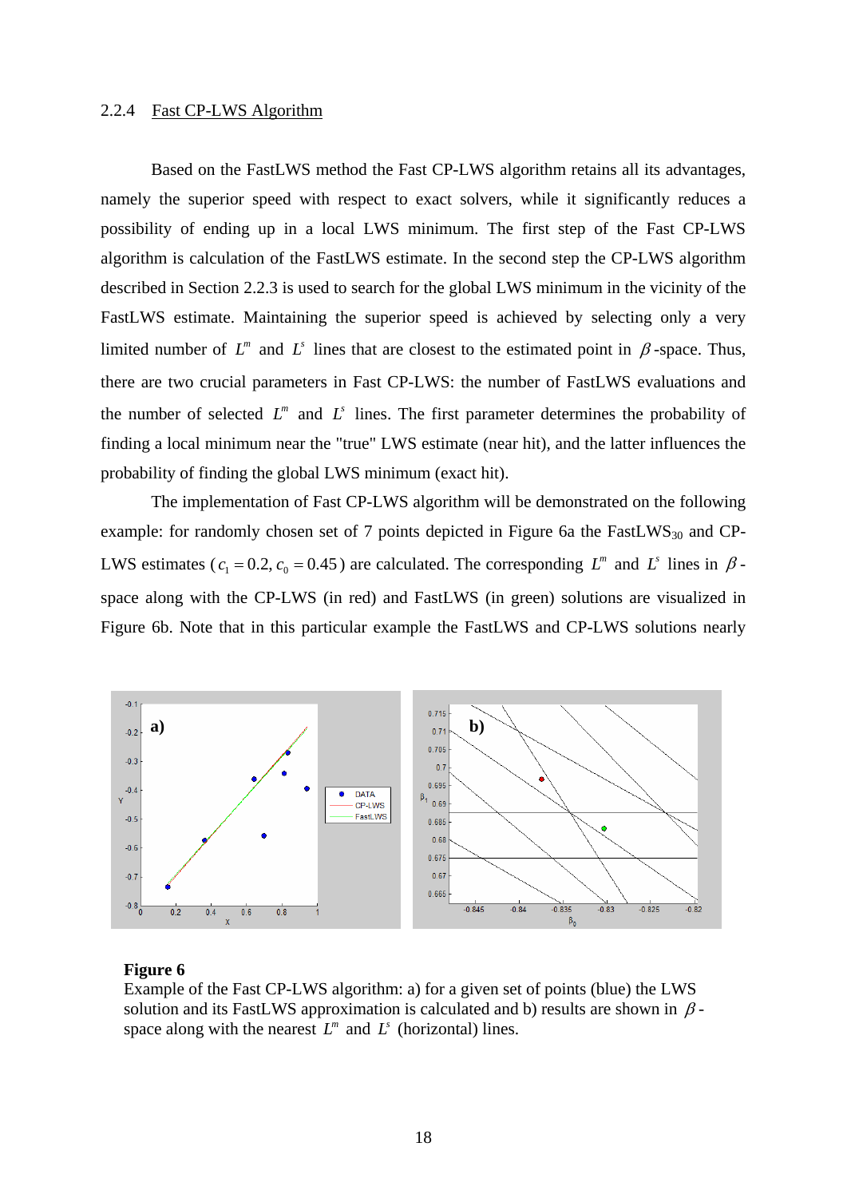### 2.2.4 Fast CP-LWS Algorithm

Based on the FastLWS method the Fast CP-LWS algorithm retains all its advantages, namely the superior speed with respect to exact solvers, while it significantly reduces a possibility of ending up in a local LWS minimum. The first step of the Fast CP-LWS algorithm is calculation of the FastLWS estimate. In the second step the CP-LWS algorithm described in Section 2.2.3 is used to search for the global LWS minimum in the vicinity of the FastLWS estimate. Maintaining the superior speed is achieved by selecting only a very limited number of $L^m$ and $L^s$ lines that are closest to the estimated point in $\beta$-space. Thus, there are two crucial parameters in Fast CP-LWS: the number of FastLWS evaluations and the number of selected $L^m$ and $L^s$ lines. The first parameter determines the probability of finding a local minimum near the "true" LWS estimate (near hit), and the latter influences the probability of finding the global LWS minimum (exact hit).

The implementation of Fast CP-LWS algorithm will be demonstrated on the following example: for randomly chosen set of 7 points depicted in Figure 6a the FastLWS$_{30}$ and CP-LWS estimates ($c_1 = 0.2$, $c_0 = 0.45$) are calculated. The corresponding $L^m$ and $L^s$ lines in $\beta$-space along with the CP-LWS (in red) and FastLWS (in green) solutions are visualized in Figure 6b. Note that in this particular example the FastLWS and CP-LWS solutions nearly

a)
DATA
CP-LWS
FastLWS
Y
X
-0.1 -0.2 -0.3 -0.4 -0.5 -0.6 -0.7 -0.8
0 0.2 0.4 0.6 0.8 1

b)
$\beta_1$
$\beta_0$
0.715 0.71 0.705 0.7 0.695 0.69 0.685 0.68 0.675 0.67 0.665
-0.845 -0.84 -0.835 -0.83 -0.825 -0.82

**Figure 6**
Example of the Fast CP-LWS algorithm: a) for a given set of points (blue) the LWS solution and its FastLWS approximation is calculated and b) results are shown in $\beta$-space along with the nearest $L^m$ and $L^s$ (horizontal) lines.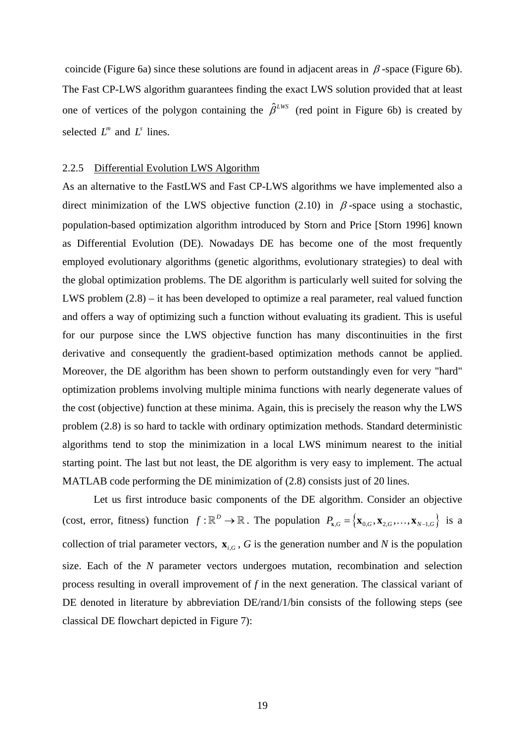coincide (Figure 6a) since these solutions are found in adjacent areas in $\beta$-space (Figure 6b). The Fast CP-LWS algorithm guarantees finding the exact LWS solution provided that at least one of vertices of the polygon containing the $\hat{\beta}^{LWS}$ (red point in Figure 6b) is created by selected $L^m$ and $L^s$ lines.

### 2.2.5 Differential Evolution LWS Algorithm

As an alternative to the FastLWS and Fast CP-LWS algorithms we have implemented also a direct minimization of the LWS objective function (2.10) in $\beta$-space using a stochastic, population-based optimization algorithm introduced by Storn and Price [Storn 1996] known as Differential Evolution (DE). Nowadays DE has become one of the most frequently employed evolutionary algorithms (genetic algorithms, evolutionary strategies) to deal with the global optimization problems. The DE algorithm is particularly well suited for solving the LWS problem (2.8) – it has been developed to optimize a real parameter, real valued function and offers a way of optimizing such a function without evaluating its gradient. This is useful for our purpose since the LWS objective function has many discontinuities in the first derivative and consequently the gradient-based optimization methods cannot be applied. Moreover, the DE algorithm has been shown to perform outstandingly even for very "hard" optimization problems involving multiple minima functions with nearly degenerate values of the cost (objective) function at these minima. Again, this is precisely the reason why the LWS problem (2.8) is so hard to tackle with ordinary optimization methods. Standard deterministic algorithms tend to stop the minimization in a local LWS minimum nearest to the initial starting point. The last but not least, the DE algorithm is very easy to implement. The actual MATLAB code performing the DE minimization of (2.8) consists just of 20 lines.

Let us first introduce basic components of the DE algorithm. Consider an objective (cost, error, fitness) function $f : \mathbb{R}^D \rightarrow \mathbb{R}$. The population $P_{\mathbf{x},G} = \{\mathbf{x}_{0,G}, \mathbf{x}_{2,G}, \ldots, \mathbf{x}_{N-1,G}\}$ is a collection of trial parameter vectors, $\mathbf{x}_{i,G}$, $G$ is the generation number and $N$ is the population size. Each of the $N$ parameter vectors undergoes mutation, recombination and selection process resulting in overall improvement of $f$ in the next generation. The classical variant of DE denoted in literature by abbreviation DE/rand/1/bin consists of the following steps (see classical DE flowchart depicted in Figure 7):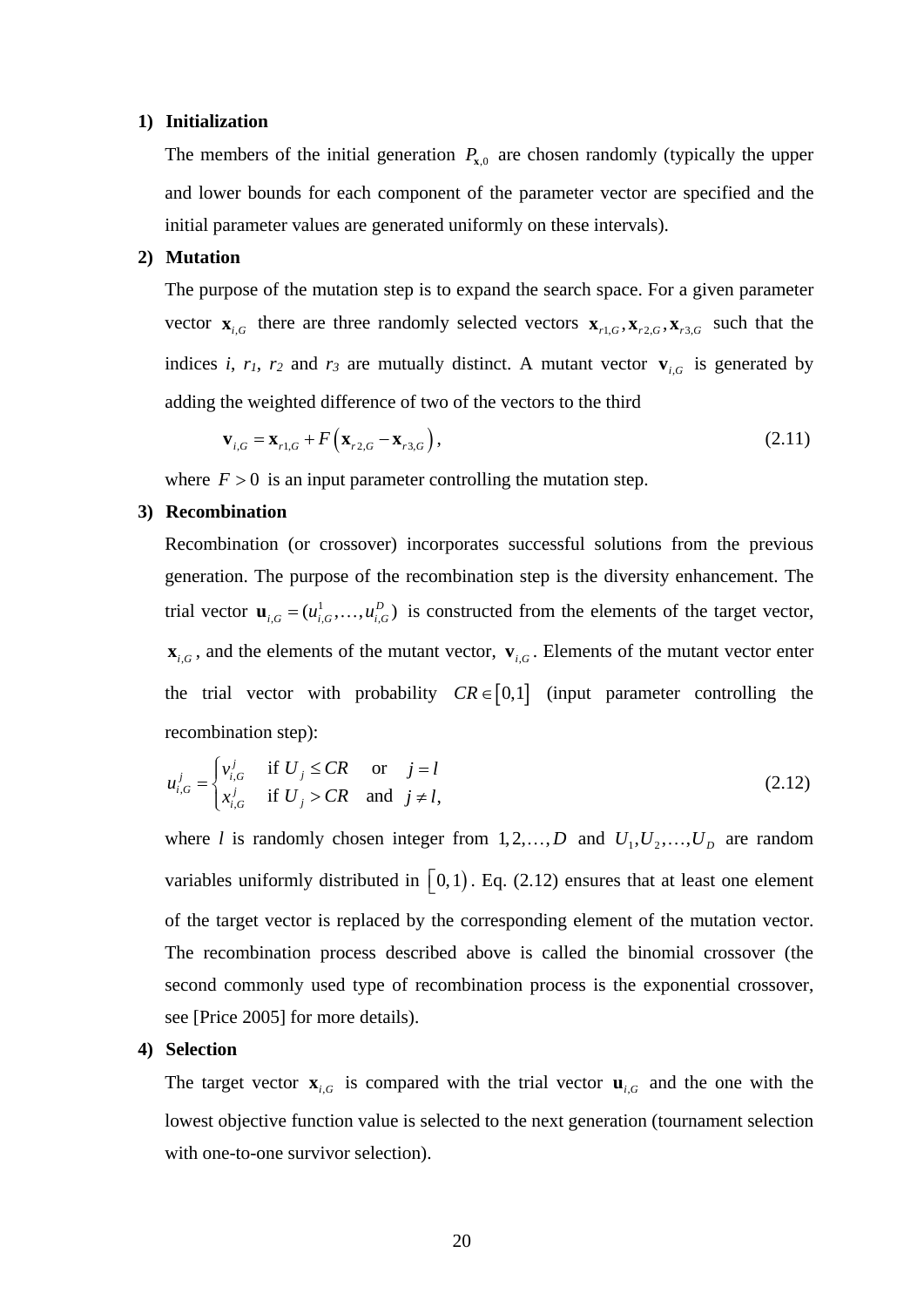1) **Initialization**

   The members of the initial generation $P_{\mathbf{x},0}$ are chosen randomly (typically the upper and lower bounds for each component of the parameter vector are specified and the initial parameter values are generated uniformly on these intervals).

2) **Mutation**

   The purpose of the mutation step is to expand the search space. For a given parameter vector $\mathbf{x}_{i,G}$ there are three randomly selected vectors $\mathbf{x}_{r1,G}, \mathbf{x}_{r2,G}, \mathbf{x}_{r3,G}$ such that the indices $i$, $r_1$, $r_2$ and $r_3$ are mutually distinct. A mutant vector $\mathbf{v}_{i,G}$ is generated by adding the weighted difference of two of the vectors to the third

$$\mathbf{v}_{i,G} = \mathbf{x}_{r1,G} + F\left(\mathbf{x}_{r2,G} - \mathbf{x}_{r3,G}\right), \tag{2.11}$$

   where $F > 0$ is an input parameter controlling the mutation step.

3) **Recombination**

   Recombination (or crossover) incorporates successful solutions from the previous generation. The purpose of the recombination step is the diversity enhancement. The trial vector $\mathbf{u}_{i,G} = (u_{i,G}^1, \ldots, u_{i,G}^D)$ is constructed from the elements of the target vector, $\mathbf{x}_{i,G}$, and the elements of the mutant vector, $\mathbf{v}_{i,G}$. Elements of the mutant vector enter the trial vector with probability $CR \in [0,1]$ (input parameter controlling the recombination step):

$$u_{i,G}^j = \begin{cases} v_{i,G}^j & \text{if } U_j \le CR \quad \text{or} \quad j = l \\ x_{i,G}^j & \text{if } U_j > CR \quad \text{and} \quad j \ne l, \end{cases} \tag{2.12}$$

   where $l$ is randomly chosen integer from $1, 2, \ldots, D$ and $U_1, U_2, \ldots, U_D$ are random variables uniformly distributed in $[0,1)$. Eq. (2.12) ensures that at least one element of the target vector is replaced by the corresponding element of the mutation vector. The recombination process described above is called the binomial crossover (the second commonly used type of recombination process is the exponential crossover, see [Price 2005] for more details).

4) **Selection**

   The target vector $\mathbf{x}_{i,G}$ is compared with the trial vector $\mathbf{u}_{i,G}$ and the one with the lowest objective function value is selected to the next generation (tournament selection with one-to-one survivor selection).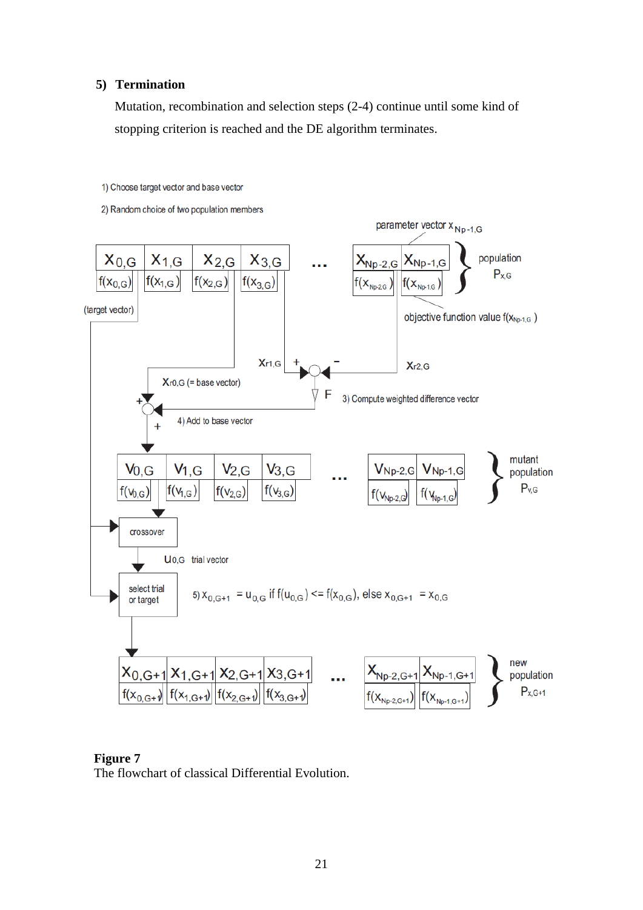### 5) Termination

Mutation, recombination and selection steps (2-4) continue until some kind of stopping criterion is reached and the DE algorithm terminates.

1) Choose target vector and base vector

2) Random choice of two population members

parameter vector $x_{Np-1,G}$

$x_{0,G}$ $x_{1,G}$ $x_{2,G}$ $x_{3,G}$ ... $x_{Np-2,G}$ $x_{Np-1,G}$

$f(x_{0,G})$ $f(x_{1,G})$ $f(x_{2,G})$ $f(x_{3,G})$ $f(x_{Np-2,G})$ $f(x_{Np-1,G})$

population $P_{x,G}$

(target vector)

objective function value $f(x_{Np-1,G})$

$x_{r1,G}$ + − $x_{r2,G}$

$x_{r0,G}$ (= base vector)

F 3) Compute weighted difference vector

+ 4) Add to base vector +

$v_{0,G}$ $v_{1,G}$ $v_{2,G}$ $v_{3,G}$ ... $v_{Np-2,G}$ $v_{Np-1,G}$

$f(v_{0,G})$ $f(v_{1,G})$ $f(v_{2,G})$ $f(v_{3,G})$ $f(v_{Np-2,G})$ $f(v_{Np-1,G})$

mutant population $P_{v,G}$

crossover

$u_{0,G}$ trial vector

select trial or target

5) $x_{0,G+1} = u_{0,G}$ if $f(u_{0,G}) <= f(x_{0,G})$, else $x_{0,G+1} = x_{0,G}$

$x_{0,G+1}$ $x_{1,G+1}$ $x_{2,G+1}$ $x_{3,G+1}$ ... $x_{Np-2,G+1}$ $x_{Np-1,G+1}$

$f(x_{0,G+1})$ $f(x_{1,G+1})$ $f(x_{2,G+1})$ $f(x_{3,G+1})$ $f(x_{Np-2,G+1})$ $f(x_{Np-1,G+1})$

new population $P_{x,G+1}$

**Figure 7**
The flowchart of classical Differential Evolution.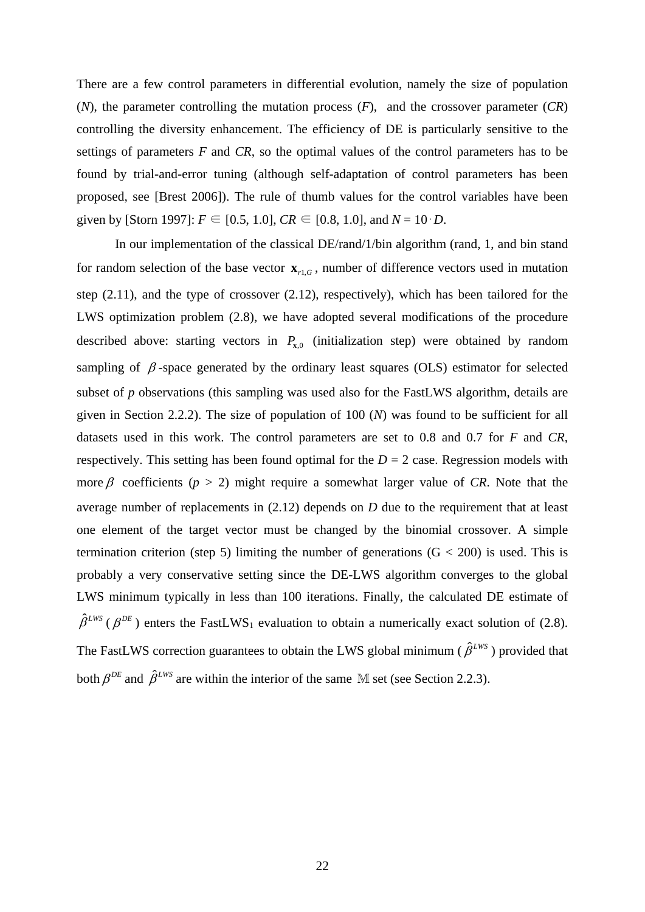There are a few control parameters in differential evolution, namely the size of population (*N*), the parameter controlling the mutation process (*F*), and the crossover parameter (*CR*) controlling the diversity enhancement. The efficiency of DE is particularly sensitive to the settings of parameters *F* and *CR*, so the optimal values of the control parameters has to be found by trial-and-error tuning (although self-adaptation of control parameters has been proposed, see [Brest 2006]). The rule of thumb values for the control variables have been given by [Storn 1997]: $F \in [0.5, 1.0]$, $CR \in [0.8, 1.0]$, and $N = 10 \cdot D$.

In our implementation of the classical DE/rand/1/bin algorithm (rand, 1, and bin stand for random selection of the base vector $\mathbf{x}_{r1,G}$, number of difference vectors used in mutation step (2.11), and the type of crossover (2.12), respectively), which has been tailored for the LWS optimization problem (2.8), we have adopted several modifications of the procedure described above: starting vectors in $P_{\mathbf{x},0}$ (initialization step) were obtained by random sampling of $\beta$-space generated by the ordinary least squares (OLS) estimator for selected subset of *p* observations (this sampling was used also for the FastLWS algorithm, details are given in Section 2.2.2). The size of population of 100 (*N*) was found to be sufficient for all datasets used in this work. The control parameters are set to 0.8 and 0.7 for *F* and *CR*, respectively. This setting has been found optimal for the $D = 2$ case. Regression models with more $\beta$ coefficients ($p > 2$) might require a somewhat larger value of *CR*. Note that the average number of replacements in (2.12) depends on *D* due to the requirement that at least one element of the target vector must be changed by the binomial crossover. A simple termination criterion (step 5) limiting the number of generations ($G < 200$) is used. This is probably a very conservative setting since the DE-LWS algorithm converges to the global LWS minimum typically in less than 100 iterations. Finally, the calculated DE estimate of $\hat{\beta}^{LWS}$ ($\beta^{DE}$) enters the $\text{FastLWS}_1$ evaluation to obtain a numerically exact solution of (2.8). The FastLWS correction guarantees to obtain the LWS global minimum ($\hat{\beta}^{LWS}$) provided that both $\beta^{DE}$ and $\hat{\beta}^{LWS}$ are within the interior of the same $\mathbb{M}$ set (see Section 2.2.3).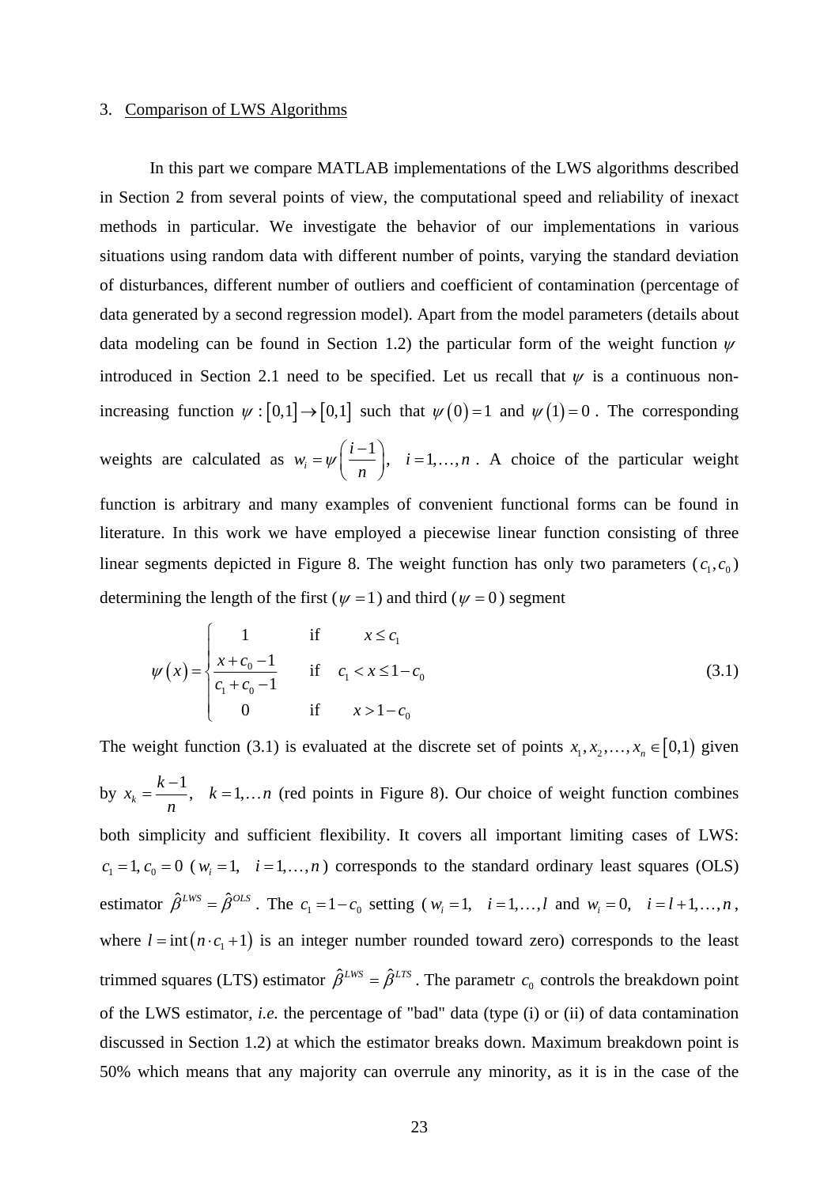## 3. Comparison of LWS Algorithms

In this part we compare MATLAB implementations of the LWS algorithms described in Section 2 from several points of view, the computational speed and reliability of inexact methods in particular. We investigate the behavior of our implementations in various situations using random data with different number of points, varying the standard deviation of disturbances, different number of outliers and coefficient of contamination (percentage of data generated by a second regression model). Apart from the model parameters (details about data modeling can be found in Section 1.2) the particular form of the weight function $\psi$ introduced in Section 2.1 need to be specified. Let us recall that $\psi$ is a continuous non-increasing function $\psi : [0,1] \to [0,1]$ such that $\psi(0) = 1$ and $\psi(1) = 0$. The corresponding weights are calculated as $w_i = \psi\left(\frac{i-1}{n}\right), \quad i = 1, \ldots, n$. A choice of the particular weight function is arbitrary and many examples of convenient functional forms can be found in literature. In this work we have employed a piecewise linear function consisting of three linear segments depicted in Figure 8. The weight function has only two parameters ($c_1, c_0$) determining the length of the first ($\psi = 1$) and third ($\psi = 0$) segment

$$\psi(x) = \begin{cases} 1 & \text{if} \quad x \le c_1 \\ \dfrac{x + c_0 - 1}{c_1 + c_0 - 1} & \text{if} \quad c_1 < x \le 1 - c_0 \\ 0 & \text{if} \quad x > 1 - c_0 \end{cases} \tag{3.1}$$

The weight function (3.1) is evaluated at the discrete set of points $x_1, x_2, \ldots, x_n \in [0,1)$ given by $x_k = \frac{k-1}{n}, \quad k = 1, \ldots n$ (red points in Figure 8). Our choice of weight function combines both simplicity and sufficient flexibility. It covers all important limiting cases of LWS: $c_1 = 1, c_0 = 0$ ($w_i = 1, \quad i = 1, \ldots, n$) corresponds to the standard ordinary least squares (OLS) estimator $\hat{\beta}^{LWS} = \hat{\beta}^{OLS}$. The $c_1 = 1 - c_0$ setting ($w_i = 1, \quad i = 1, \ldots, l$ and $w_i = 0, \quad i = l+1, \ldots, n$, where $l = \text{int}(n \cdot c_1 + 1)$ is an integer number rounded toward zero) corresponds to the least trimmed squares (LTS) estimator $\hat{\beta}^{LWS} = \hat{\beta}^{LTS}$. The parametr $c_0$ controls the breakdown point of the LWS estimator, *i.e.* the percentage of "bad" data (type (i) or (ii) of data contamination discussed in Section 1.2) at which the estimator breaks down. Maximum breakdown point is 50% which means that any majority can overrule any minority, as it is in the case of the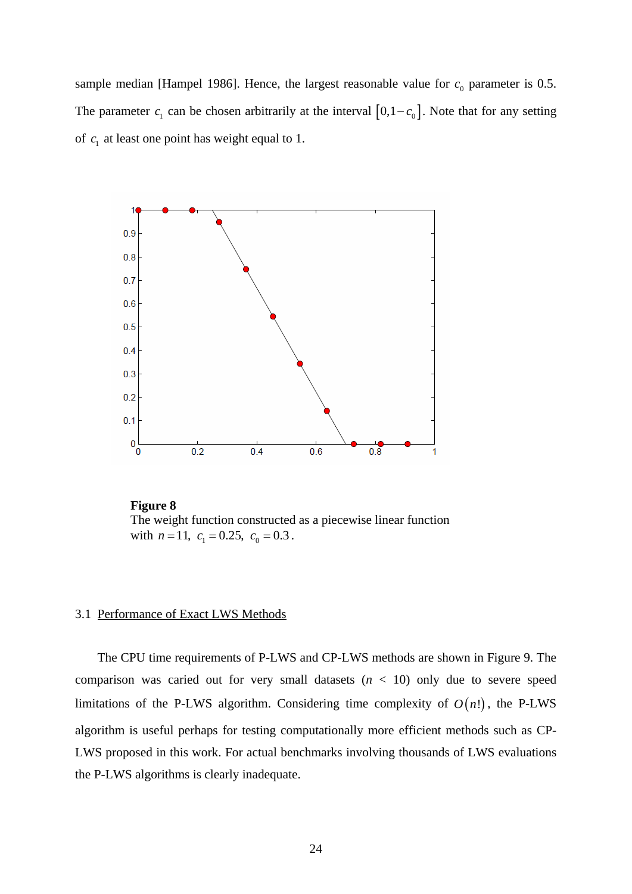sample median [Hampel 1986]. Hence, the largest reasonable value for $c_0$ parameter is 0.5. The parameter $c_1$ can be chosen arbitrarily at the interval $[0,1-c_0]$. Note that for any setting of $c_1$ at least one point has weight equal to 1.

1
0.9
0.8
0.7
0.6
0.5
0.4
0.3
0.2
0.1
0
0
0.2
0.4
0.6
0.8
1

**Figure 8**
The weight function constructed as a piecewise linear function with $n=11,\ c_1=0.25,\ c_0=0.3$.

### 3.1 Performance of Exact LWS Methods

The CPU time requirements of P-LWS and CP-LWS methods are shown in Figure 9. The comparison was caried out for very small datasets ($n$ < 10) only due to severe speed limitations of the P-LWS algorithm. Considering time complexity of $O(n!)$, the P-LWS algorithm is useful perhaps for testing computationally more efficient methods such as CP-LWS proposed in this work. For actual benchmarks involving thousands of LWS evaluations the P-LWS algorithms is clearly inadequate.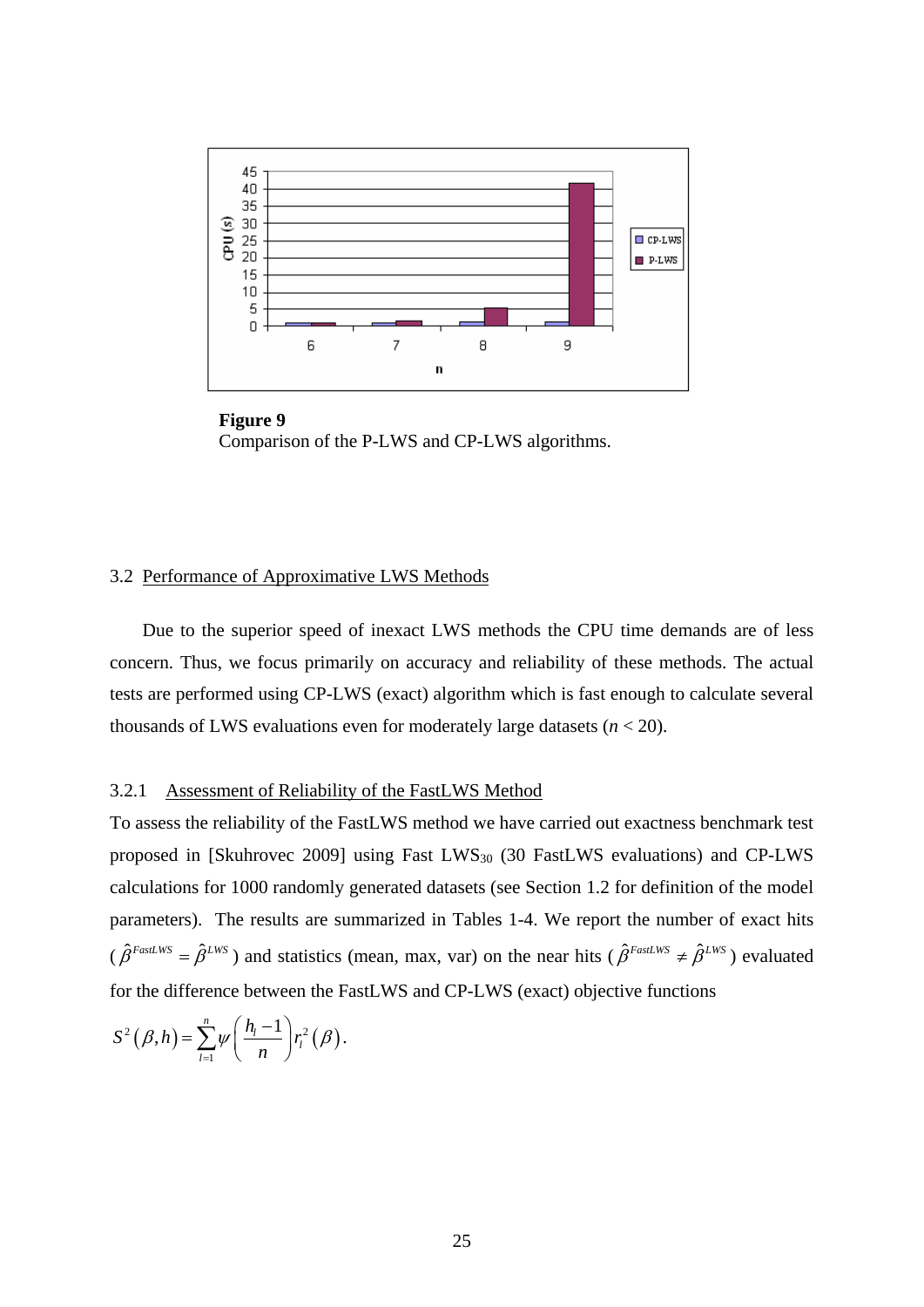45
40
35
30
25
20
15
10
5
0

CPU (s)

6 7 8 9

n

CP-LWS
P-LWS

**Figure 9**
Comparison of the P-LWS and CP-LWS algorithms.

### 3.2 Performance of Approximative LWS Methods

Due to the superior speed of inexact LWS methods the CPU time demands are of less concern. Thus, we focus primarily on accuracy and reliability of these methods. The actual tests are performed using CP-LWS (exact) algorithm which is fast enough to calculate several thousands of LWS evaluations even for moderately large datasets ($n < 20$).

#### 3.2.1 Assessment of Reliability of the FastLWS Method

To assess the reliability of the FastLWS method we have carried out exactness benchmark test proposed in [Skuhrovec 2009] using Fast $LWS_{30}$ (30 FastLWS evaluations) and CP-LWS calculations for 1000 randomly generated datasets (see Section 1.2 for definition of the model parameters). The results are summarized in Tables 1-4. We report the number of exact hits ($\hat{\beta}^{FastLWS} = \hat{\beta}^{LWS}$) and statistics (mean, max, var) on the near hits ($\hat{\beta}^{FastLWS} \neq \hat{\beta}^{LWS}$) evaluated for the difference between the FastLWS and CP-LWS (exact) objective functions

$$S^2(\beta, h) = \sum_{l=1}^{n} \psi\left(\frac{h_l - 1}{n}\right) r_l^2(\beta).$$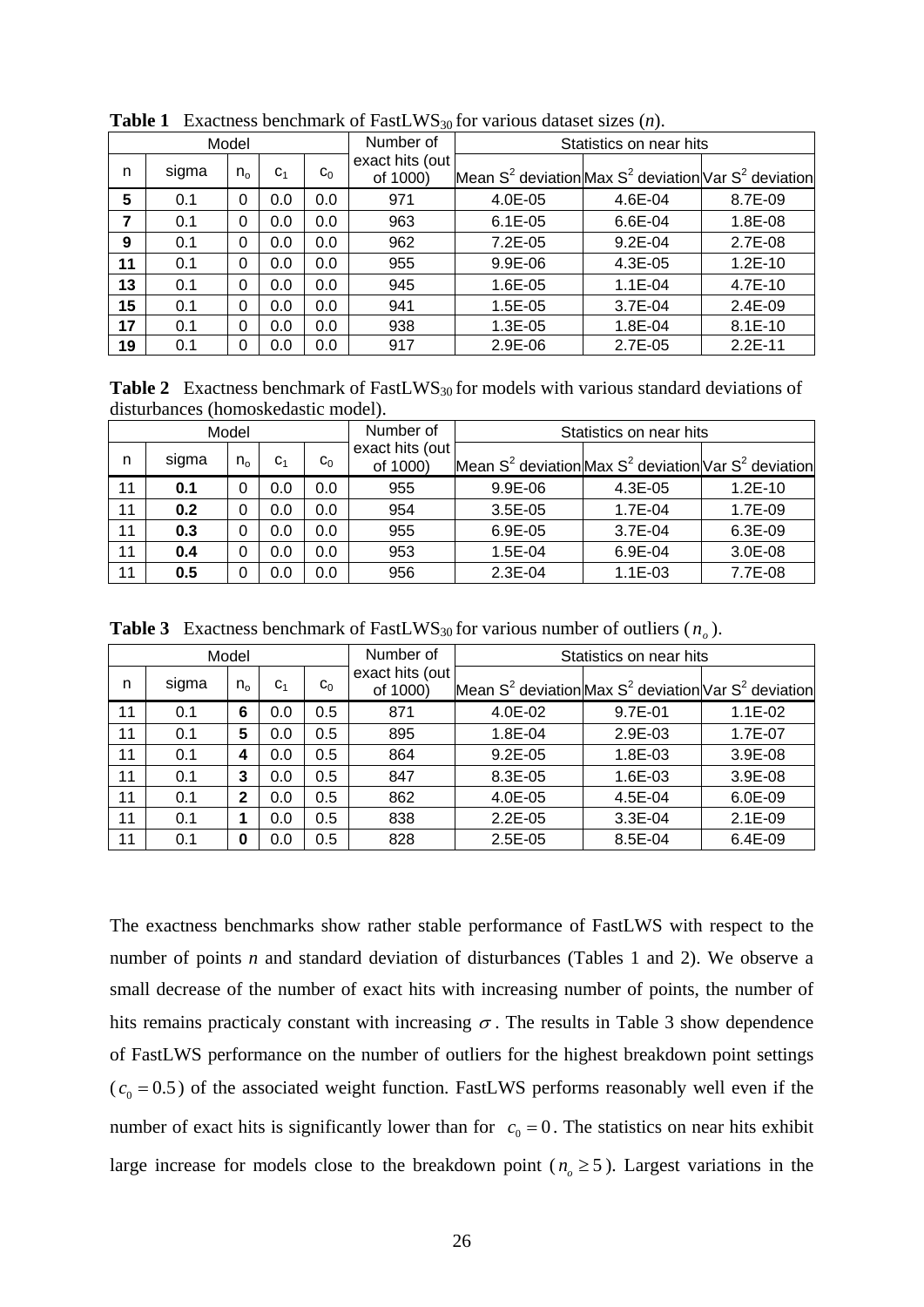**Table 1** Exactness benchmark of $\mathrm{FastLWS}_{30}$ for various dataset sizes ($n$).

| Model | | | | | Number of exact hits (out of 1000) | Statistics on near hits | | |
|---|---|---|---|---|---|---|---|---|
| n | sigma | $n_o$ | $c_1$ | $c_0$ | | Mean $S^2$ deviation | Max $S^2$ deviation | Var $S^2$ deviation |
| **5** | 0.1 | 0 | 0.0 | 0.0 | 971 | 4.0E-05 | 4.6E-04 | 8.7E-09 |
| **7** | 0.1 | 0 | 0.0 | 0.0 | 963 | 6.1E-05 | 6.6E-04 | 1.8E-08 |
| **9** | 0.1 | 0 | 0.0 | 0.0 | 962 | 7.2E-05 | 9.2E-04 | 2.7E-08 |
| **11** | 0.1 | 0 | 0.0 | 0.0 | 955 | 9.9E-06 | 4.3E-05 | 1.2E-10 |
| **13** | 0.1 | 0 | 0.0 | 0.0 | 945 | 1.6E-05 | 1.1E-04 | 4.7E-10 |
| **15** | 0.1 | 0 | 0.0 | 0.0 | 941 | 1.5E-05 | 3.7E-04 | 2.4E-09 |
| **17** | 0.1 | 0 | 0.0 | 0.0 | 938 | 1.3E-05 | 1.8E-04 | 8.1E-10 |
| **19** | 0.1 | 0 | 0.0 | 0.0 | 917 | 2.9E-06 | 2.7E-05 | 2.2E-11 |

**Table 2** Exactness benchmark of $\mathrm{FastLWS}_{30}$ for models with various standard deviations of disturbances (homoskedastic model).

| Model | | | | | Number of exact hits (out of 1000) | Statistics on near hits | | |
|---|---|---|---|---|---|---|---|---|
| n | sigma | $n_o$ | $c_1$ | $c_0$ | | Mean $S^2$ deviation | Max $S^2$ deviation | Var $S^2$ deviation |
| 11 | **0.1** | 0 | 0.0 | 0.0 | 955 | 9.9E-06 | 4.3E-05 | 1.2E-10 |
| 11 | **0.2** | 0 | 0.0 | 0.0 | 954 | 3.5E-05 | 1.7E-04 | 1.7E-09 |
| 11 | **0.3** | 0 | 0.0 | 0.0 | 955 | 6.9E-05 | 3.7E-04 | 6.3E-09 |
| 11 | **0.4** | 0 | 0.0 | 0.0 | 953 | 1.5E-04 | 6.9E-04 | 3.0E-08 |
| 11 | **0.5** | 0 | 0.0 | 0.0 | 956 | 2.3E-04 | 1.1E-03 | 7.7E-08 |

**Table 3** Exactness benchmark of $\mathrm{FastLWS}_{30}$ for various number of outliers ($n_o$).

| Model | | | | | Number of exact hits (out of 1000) | Statistics on near hits | | |
|---|---|---|---|---|---|---|---|---|
| n | sigma | $n_o$ | $c_1$ | $c_0$ | | Mean $S^2$ deviation | Max $S^2$ deviation | Var $S^2$ deviation |
| 11 | 0.1 | **6** | 0.0 | 0.5 | 871 | 4.0E-02 | 9.7E-01 | 1.1E-02 |
| 11 | 0.1 | **5** | 0.0 | 0.5 | 895 | 1.8E-04 | 2.9E-03 | 1.7E-07 |
| 11 | 0.1 | **4** | 0.0 | 0.5 | 864 | 9.2E-05 | 1.8E-03 | 3.9E-08 |
| 11 | 0.1 | **3** | 0.0 | 0.5 | 847 | 8.3E-05 | 1.6E-03 | 3.9E-08 |
| 11 | 0.1 | **2** | 0.0 | 0.5 | 862 | 4.0E-05 | 4.5E-04 | 6.0E-09 |
| 11 | 0.1 | **1** | 0.0 | 0.5 | 838 | 2.2E-05 | 3.3E-04 | 2.1E-09 |
| 11 | 0.1 | **0** | 0.0 | 0.5 | 828 | 2.5E-05 | 8.5E-04 | 6.4E-09 |

The exactness benchmarks show rather stable performance of FastLWS with respect to the number of points $n$ and standard deviation of disturbances (Tables 1 and 2). We observe a small decrease of the number of exact hits with increasing number of points, the number of hits remains practicaly constant with increasing $\sigma$. The results in Table 3 show dependence of FastLWS performance on the number of outliers for the highest breakdown point settings ($c_0 = 0.5$) of the associated weight function. FastLWS performs reasonably well even if the number of exact hits is significantly lower than for $c_0 = 0$. The statistics on near hits exhibit large increase for models close to the breakdown point ($n_o \geq 5$). Largest variations in the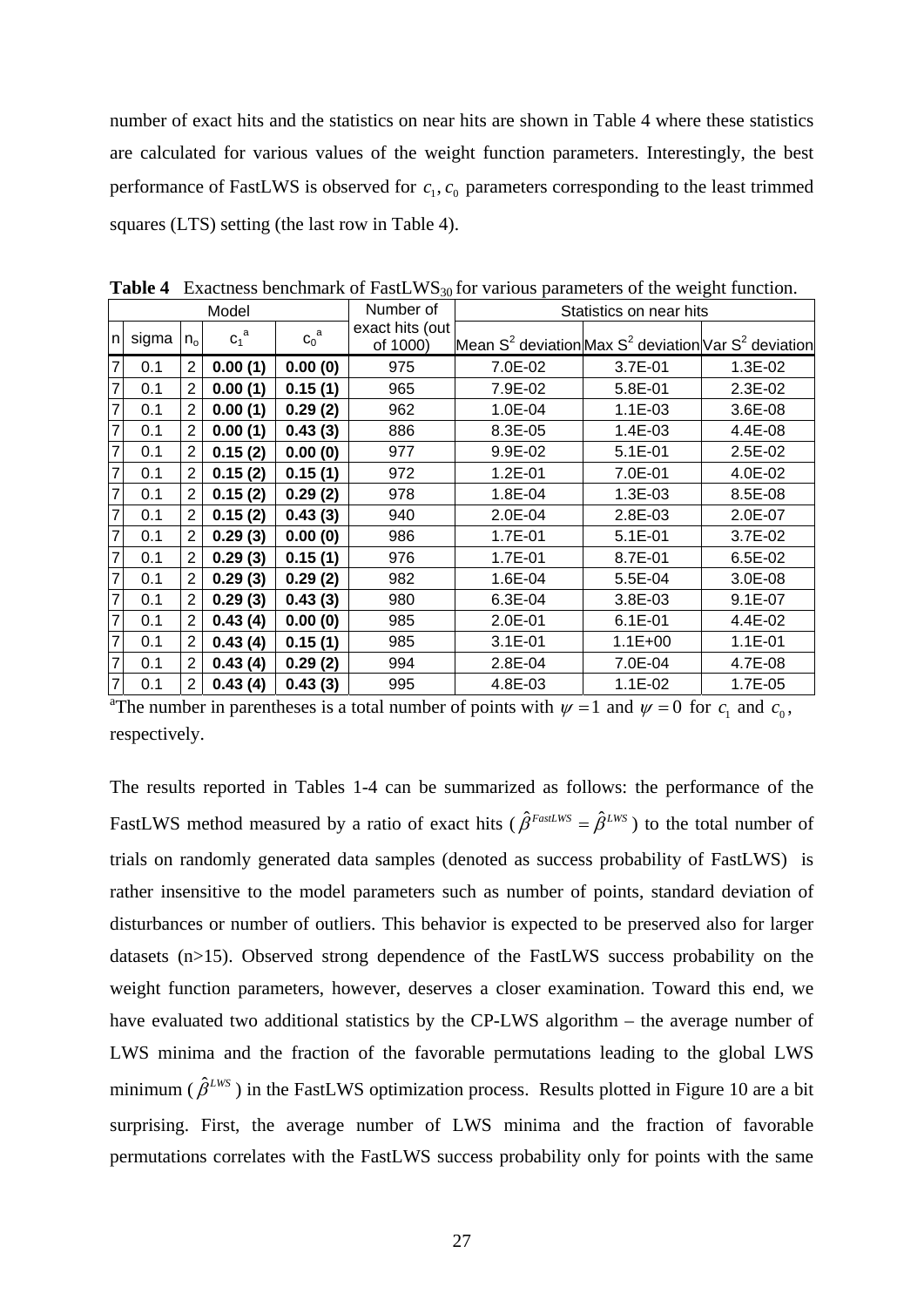number of exact hits and the statistics on near hits are shown in Table 4 where these statistics are calculated for various values of the weight function parameters. Interestingly, the best performance of FastLWS is observed for $c_1, c_0$ parameters corresponding to the least trimmed squares (LTS) setting (the last row in Table 4).

**Table 4** Exactness benchmark of FastLWS$_{30}$ for various parameters of the weight function.

| Model | | | | | Number of exact hits (out of 1000) | Statistics on near hits | | |
|---|---|---|---|---|---|---|---|---|
| n | sigma | $n_o$ | $c_1$ [a] | $c_0$ [a] | | Mean $S^2$ deviation | Max $S^2$ deviation | Var $S^2$ deviation |
| 7 | 0.1 | 2 | **0.00 (1)** | **0.00 (0)** | 975 | 7.0E-02 | 3.7E-01 | 1.3E-02 |
| 7 | 0.1 | 2 | **0.00 (1)** | **0.15 (1)** | 965 | 7.9E-02 | 5.8E-01 | 2.3E-02 |
| 7 | 0.1 | 2 | **0.00 (1)** | **0.29 (2)** | 962 | 1.0E-04 | 1.1E-03 | 3.6E-08 |
| 7 | 0.1 | 2 | **0.00 (1)** | **0.43 (3)** | 886 | 8.3E-05 | 1.4E-03 | 4.4E-08 |
| 7 | 0.1 | 2 | **0.15 (2)** | **0.00 (0)** | 977 | 9.9E-02 | 5.1E-01 | 2.5E-02 |
| 7 | 0.1 | 2 | **0.15 (2)** | **0.15 (1)** | 972 | 1.2E-01 | 7.0E-01 | 4.0E-02 |
| 7 | 0.1 | 2 | **0.15 (2)** | **0.29 (2)** | 978 | 1.8E-04 | 1.3E-03 | 8.5E-08 |
| 7 | 0.1 | 2 | **0.15 (2)** | **0.43 (3)** | 940 | 2.0E-04 | 2.8E-03 | 2.0E-07 |
| 7 | 0.1 | 2 | **0.29 (3)** | **0.00 (0)** | 986 | 1.7E-01 | 5.1E-01 | 3.7E-02 |
| 7 | 0.1 | 2 | **0.29 (3)** | **0.15 (1)** | 976 | 1.7E-01 | 8.7E-01 | 6.5E-02 |
| 7 | 0.1 | 2 | **0.29 (3)** | **0.29 (2)** | 982 | 1.6E-04 | 5.5E-04 | 3.0E-08 |
| 7 | 0.1 | 2 | **0.29 (3)** | **0.43 (3)** | 980 | 6.3E-04 | 3.8E-03 | 9.1E-07 |
| 7 | 0.1 | 2 | **0.43 (4)** | **0.00 (0)** | 985 | 2.0E-01 | 6.1E-01 | 4.4E-02 |
| 7 | 0.1 | 2 | **0.43 (4)** | **0.15 (1)** | 985 | 3.1E-01 | 1.1E+00 | 1.1E-01 |
| 7 | 0.1 | 2 | **0.43 (4)** | **0.29 (2)** | 994 | 2.8E-04 | 7.0E-04 | 4.7E-08 |
| 7 | 0.1 | 2 | **0.43 (4)** | **0.43 (3)** | 995 | 4.8E-03 | 1.1E-02 | 1.7E-05 |

[a]The number in parentheses is a total number of points with $\psi = 1$ and $\psi = 0$ for $c_1$ and $c_0$, respectively.

The results reported in Tables 1-4 can be summarized as follows: the performance of the FastLWS method measured by a ratio of exact hits ($\hat{\beta}^{FastLWS} = \hat{\beta}^{LWS}$) to the total number of trials on randomly generated data samples (denoted as success probability of FastLWS) is rather insensitive to the model parameters such as number of points, standard deviation of disturbances or number of outliers. This behavior is expected to be preserved also for larger datasets (n>15). Observed strong dependence of the FastLWS success probability on the weight function parameters, however, deserves a closer examination. Toward this end, we have evaluated two additional statistics by the CP-LWS algorithm – the average number of LWS minima and the fraction of the favorable permutations leading to the global LWS minimum ($\hat{\beta}^{LWS}$) in the FastLWS optimization process. Results plotted in Figure 10 are a bit surprising. First, the average number of LWS minima and the fraction of favorable permutations correlates with the FastLWS success probability only for points with the same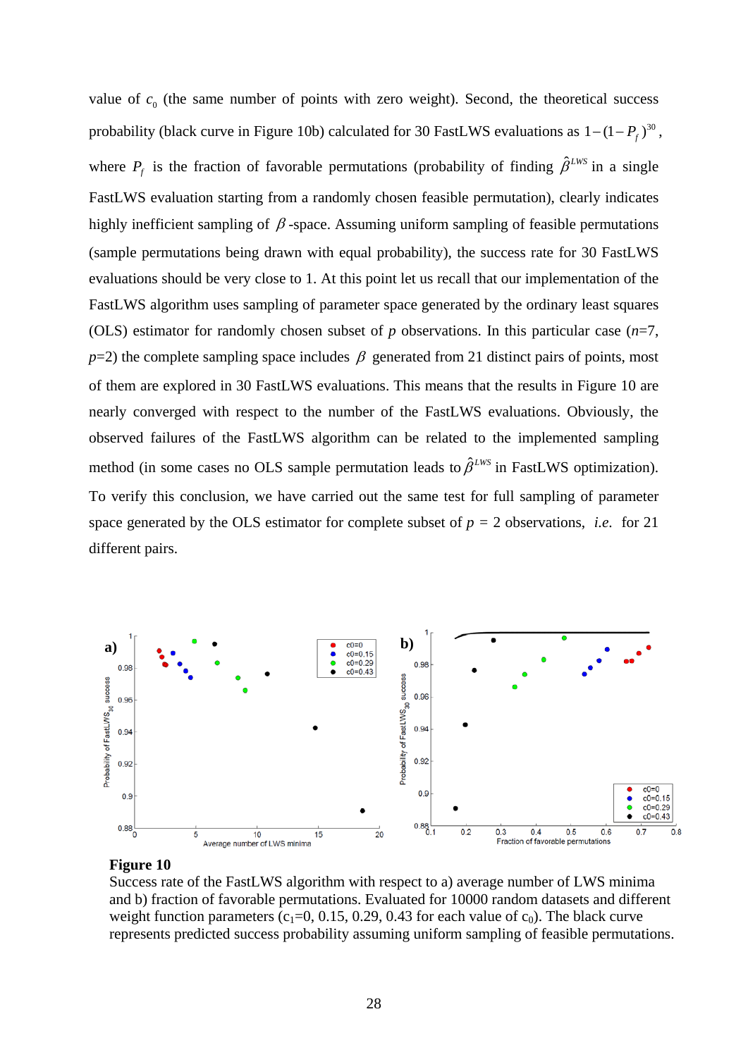value of $c_0$ (the same number of points with zero weight). Second, the theoretical success probability (black curve in Figure 10b) calculated for 30 FastLWS evaluations as $1-(1-P_f)^{30}$, where $P_f$ is the fraction of favorable permutations (probability of finding $\hat{\beta}^{LWS}$ in a single FastLWS evaluation starting from a randomly chosen feasible permutation), clearly indicates highly inefficient sampling of $\beta$-space. Assuming uniform sampling of feasible permutations (sample permutations being drawn with equal probability), the success rate for 30 FastLWS evaluations should be very close to 1. At this point let us recall that our implementation of the FastLWS algorithm uses sampling of parameter space generated by the ordinary least squares (OLS) estimator for randomly chosen subset of $p$ observations. In this particular case ($n$=7, $p$=2) the complete sampling space includes $\beta$ generated from 21 distinct pairs of points, most of them are explored in 30 FastLWS evaluations. This means that the results in Figure 10 are nearly converged with respect to the number of the FastLWS evaluations. Obviously, the observed failures of the FastLWS algorithm can be related to the implemented sampling method (in some cases no OLS sample permutation leads to $\hat{\beta}^{LWS}$ in FastLWS optimization). To verify this conclusion, we have carried out the same test for full sampling of parameter space generated by the OLS estimator for complete subset of $p$ = 2 observations, *i.e.* for 21 different pairs.

a)

Probability of FastLWS$_{30}$ success

Average number of LWS minima

c0=0
c0=0.15
c0=0.29
c0=0.43

b)

Probability of FastLWS$_{30}$ success

Fraction of favorable permutations

c0=0
c0=0.15
c0=0.29
c0=0.43

**Figure 10**
Success rate of the FastLWS algorithm with respect to a) average number of LWS minima and b) fraction of favorable permutations. Evaluated for 10000 random datasets and different weight function parameters ($c_1$=0, 0.15, 0.29, 0.43 for each value of $c_0$). The black curve represents predicted success probability assuming uniform sampling of feasible permutations.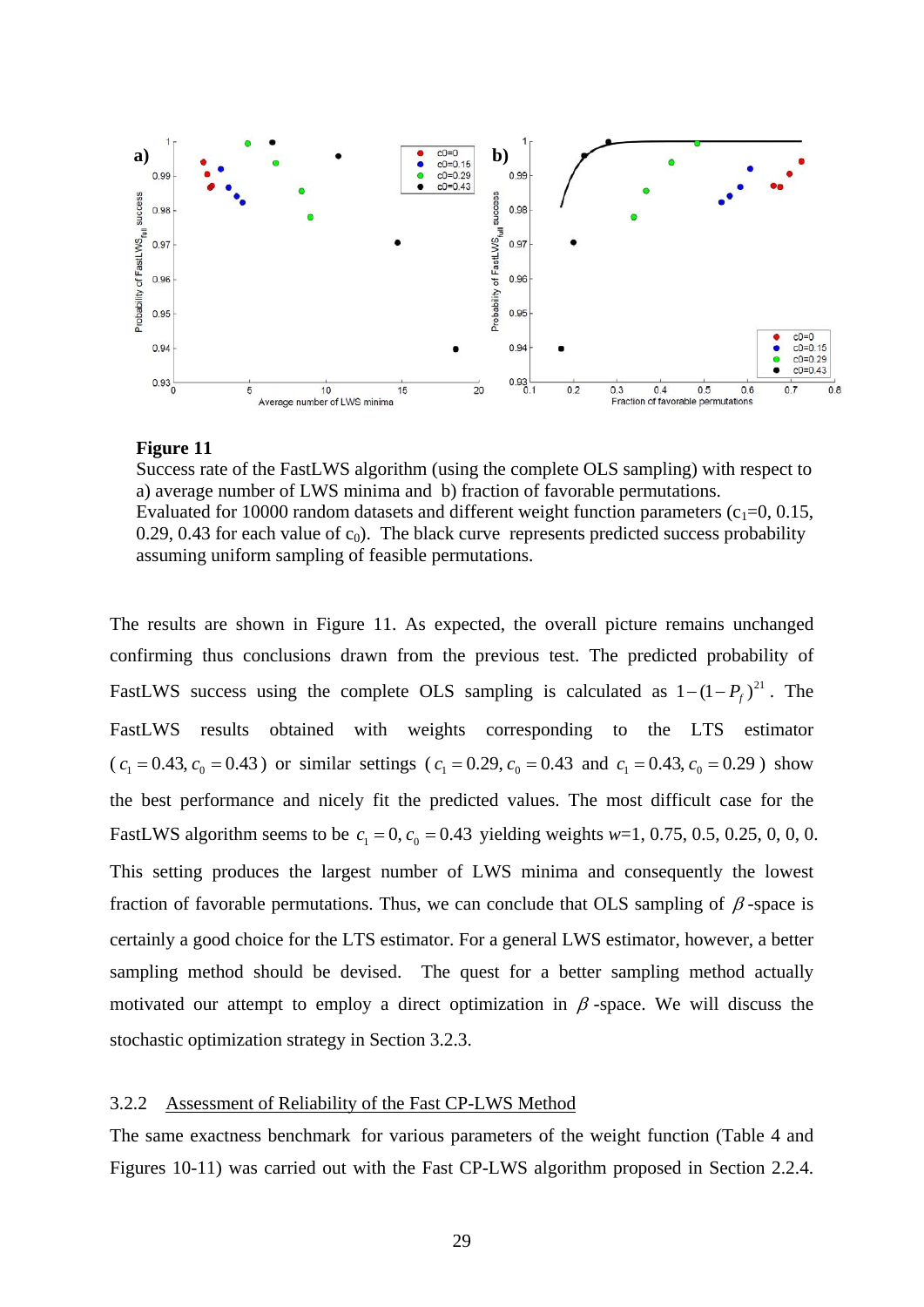a)

Probability of FastLWS$_{full}$ success

1
0.99
0.98
0.97
0.96
0.95
0.94
0.93

0
5
10
15
20

Average number of LWS minima

c0=0
c0=0.15
c0=0.29
c0=0.43

b)

Probability of FastLWS$_{full}$ success

1
0.99
0.98
0.97
0.96
0.95
0.94
0.93

0.1
0.2
0.3
0.4
0.5
0.6
0.7
0.8

Fraction of favorable permutations

c0=0
c0=0.15
c0=0.29
c0=0.43

**Figure 11**
Success rate of the FastLWS algorithm (using the complete OLS sampling) with respect to a) average number of LWS minima and b) fraction of favorable permutations.
Evaluated for 10000 random datasets and different weight function parameters ($c_1$=0, 0.15, 0.29, 0.43 for each value of $c_0$). The black curve represents predicted success probability assuming uniform sampling of feasible permutations.

The results are shown in Figure 11. As expected, the overall picture remains unchanged confirming thus conclusions drawn from the previous test. The predicted probability of FastLWS success using the complete OLS sampling is calculated as $1-(1-P_f)^{21}$. The FastLWS results obtained with weights corresponding to the LTS estimator ($c_1 = 0.43, c_0 = 0.43$) or similar settings ($c_1 = 0.29, c_0 = 0.43$ and $c_1 = 0.43, c_0 = 0.29$) show the best performance and nicely fit the predicted values. The most difficult case for the FastLWS algorithm seems to be $c_1 = 0, c_0 = 0.43$ yielding weights $w$=1, 0.75, 0.5, 0.25, 0, 0, 0. This setting produces the largest number of LWS minima and consequently the lowest fraction of favorable permutations. Thus, we can conclude that OLS sampling of $\beta$-space is certainly a good choice for the LTS estimator. For a general LWS estimator, however, a better sampling method should be devised. The quest for a better sampling method actually motivated our attempt to employ a direct optimization in $\beta$-space. We will discuss the stochastic optimization strategy in Section 3.2.3.

### 3.2.2 Assessment of Reliability of the Fast CP-LWS Method

The same exactness benchmark for various parameters of the weight function (Table 4 and Figures 10-11) was carried out with the Fast CP-LWS algorithm proposed in Section 2.2.4.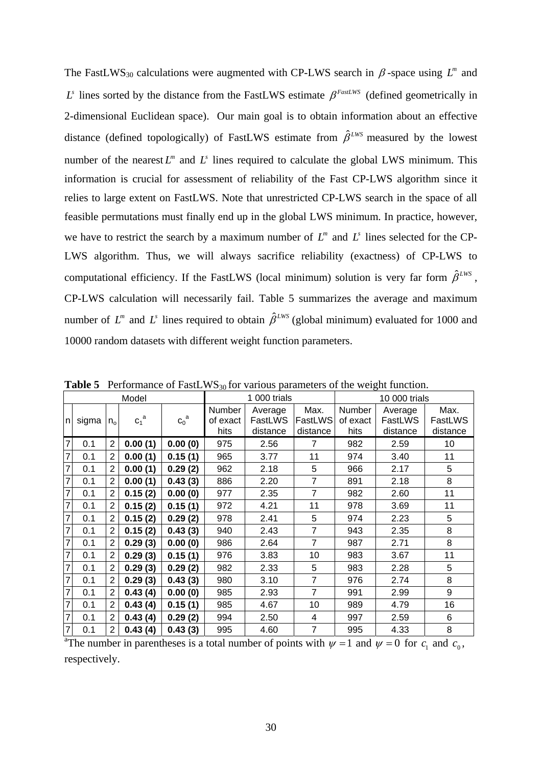The $\text{FastLWS}_{30}$ calculations were augmented with CP-LWS search in $\beta$-space using $L^m$ and $L^s$ lines sorted by the distance from the FastLWS estimate $\beta^{FastLWS}$ (defined geometrically in 2-dimensional Euclidean space). Our main goal is to obtain information about an effective distance (defined topologically) of FastLWS estimate from $\hat{\beta}^{LWS}$ measured by the lowest number of the nearest $L^m$ and $L^s$ lines required to calculate the global LWS minimum. This information is crucial for assessment of reliability of the Fast CP-LWS algorithm since it relies to large extent on FastLWS. Note that unrestricted CP-LWS search in the space of all feasible permutations must finally end up in the global LWS minimum. In practice, however, we have to restrict the search by a maximum number of $L^m$ and $L^s$ lines selected for the CP-LWS algorithm. Thus, we will always sacrifice reliability (exactness) of CP-LWS to computational efficiency. If the FastLWS (local minimum) solution is very far form $\hat{\beta}^{LWS}$, CP-LWS calculation will necessarily fail. Table 5 summarizes the average and maximum number of $L^m$ and $L^s$ lines required to obtain $\hat{\beta}^{LWS}$ (global minimum) evaluated for 1000 and 10000 random datasets with different weight function parameters.

**Table 5** Performance of $\text{FastLWS}_{30}$ for various parameters of the weight function.

| Model | | | | | 1 000 trials | | | 10 000 trials | | |
|---|---|---|---|---|---|---|---|---|---|---|
| n | sigma | $n_o$ | $c_1$ [a] | $c_0$ [a] | Number of exact hits | Average FastLWS distance | Max. FastLWS distance | Number of exact hits | Average FastLWS distance | Max. FastLWS distance |
| 7 | 0.1 | 2 | **0.00 (1)** | **0.00 (0)** | 975 | 2.56 | 7 | 982 | 2.59 | 10 |
| 7 | 0.1 | 2 | **0.00 (1)** | **0.15 (1)** | 965 | 3.77 | 11 | 974 | 3.40 | 11 |
| 7 | 0.1 | 2 | **0.00 (1)** | **0.29 (2)** | 962 | 2.18 | 5 | 966 | 2.17 | 5 |
| 7 | 0.1 | 2 | **0.00 (1)** | **0.43 (3)** | 886 | 2.20 | 7 | 891 | 2.18 | 8 |
| 7 | 0.1 | 2 | **0.15 (2)** | **0.00 (0)** | 977 | 2.35 | 7 | 982 | 2.60 | 11 |
| 7 | 0.1 | 2 | **0.15 (2)** | **0.15 (1)** | 972 | 4.21 | 11 | 978 | 3.69 | 11 |
| 7 | 0.1 | 2 | **0.15 (2)** | **0.29 (2)** | 978 | 2.41 | 5 | 974 | 2.23 | 5 |
| 7 | 0.1 | 2 | **0.15 (2)** | **0.43 (3)** | 940 | 2.43 | 7 | 943 | 2.35 | 8 |
| 7 | 0.1 | 2 | **0.29 (3)** | **0.00 (0)** | 986 | 2.64 | 7 | 987 | 2.71 | 8 |
| 7 | 0.1 | 2 | **0.29 (3)** | **0.15 (1)** | 976 | 3.83 | 10 | 983 | 3.67 | 11 |
| 7 | 0.1 | 2 | **0.29 (3)** | **0.29 (2)** | 982 | 2.33 | 5 | 983 | 2.28 | 5 |
| 7 | 0.1 | 2 | **0.29 (3)** | **0.43 (3)** | 980 | 3.10 | 7 | 976 | 2.74 | 8 |
| 7 | 0.1 | 2 | **0.43 (4)** | **0.00 (0)** | 985 | 2.93 | 7 | 991 | 2.99 | 9 |
| 7 | 0.1 | 2 | **0.43 (4)** | **0.15 (1)** | 985 | 4.67 | 10 | 989 | 4.79 | 16 |
| 7 | 0.1 | 2 | **0.43 (4)** | **0.29 (2)** | 994 | 2.50 | 4 | 997 | 2.59 | 6 |
| 7 | 0.1 | 2 | **0.43 (4)** | **0.43 (3)** | 995 | 4.60 | 7 | 995 | 4.33 | 8 |

[a]The number in parentheses is a total number of points with $\psi = 1$ and $\psi = 0$ for $c_1$ and $c_0$, respectively.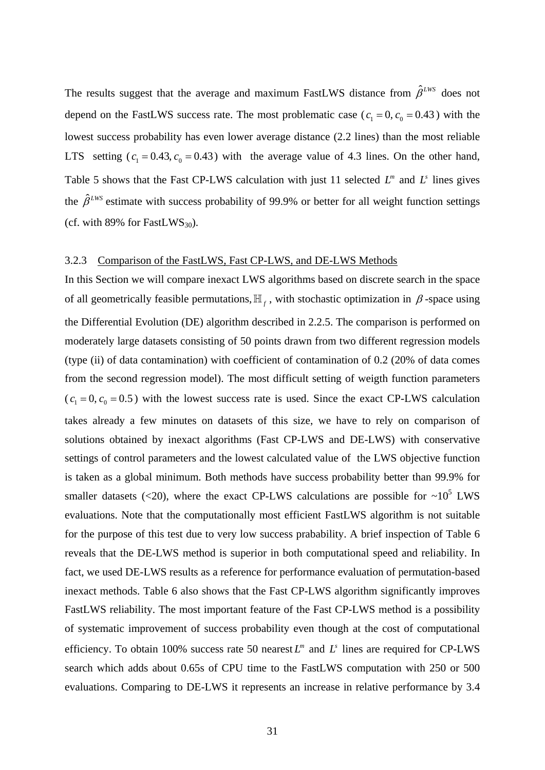The results suggest that the average and maximum FastLWS distance from $\hat{\beta}^{LWS}$ does not depend on the FastLWS success rate. The most problematic case ($c_1 = 0, c_0 = 0.43$) with the lowest success probability has even lower average distance (2.2 lines) than the most reliable LTS setting ($c_1 = 0.43, c_0 = 0.43$) with the average value of 4.3 lines. On the other hand, Table 5 shows that the Fast CP-LWS calculation with just 11 selected $L^m$ and $L^s$ lines gives the $\hat{\beta}^{LWS}$ estimate with success probability of 99.9% or better for all weight function settings (cf. with 89% for FastLWS$_{30}$).

### 3.2.3 Comparison of the FastLWS, Fast CP-LWS, and DE-LWS Methods

In this Section we will compare inexact LWS algorithms based on discrete search in the space of all geometrically feasible permutations, $\mathbb{H}_f$, with stochastic optimization in $\beta$-space using the Differential Evolution (DE) algorithm described in 2.2.5. The comparison is performed on moderately large datasets consisting of 50 points drawn from two different regression models (type (ii) of data contamination) with coefficient of contamination of 0.2 (20% of data comes from the second regression model). The most difficult setting of weigth function parameters ($c_1 = 0, c_0 = 0.5$) with the lowest success rate is used. Since the exact CP-LWS calculation takes already a few minutes on datasets of this size, we have to rely on comparison of solutions obtained by inexact algorithms (Fast CP-LWS and DE-LWS) with conservative settings of control parameters and the lowest calculated value of the LWS objective function is taken as a global minimum. Both methods have success probability better than 99.9% for smaller datasets (<20), where the exact CP-LWS calculations are possible for ~$10^5$ LWS evaluations. Note that the computationally most efficient FastLWS algorithm is not suitable for the purpose of this test due to very low success prabability. A brief inspection of Table 6 reveals that the DE-LWS method is superior in both computational speed and reliability. In fact, we used DE-LWS results as a reference for performance evaluation of permutation-based inexact methods. Table 6 also shows that the Fast CP-LWS algorithm significantly improves FastLWS reliability. The most important feature of the Fast CP-LWS method is a possibility of systematic improvement of success probability even though at the cost of computational efficiency. To obtain 100% success rate 50 nearest $L^m$ and $L^s$ lines are required for CP-LWS search which adds about 0.65s of CPU time to the FastLWS computation with 250 or 500 evaluations. Comparing to DE-LWS it represents an increase in relative performance by 3.4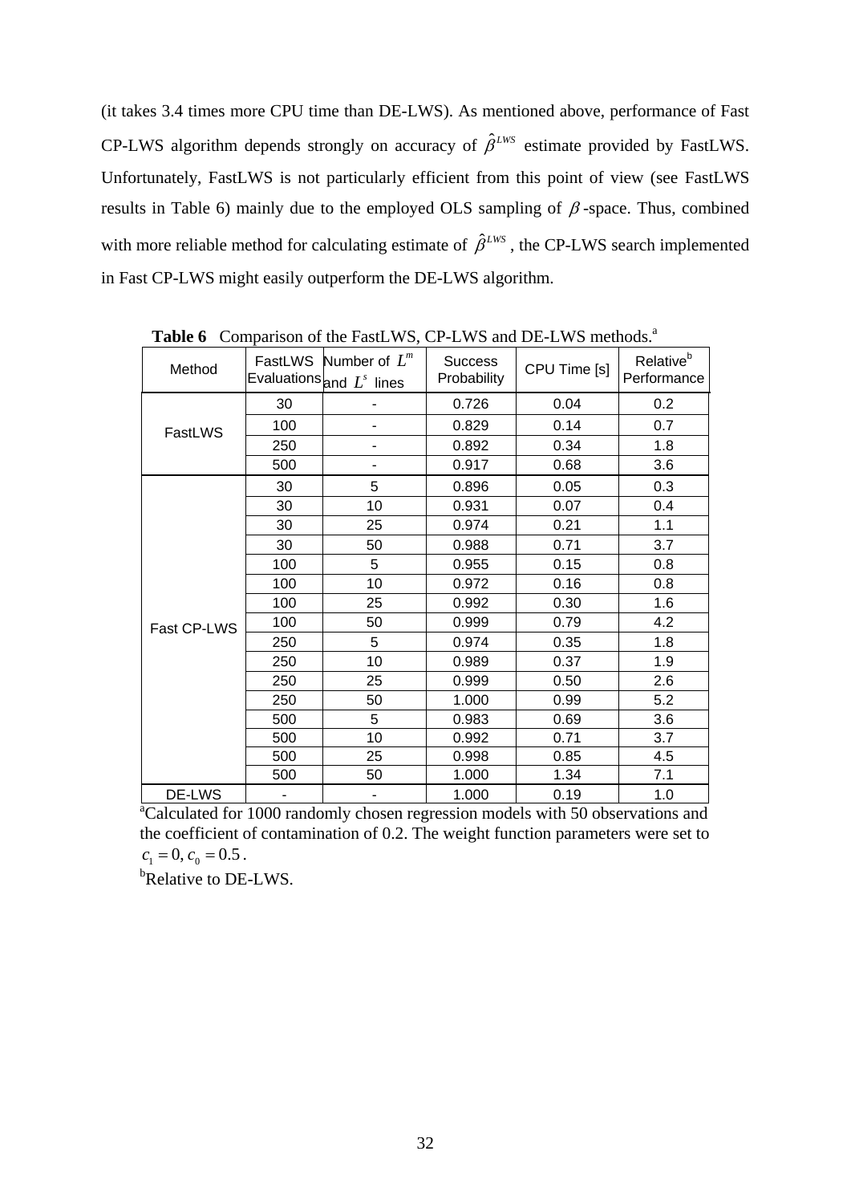(it takes 3.4 times more CPU time than DE-LWS). As mentioned above, performance of Fast CP-LWS algorithm depends strongly on accuracy of $\hat{\beta}^{LWS}$ estimate provided by FastLWS. Unfortunately, FastLWS is not particularly efficient from this point of view (see FastLWS results in Table 6) mainly due to the employed OLS sampling of $\beta$-space. Thus, combined with more reliable method for calculating estimate of $\hat{\beta}^{LWS}$, the CP-LWS search implemented in Fast CP-LWS might easily outperform the DE-LWS algorithm.

**Table 6** Comparison of the FastLWS, CP-LWS and DE-LWS methods.[a]

| Method | FastLWS Evaluations | Number of $L^m$ and $L^s$ lines | Success Probability | CPU Time [s] | Relative[b] Performance |
|---|---|---|---|---|---|
| FastLWS | 30 | - | 0.726 | 0.04 | 0.2 |
| | 100 | - | 0.829 | 0.14 | 0.7 |
| | 250 | - | 0.892 | 0.34 | 1.8 |
| | 500 | - | 0.917 | 0.68 | 3.6 |
| Fast CP-LWS | 30 | 5 | 0.896 | 0.05 | 0.3 |
| | 30 | 10 | 0.931 | 0.07 | 0.4 |
| | 30 | 25 | 0.974 | 0.21 | 1.1 |
| | 30 | 50 | 0.988 | 0.71 | 3.7 |
| | 100 | 5 | 0.955 | 0.15 | 0.8 |
| | 100 | 10 | 0.972 | 0.16 | 0.8 |
| | 100 | 25 | 0.992 | 0.30 | 1.6 |
| | 100 | 50 | 0.999 | 0.79 | 4.2 |
| | 250 | 5 | 0.974 | 0.35 | 1.8 |
| | 250 | 10 | 0.989 | 0.37 | 1.9 |
| | 250 | 25 | 0.999 | 0.50 | 2.6 |
| | 250 | 50 | 1.000 | 0.99 | 5.2 |
| | 500 | 5 | 0.983 | 0.69 | 3.6 |
| | 500 | 10 | 0.992 | 0.71 | 3.7 |
| | 500 | 25 | 0.998 | 0.85 | 4.5 |
| | 500 | 50 | 1.000 | 1.34 | 7.1 |
| DE-LWS | - | - | 1.000 | 0.19 | 1.0 |

[a]Calculated for 1000 randomly chosen regression models with 50 observations and the coefficient of contamination of 0.2. The weight function parameters were set to $c_1 = 0, c_0 = 0.5$.

[b]Relative to DE-LWS.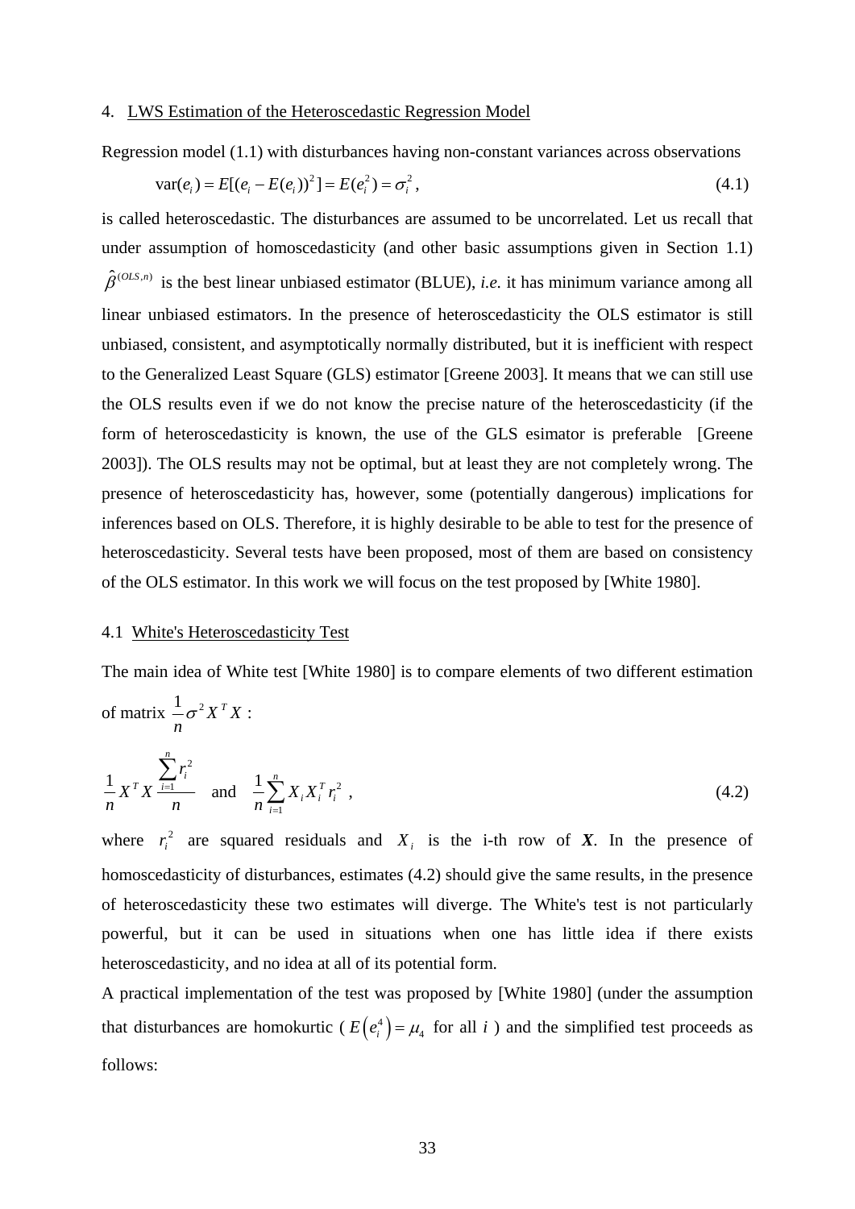## 4. LWS Estimation of the Heteroscedastic Regression Model

Regression model (1.1) with disturbances having non-constant variances across observations

$$\mathrm{var}(e_i) = E[(e_i - E(e_i))^2] = E(e_i^2) = \sigma_i^2 \,, \tag{4.1}$$

is called heteroscedastic. The disturbances are assumed to be uncorrelated. Let us recall that under assumption of homoscedasticity (and other basic assumptions given in Section 1.1) $\hat{\beta}^{(OLS,n)}$ is the best linear unbiased estimator (BLUE), *i.e.* it has minimum variance among all linear unbiased estimators. In the presence of heteroscedasticity the OLS estimator is still unbiased, consistent, and asymptotically normally distributed, but it is inefficient with respect to the Generalized Least Square (GLS) estimator [Greene 2003]. It means that we can still use the OLS results even if we do not know the precise nature of the heteroscedasticity (if the form of heteroscedasticity is known, the use of the GLS esimator is preferable [Greene 2003]). The OLS results may not be optimal, but at least they are not completely wrong. The presence of heteroscedasticity has, however, some (potentially dangerous) implications for inferences based on OLS. Therefore, it is highly desirable to be able to test for the presence of heteroscedasticity. Several tests have been proposed, most of them are based on consistency of the OLS estimator. In this work we will focus on the test proposed by [White 1980].

### 4.1 White's Heteroscedasticity Test

The main idea of White test [White 1980] is to compare elements of two different estimation of matrix $\frac{1}{n}\sigma^2 X^T X$ :

$$\frac{1}{n} X^T X \frac{\sum_{i=1}^{n} r_i^2}{n} \quad \text{and} \quad \frac{1}{n}\sum_{i=1}^{n} X_i X_i^T r_i^2 \,, \tag{4.2}$$

where $r_i^2$ are squared residuals and $X_i$ is the i-th row of $\boldsymbol{X}$. In the presence of homoscedasticity of disturbances, estimates (4.2) should give the same results, in the presence of heteroscedasticity these two estimates will diverge. The White's test is not particularly powerful, but it can be used in situations when one has little idea if there exists heteroscedasticity, and no idea at all of its potential form.

A practical implementation of the test was proposed by [White 1980] (under the assumption that disturbances are homokurtic ( $E\left(e_i^4\right) = \mu_4$ for all $i$ ) and the simplified test proceeds as follows: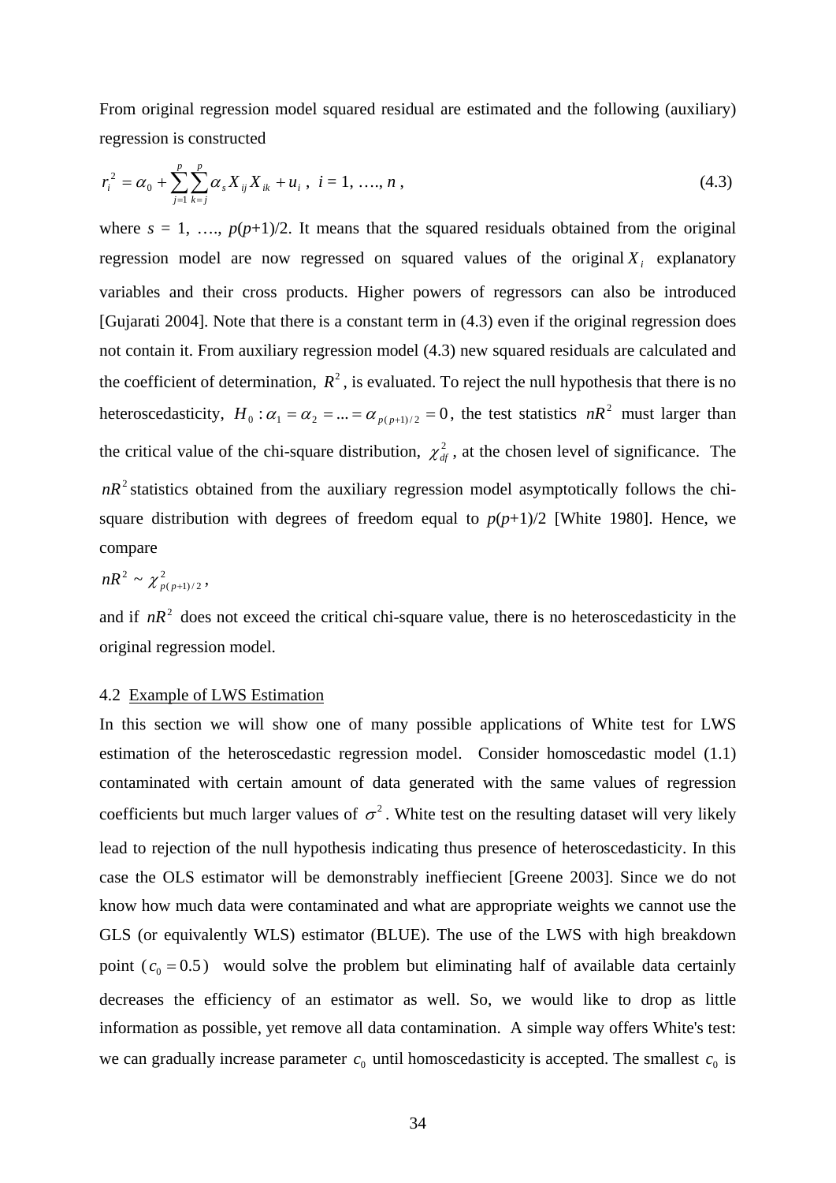From original regression model squared residual are estimated and the following (auxiliary) regression is constructed

$$r_i^2 = \alpha_0 + \sum_{j=1}^{p} \sum_{k=j}^{p} \alpha_s X_{ij} X_{ik} + u_i \,, \; i = 1, \ldots, n \,, \tag{4.3}$$

where $s$ = 1, …., $p$($p$+1)/2. It means that the squared residuals obtained from the original regression model are now regressed on squared values of the original $X_i$ explanatory variables and their cross products. Higher powers of regressors can also be introduced [Gujarati 2004]. Note that there is a constant term in (4.3) even if the original regression does not contain it. From auxiliary regression model (4.3) new squared residuals are calculated and the coefficient of determination, $R^2$, is evaluated. To reject the null hypothesis that there is no heteroscedasticity, $H_0 : \alpha_1 = \alpha_2 = \ldots = \alpha_{p(p+1)/2} = 0$, the test statistics $nR^2$ must larger than the critical value of the chi-square distribution, $\chi^2_{df}$, at the chosen level of significance. The $nR^2$ statistics obtained from the auxiliary regression model asymptotically follows the chi-square distribution with degrees of freedom equal to $p$($p$+1)/2 [White 1980]. Hence, we compare

$nR^2 \sim \chi^2_{p(p+1)/2}$,

and if $nR^2$ does not exceed the critical chi-square value, there is no heteroscedasticity in the original regression model.

4.2 Example of LWS Estimation

In this section we will show one of many possible applications of White test for LWS estimation of the heteroscedastic regression model. Consider homoscedastic model (1.1) contaminated with certain amount of data generated with the same values of regression coefficients but much larger values of $\sigma^2$. White test on the resulting dataset will very likely lead to rejection of the null hypothesis indicating thus presence of heteroscedasticity. In this case the OLS estimator will be demonstrably ineffiecient [Greene 2003]. Since we do not know how much data were contaminated and what are appropriate weights we cannot use the GLS (or equivalently WLS) estimator (BLUE). The use of the LWS with high breakdown point ($c_0 = 0.5$) would solve the problem but eliminating half of available data certainly decreases the efficiency of an estimator as well. So, we would like to drop as little information as possible, yet remove all data contamination. A simple way offers White's test: we can gradually increase parameter $c_0$ until homoscedasticity is accepted. The smallest $c_0$ is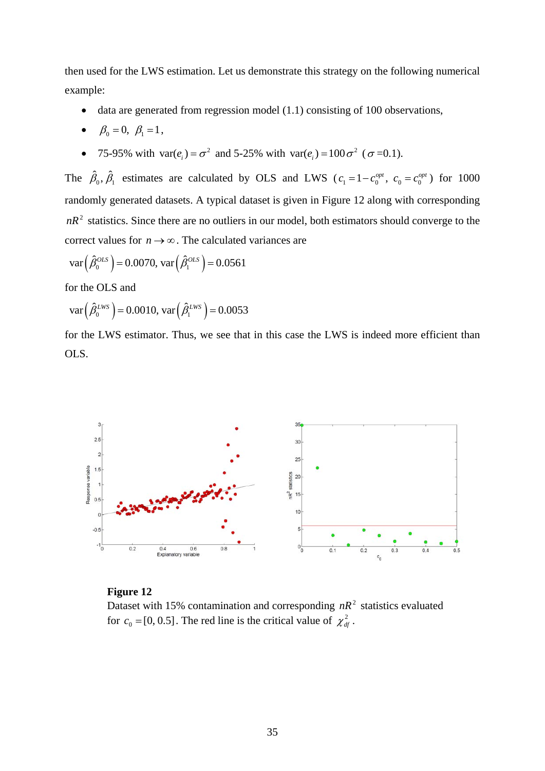then used for the LWS estimation. Let us demonstrate this strategy on the following numerical example:

- data are generated from regression model (1.1) consisting of 100 observations,
- $\beta_0 = 0,\ \beta_1 = 1$,
- 75-95% with $\text{var}(e_i) = \sigma^2$ and 5-25% with $\text{var}(e_i) = 100\sigma^2$ ($\sigma$ =0.1).

The $\hat{\beta}_0, \hat{\beta}_1$ estimates are calculated by OLS and LWS ($c_1 = 1 - c_0^{opt}$, $c_0 = c_0^{opt}$) for 1000 randomly generated datasets. A typical dataset is given in Figure 12 along with corresponding $nR^2$ statistics. Since there are no outliers in our model, both estimators should converge to the correct values for $n \to \infty$. The calculated variances are

$$\text{var}\left(\hat{\beta}_0^{OLS}\right) = 0.0070,\ \text{var}\left(\hat{\beta}_1^{OLS}\right) = 0.0561$$

for the OLS and

$$\text{var}\left(\hat{\beta}_0^{LWS}\right) = 0.0010,\ \text{var}\left(\hat{\beta}_1^{LWS}\right) = 0.0053$$

for the LWS estimator. Thus, we see that in this case the LWS is indeed more efficient than OLS.

Response variable
Explanatory variable
3
2.5
2
1.5
1
0.5
0
-0.5
-1
0
0.2
0.4
0.6
0.8
1

nR² statistics
$c_0$
35
30
25
20
15
10
5
0
0
0.1
0.2
0.3
0.4
0.5

**Figure 12**
Dataset with 15% contamination and corresponding $nR^2$ statistics evaluated for $c_0 = [0, 0.5]$. The red line is the critical value of $\chi^2_{df}$.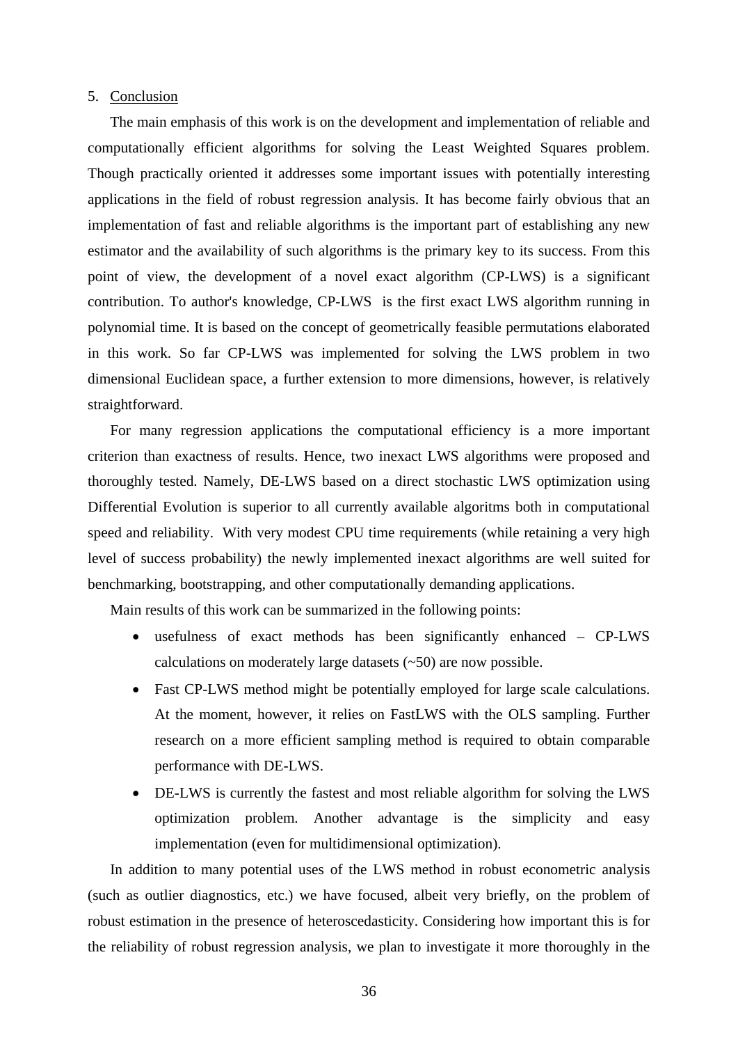## 5. Conclusion

The main emphasis of this work is on the development and implementation of reliable and computationally efficient algorithms for solving the Least Weighted Squares problem. Though practically oriented it addresses some important issues with potentially interesting applications in the field of robust regression analysis. It has become fairly obvious that an implementation of fast and reliable algorithms is the important part of establishing any new estimator and the availability of such algorithms is the primary key to its success. From this point of view, the development of a novel exact algorithm (CP-LWS) is a significant contribution. To author's knowledge, CP-LWS is the first exact LWS algorithm running in polynomial time. It is based on the concept of geometrically feasible permutations elaborated in this work. So far CP-LWS was implemented for solving the LWS problem in two dimensional Euclidean space, a further extension to more dimensions, however, is relatively straightforward.

For many regression applications the computational efficiency is a more important criterion than exactness of results. Hence, two inexact LWS algorithms were proposed and thoroughly tested. Namely, DE-LWS based on a direct stochastic LWS optimization using Differential Evolution is superior to all currently available algoritms both in computational speed and reliability. With very modest CPU time requirements (while retaining a very high level of success probability) the newly implemented inexact algorithms are well suited for benchmarking, bootstrapping, and other computationally demanding applications.

Main results of this work can be summarized in the following points:

- usefulness of exact methods has been significantly enhanced – CP-LWS calculations on moderately large datasets (~50) are now possible.
- Fast CP-LWS method might be potentially employed for large scale calculations. At the moment, however, it relies on FastLWS with the OLS sampling. Further research on a more efficient sampling method is required to obtain comparable performance with DE-LWS.
- DE-LWS is currently the fastest and most reliable algorithm for solving the LWS optimization problem. Another advantage is the simplicity and easy implementation (even for multidimensional optimization).

In addition to many potential uses of the LWS method in robust econometric analysis (such as outlier diagnostics, etc.) we have focused, albeit very briefly, on the problem of robust estimation in the presence of heteroscedasticity. Considering how important this is for the reliability of robust regression analysis, we plan to investigate it more thoroughly in the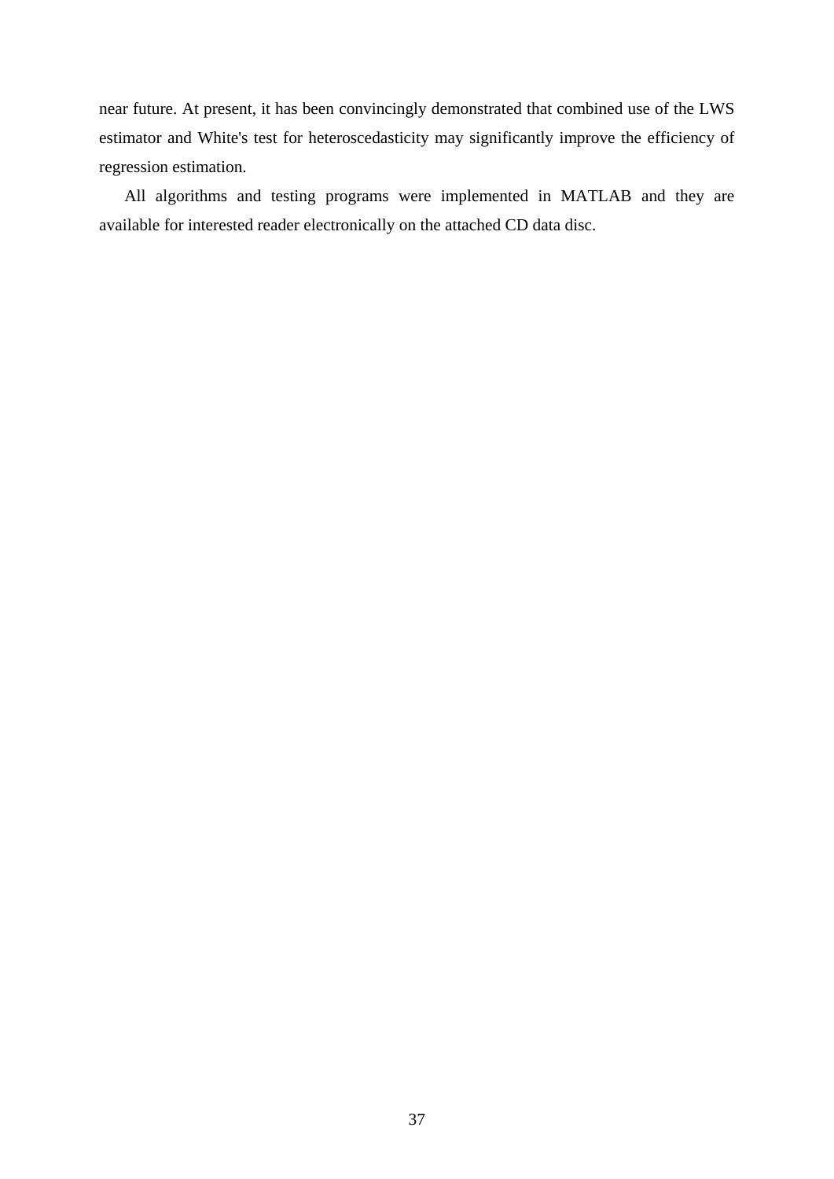near future. At present, it has been convincingly demonstrated that combined use of the LWS estimator and White's test for heteroscedasticity may significantly improve the efficiency of regression estimation.

All algorithms and testing programs were implemented in MATLAB and they are available for interested reader electronically on the attached CD data disc.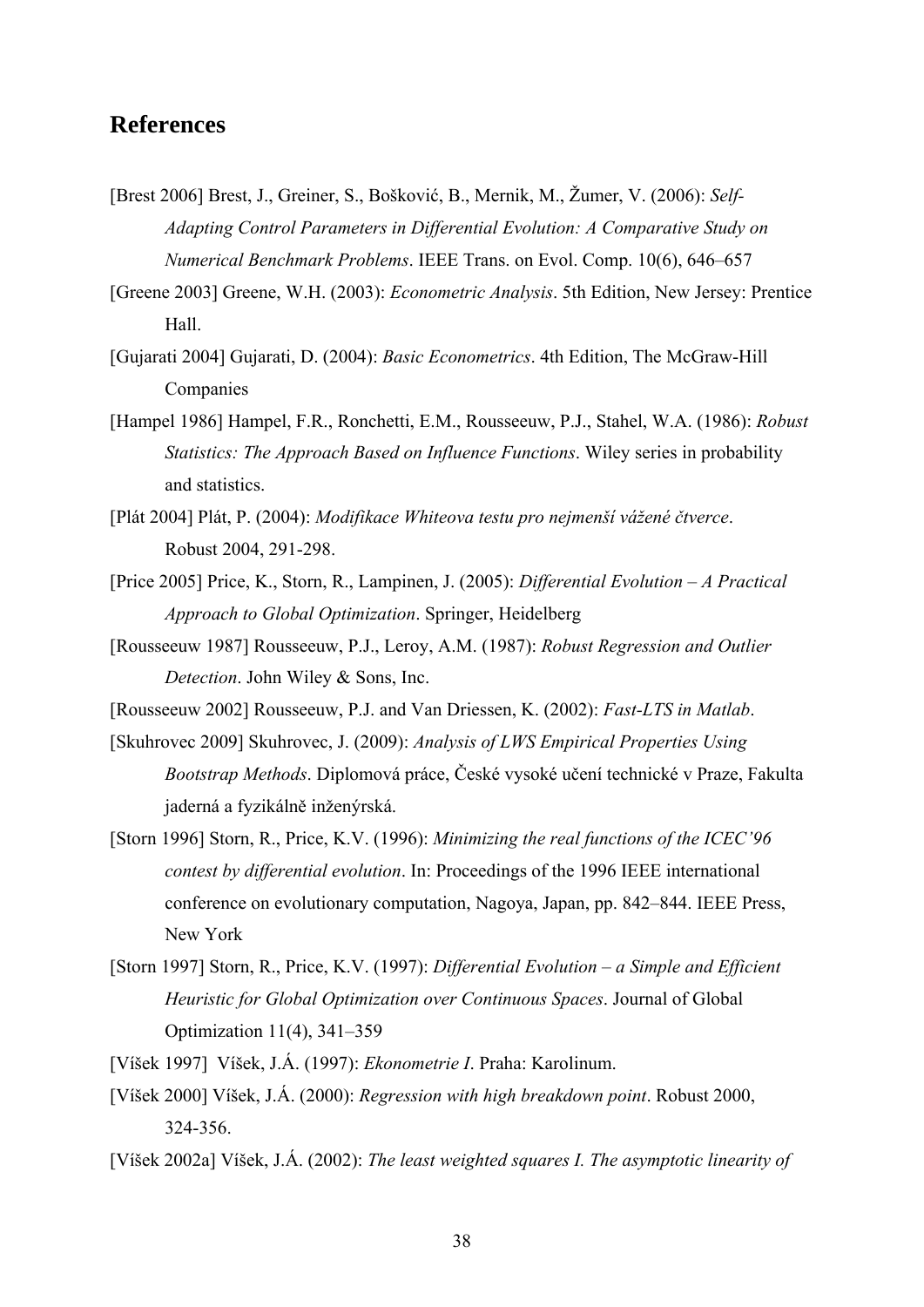## References

[Brest 2006] Brest, J., Greiner, S., Bošković, B., Mernik, M., Žumer, V. (2006): *Self-Adapting Control Parameters in Differential Evolution: A Comparative Study on Numerical Benchmark Problems*. IEEE Trans. on Evol. Comp. 10(6), 646–657

[Greene 2003] Greene, W.H. (2003): *Econometric Analysis*. 5th Edition, New Jersey: Prentice Hall.

[Gujarati 2004] Gujarati, D. (2004): *Basic Econometrics*. 4th Edition, The McGraw-Hill Companies

[Hampel 1986] Hampel, F.R., Ronchetti, E.M., Rousseeuw, P.J., Stahel, W.A. (1986): *Robust Statistics: The Approach Based on Influence Functions*. Wiley series in probability and statistics.

[Plát 2004] Plát, P. (2004): *Modifikace Whiteova testu pro nejmenší vážené čtverce*. Robust 2004, 291-298.

[Price 2005] Price, K., Storn, R., Lampinen, J. (2005): *Differential Evolution – A Practical Approach to Global Optimization*. Springer, Heidelberg

[Rousseeuw 1987] Rousseeuw, P.J., Leroy, A.M. (1987): *Robust Regression and Outlier Detection*. John Wiley & Sons, Inc.

[Rousseeuw 2002] Rousseeuw, P.J. and Van Driessen, K. (2002): *Fast-LTS in Matlab*.

[Skuhrovec 2009] Skuhrovec, J. (2009): *Analysis of LWS Empirical Properties Using Bootstrap Methods*. Diplomová práce, České vysoké učení technické v Praze, Fakulta jaderná a fyzikálně inženýrská.

[Storn 1996] Storn, R., Price, K.V. (1996): *Minimizing the real functions of the ICEC'96 contest by differential evolution*. In: Proceedings of the 1996 IEEE international conference on evolutionary computation, Nagoya, Japan, pp. 842–844. IEEE Press, New York

[Storn 1997] Storn, R., Price, K.V. (1997): *Differential Evolution – a Simple and Efficient Heuristic for Global Optimization over Continuous Spaces*. Journal of Global Optimization 11(4), 341–359

[Víšek 1997] Víšek, J.Á. (1997): *Ekonometrie I*. Praha: Karolinum.

[Víšek 2000] Víšek, J.Á. (2000): *Regression with high breakdown point*. Robust 2000, 324-356.

[Víšek 2002a] Víšek, J.Á. (2002): *The least weighted squares I. The asymptotic linearity of*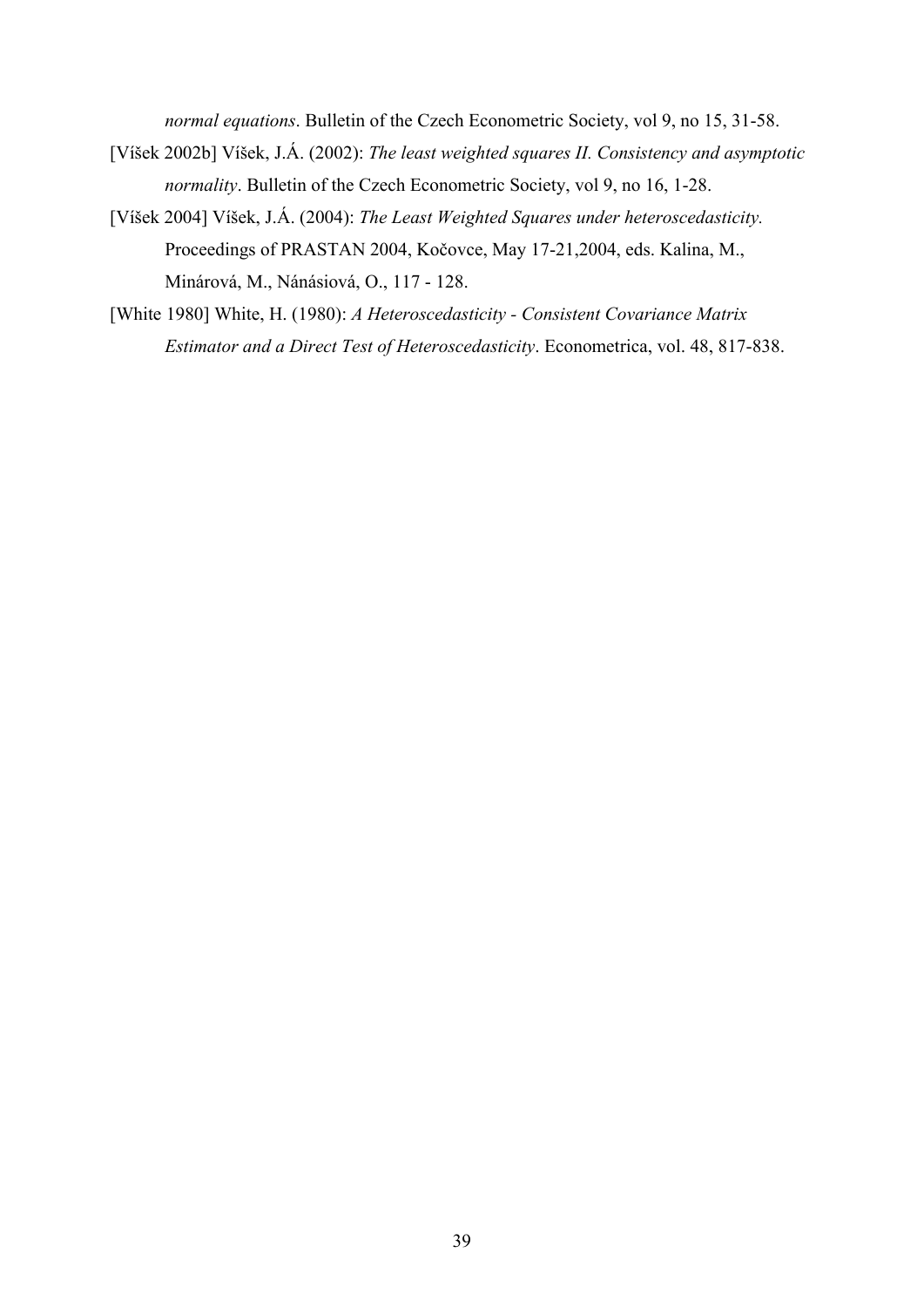*normal equations*. Bulletin of the Czech Econometric Society, vol 9, no 15, 31-58.

[Víšek 2002b] Víšek, J.Á. (2002): *The least weighted squares II. Consistency and asymptotic normality*. Bulletin of the Czech Econometric Society, vol 9, no 16, 1-28.

[Víšek 2004] Víšek, J.Á. (2004): *The Least Weighted Squares under heteroscedasticity.* Proceedings of PRASTAN 2004, Kočovce, May 17-21,2004, eds. Kalina, M., Minárová, M., Nánásiová, O., 117 - 128.

[White 1980] White, H. (1980): *A Heteroscedasticity - Consistent Covariance Matrix Estimator and a Direct Test of Heteroscedasticity*. Econometrica, vol. 48, 817-838.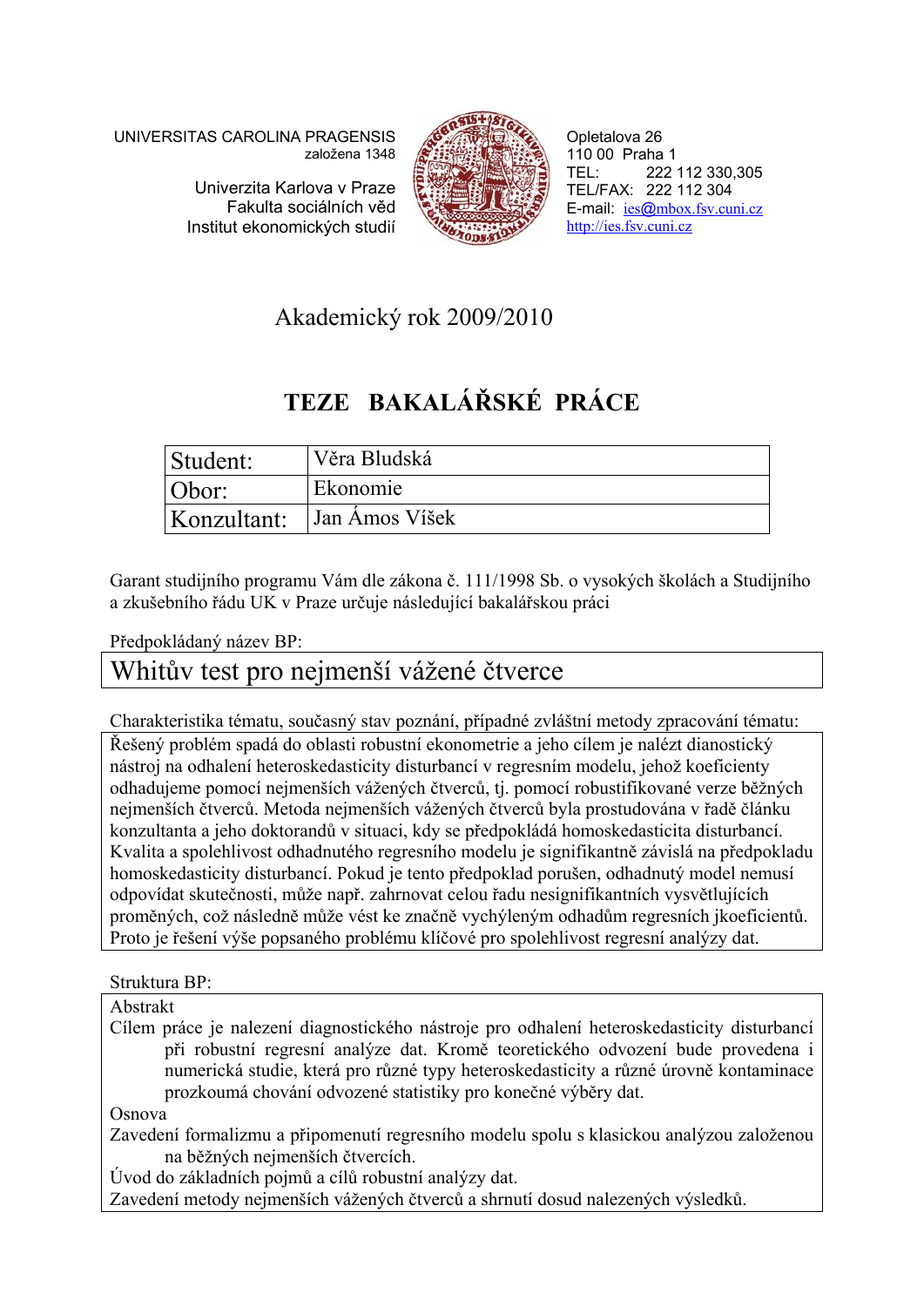UNIVERSITAS CAROLINA PRAGENSIS
založena 1348

Univerzita Karlova v Praze
Fakulta sociálních věd
Institut ekonomických studií

Opletalova 26
110 00 Praha 1
TEL: 222 112 330,305
TEL/FAX: 222 112 304
E-mail: ies@mbox.fsv.cuni.cz
http://ies.fsv.cuni.cz

Akademický rok 2009/2010

# TEZE BAKALÁŘSKÉ PRÁCE

| | |
|---|---|
| Student: | Věra Bludská |
| Obor: | Ekonomie |
| Konzultant: | Jan Ámos Víšek |

Garant studijního programu Vám dle zákona č. 111/1998 Sb. o vysokých školách a Studijního a zkušebního řádu UK v Praze určuje následující bakalářskou práci

Předpokládaný název BP:

## Whitův test pro nejmenší vážené čtverce

Charakteristika tématu, současný stav poznání, případné zvláštní metody zpracování tématu:

Řešený problém spadá do oblasti robustní ekonometrie a jeho cílem je nalézt dianostický nástroj na odhalení heteroskedasticity disturbancí v regresním modelu, jehož koeficienty odhadujeme pomocí nejmenších vážených čtverců, tj. pomocí robustifikované verze běžných nejmenších čtverců. Metoda nejmenších vážených čtverců byla prostudována v řadě článku konzultanta a jeho doktorandů v situaci, kdy se předpokládá homoskedasticita disturbancí. Kvalita a spolehlivost odhadnutého regresního modelu je signifikantně závislá na předpokladu homoskedasticity disturbancí. Pokud je tento předpoklad porušen, odhadnutý model nemusí odpovídat skutečnosti, může např. zahrnovat celou řadu nesignifikantních vysvětlujících proměných, což následně může vést ke značně vychýleným odhadům regresních jkoeficientů. Proto je řešení výše popsaného problému klíčové pro spolehlivost regresní analýzy dat.

Struktura BP:

Abstrakt

Cílem práce je nalezení diagnostického nástroje pro odhalení heteroskedasticity disturbancí při robustní regresní analýze dat. Kromě teoretického odvození bude provedena i numerická studie, která pro různé typy heteroskedasticity a různé úrovně kontaminace prozkoumá chování odvozené statistiky pro konečné výběry dat.

Osnova

Zavedení formalizmu a připomenutí regresního modelu spolu s klasickou analýzou založenou na běžných nejmenších čtvercích.

Úvod do základních pojmů a cílů robustní analýzy dat.

Zavedení metody nejmenších vážených čtverců a shrnutí dosud nalezených výsledků.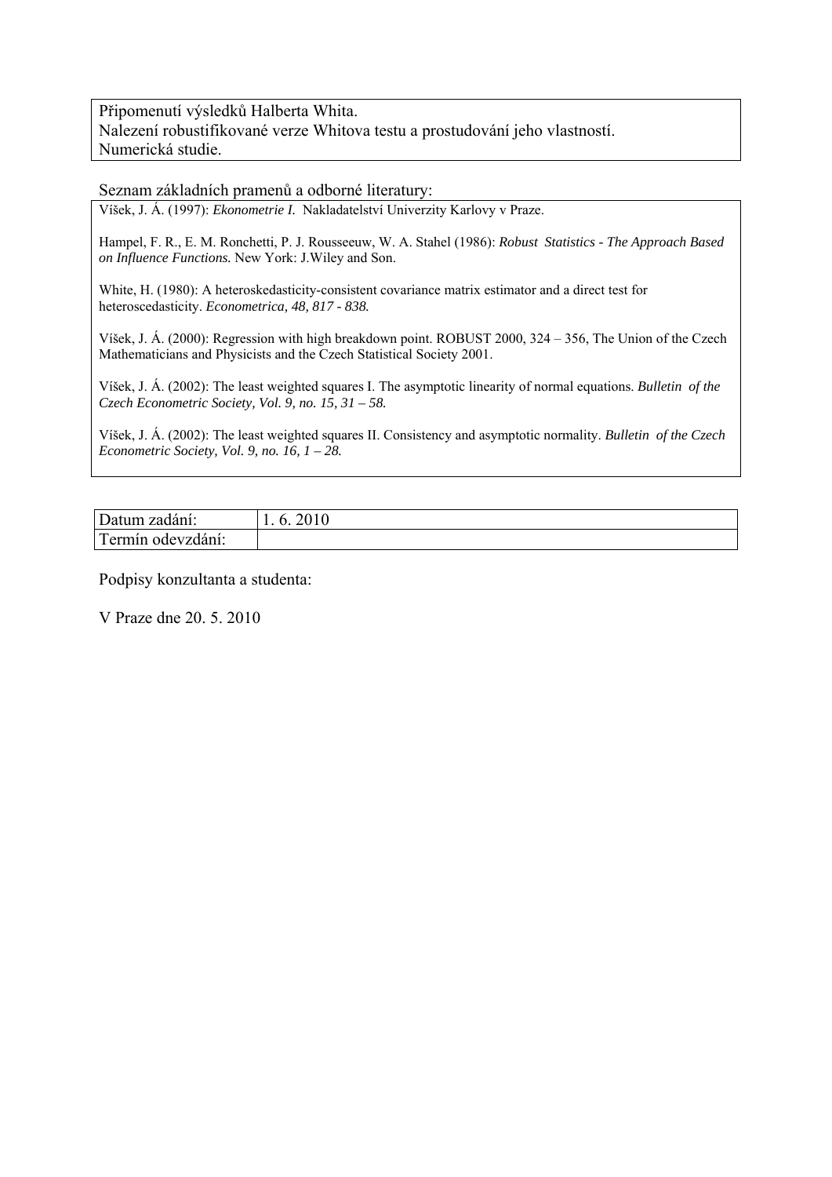Připomenutí výsledků Halberta Whita.
Nalezení robustifikované verze Whitova testu a prostudování jeho vlastností.
Numerická studie.

Seznam základních pramenů a odborné literatury:

Víšek, J. Á. (1997): *Ekonometrie I.* Nakladatelství Univerzity Karlovy v Praze.

Hampel, F. R., E. M. Ronchetti, P. J. Rousseeuw, W. A. Stahel (1986): *Robust Statistics - The Approach Based on Influence Functions.* New York: J.Wiley and Son.

White, H. (1980): A heteroskedasticity-consistent covariance matrix estimator and a direct test for heteroscedasticity. *Econometrica, 48, 817 - 838.*

Víšek, J. Á. (2000): Regression with high breakdown point. ROBUST 2000, 324 – 356, The Union of the Czech Mathematicians and Physicists and the Czech Statistical Society 2001.

Víšek, J. Á. (2002): The least weighted squares I. The asymptotic linearity of normal equations. *Bulletin of the Czech Econometric Society, Vol. 9, no. 15, 31 – 58.*

Víšek, J. Á. (2002): The least weighted squares II. Consistency and asymptotic normality. *Bulletin of the Czech Econometric Society, Vol. 9, no. 16, 1 – 28.*

| | |
|---|---|
| Datum zadání: | 1. 6. 2010 |
| Termín odevzdání: | |

Podpisy konzultanta a studenta:

V Praze dne 20. 5. 2010